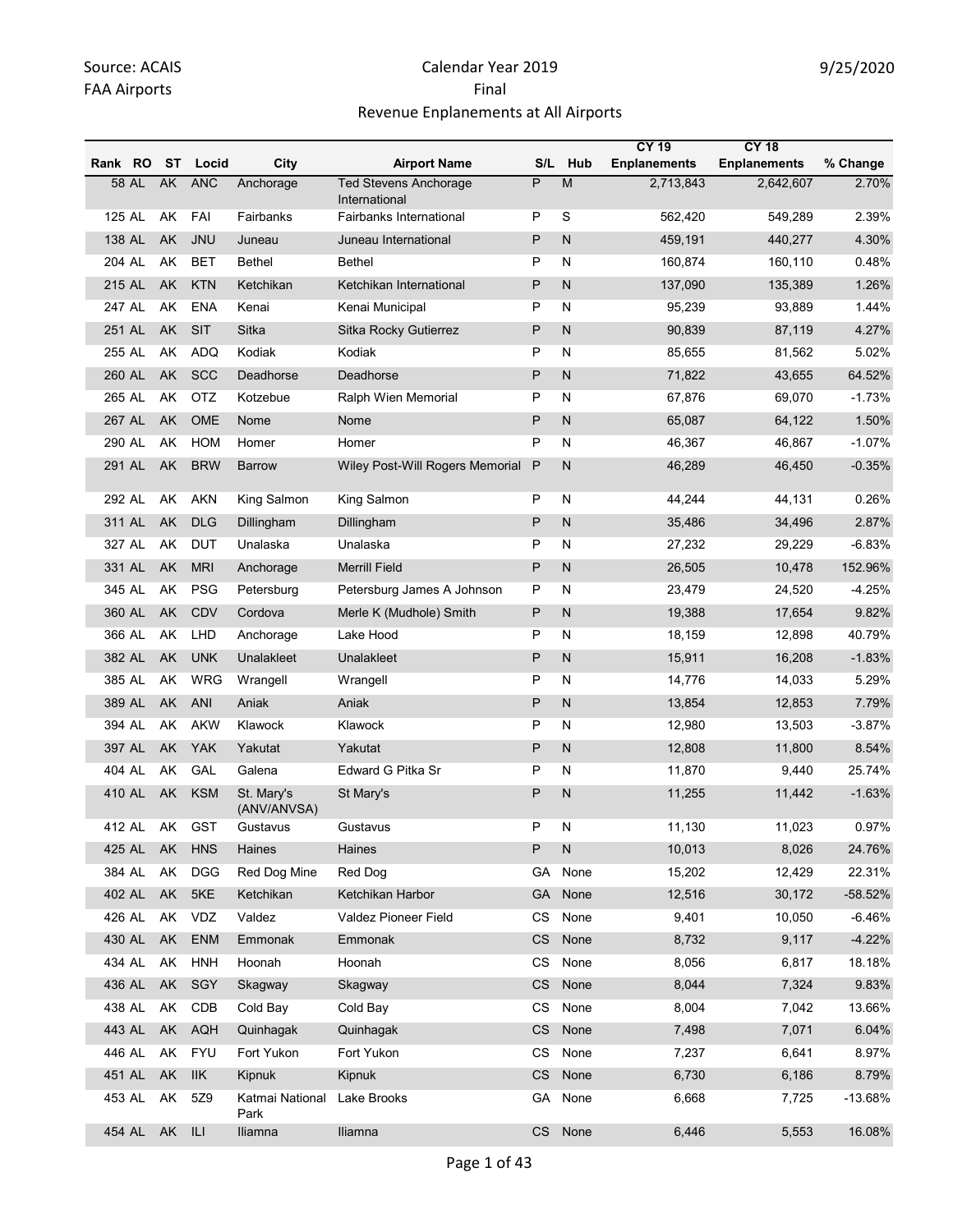Source: ACAIS
FAA Airports

# Calendar Year 2019
# Final
## Revenue Enplanements at All Airports

9/25/2020

| Rank | RO | ST | Locid | City | Airport Name | S/L | Hub | CY 19 Enplanements | CY 18 Enplanements | % Change |
|---|---|---|---|---|---|---|---|---|---|---|
| 58 | AL | AK | ANC | Anchorage | Ted Stevens Anchorage International | P | M | 2,713,843 | 2,642,607 | 2.70% |
| 125 | AL | AK | FAI | Fairbanks | Fairbanks International | P | S | 562,420 | 549,289 | 2.39% |
| 138 | AL | AK | JNU | Juneau | Juneau International | P | N | 459,191 | 440,277 | 4.30% |
| 204 | AL | AK | BET | Bethel | Bethel | P | N | 160,874 | 160,110 | 0.48% |
| 215 | AL | AK | KTN | Ketchikan | Ketchikan International | P | N | 137,090 | 135,389 | 1.26% |
| 247 | AL | AK | ENA | Kenai | Kenai Municipal | P | N | 95,239 | 93,889 | 1.44% |
| 251 | AL | AK | SIT | Sitka | Sitka Rocky Gutierrez | P | N | 90,839 | 87,119 | 4.27% |
| 255 | AL | AK | ADQ | Kodiak | Kodiak | P | N | 85,655 | 81,562 | 5.02% |
| 260 | AL | AK | SCC | Deadhorse | Deadhorse | P | N | 71,822 | 43,655 | 64.52% |
| 265 | AL | AK | OTZ | Kotzebue | Ralph Wien Memorial | P | N | 67,876 | 69,070 | -1.73% |
| 267 | AL | AK | OME | Nome | Nome | P | N | 65,087 | 64,122 | 1.50% |
| 290 | AL | AK | HOM | Homer | Homer | P | N | 46,367 | 46,867 | -1.07% |
| 291 | AL | AK | BRW | Barrow | Wiley Post-Will Rogers Memorial | P | N | 46,289 | 46,450 | -0.35% |
| 292 | AL | AK | AKN | King Salmon | King Salmon | P | N | 44,244 | 44,131 | 0.26% |
| 311 | AL | AK | DLG | Dillingham | Dillingham | P | N | 35,486 | 34,496 | 2.87% |
| 327 | AL | AK | DUT | Unalaska | Unalaska | P | N | 27,232 | 29,229 | -6.83% |
| 331 | AL | AK | MRI | Anchorage | Merrill Field | P | N | 26,505 | 10,478 | 152.96% |
| 345 | AL | AK | PSG | Petersburg | Petersburg James A Johnson | P | N | 23,479 | 24,520 | -4.25% |
| 360 | AL | AK | CDV | Cordova | Merle K (Mudhole) Smith | P | N | 19,388 | 17,654 | 9.82% |
| 366 | AL | AK | LHD | Anchorage | Lake Hood | P | N | 18,159 | 12,898 | 40.79% |
| 382 | AL | AK | UNK | Unalakleet | Unalakleet | P | N | 15,911 | 16,208 | -1.83% |
| 385 | AL | AK | WRG | Wrangell | Wrangell | P | N | 14,776 | 14,033 | 5.29% |
| 389 | AL | AK | ANI | Aniak | Aniak | P | N | 13,854 | 12,853 | 7.79% |
| 394 | AL | AK | AKW | Klawock | Klawock | P | N | 12,980 | 13,503 | -3.87% |
| 397 | AL | AK | YAK | Yakutat | Yakutat | P | N | 12,808 | 11,800 | 8.54% |
| 404 | AL | AK | GAL | Galena | Edward G Pitka Sr | P | N | 11,870 | 9,440 | 25.74% |
| 410 | AL | AK | KSM | St. Mary's (ANV/ANVSA) | St Mary's | P | N | 11,255 | 11,442 | -1.63% |
| 412 | AL | AK | GST | Gustavus | Gustavus | P | N | 11,130 | 11,023 | 0.97% |
| 425 | AL | AK | HNS | Haines | Haines | P | N | 10,013 | 8,026 | 24.76% |
| 384 | AL | AK | DGG | Red Dog Mine | Red Dog | GA | None | 15,202 | 12,429 | 22.31% |
| 402 | AL | AK | 5KE | Ketchikan | Ketchikan Harbor | GA | None | 12,516 | 30,172 | -58.52% |
| 426 | AL | AK | VDZ | Valdez | Valdez Pioneer Field | CS | None | 9,401 | 10,050 | -6.46% |
| 430 | AL | AK | ENM | Emmonak | Emmonak | CS | None | 8,732 | 9,117 | -4.22% |
| 434 | AL | AK | HNH | Hoonah | Hoonah | CS | None | 8,056 | 6,817 | 18.18% |
| 436 | AL | AK | SGY | Skagway | Skagway | CS | None | 8,044 | 7,324 | 9.83% |
| 438 | AL | AK | CDB | Cold Bay | Cold Bay | CS | None | 8,004 | 7,042 | 13.66% |
| 443 | AL | AK | AQH | Quinhagak | Quinhagak | CS | None | 7,498 | 7,071 | 6.04% |
| 446 | AL | AK | FYU | Fort Yukon | Fort Yukon | CS | None | 7,237 | 6,641 | 8.97% |
| 451 | AL | AK | IIK | Kipnuk | Kipnuk | CS | None | 6,730 | 6,186 | 8.79% |
| 453 | AL | AK | 5Z9 | Katmai National Park | Lake Brooks | GA | None | 6,668 | 7,725 | -13.68% |
| 454 | AL | AK | ILI | Iliamna | Iliamna | CS | None | 6,446 | 5,553 | 16.08% |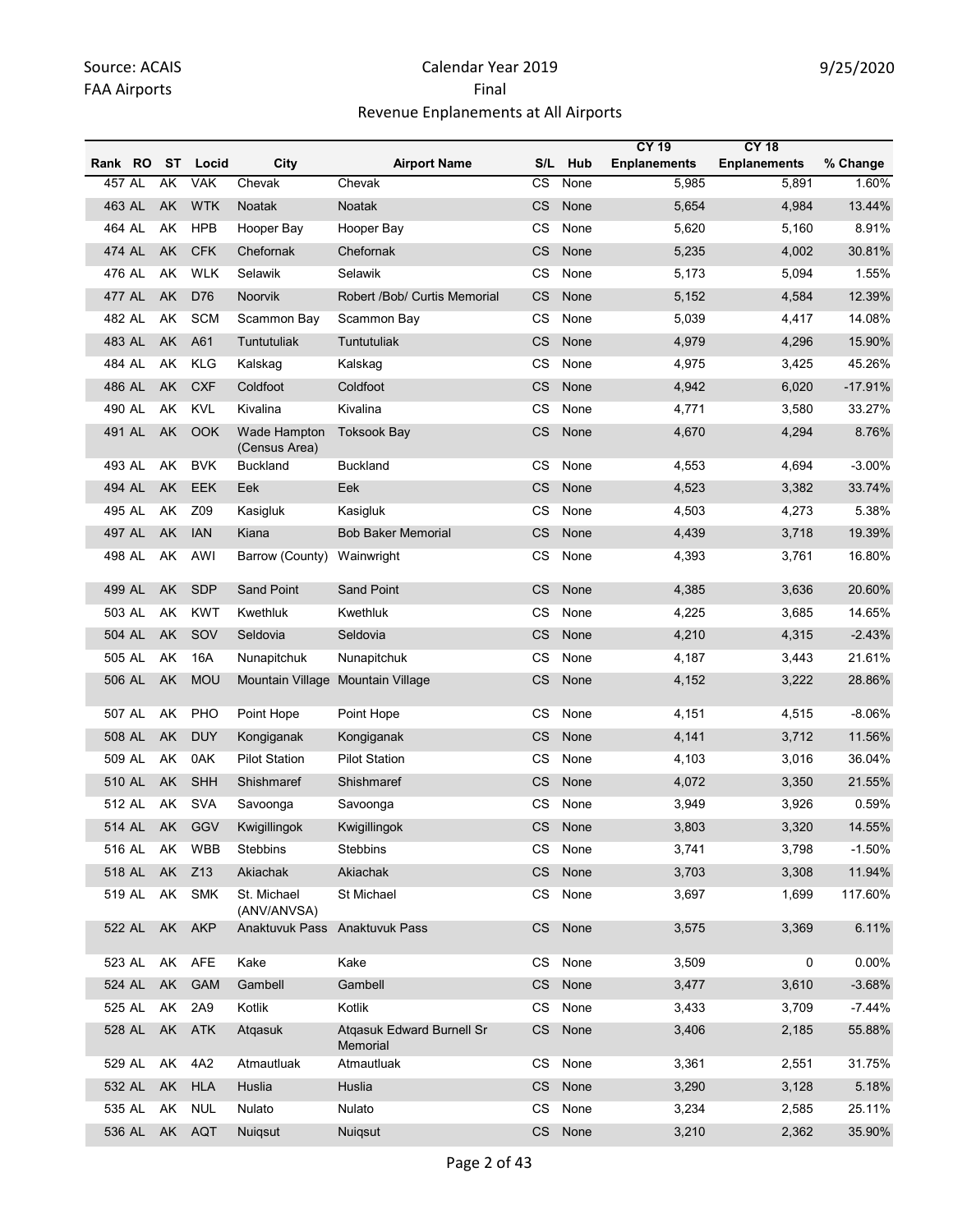| Rank | RO | ST | Locid | City | Airport Name | S/L | Hub | CY 19 Enplanements | CY 18 Enplanements | % Change |
|---|---|---|---|---|---|---|---|---|---|---|
| 457 | AL | AK | VAK | Chevak | Chevak | CS | None | 5,985 | 5,891 | 1.60% |
| 463 | AL | AK | WTK | Noatak | Noatak | CS | None | 5,654 | 4,984 | 13.44% |
| 464 | AL | AK | HPB | Hooper Bay | Hooper Bay | CS | None | 5,620 | 5,160 | 8.91% |
| 474 | AL | AK | CFK | Chefornak | Chefornak | CS | None | 5,235 | 4,002 | 30.81% |
| 476 | AL | AK | WLK | Selawik | Selawik | CS | None | 5,173 | 5,094 | 1.55% |
| 477 | AL | AK | D76 | Noorvik | Robert /Bob/ Curtis Memorial | CS | None | 5,152 | 4,584 | 12.39% |
| 482 | AL | AK | SCM | Scammon Bay | Scammon Bay | CS | None | 5,039 | 4,417 | 14.08% |
| 483 | AL | AK | A61 | Tuntutuliak | Tuntutuliak | CS | None | 4,979 | 4,296 | 15.90% |
| 484 | AL | AK | KLG | Kalskag | Kalskag | CS | None | 4,975 | 3,425 | 45.26% |
| 486 | AL | AK | CXF | Coldfoot | Coldfoot | CS | None | 4,942 | 6,020 | -17.91% |
| 490 | AL | AK | KVL | Kivalina | Kivalina | CS | None | 4,771 | 3,580 | 33.27% |
| 491 | AL | AK | OOK | Wade Hampton (Census Area) | Toksook Bay | CS | None | 4,670 | 4,294 | 8.76% |
| 493 | AL | AK | BVK | Buckland | Buckland | CS | None | 4,553 | 4,694 | -3.00% |
| 494 | AL | AK | EEK | Eek | Eek | CS | None | 4,523 | 3,382 | 33.74% |
| 495 | AL | AK | Z09 | Kasigluk | Kasigluk | CS | None | 4,503 | 4,273 | 5.38% |
| 497 | AL | AK | IAN | Kiana | Bob Baker Memorial | CS | None | 4,439 | 3,718 | 19.39% |
| 498 | AL | AK | AWI | Barrow (County) | Wainwright | CS | None | 4,393 | 3,761 | 16.80% |
| 499 | AL | AK | SDP | Sand Point | Sand Point | CS | None | 4,385 | 3,636 | 20.60% |
| 503 | AL | AK | KWT | Kwethluk | Kwethluk | CS | None | 4,225 | 3,685 | 14.65% |
| 504 | AL | AK | SOV | Seldovia | Seldovia | CS | None | 4,210 | 4,315 | -2.43% |
| 505 | AL | AK | 16A | Nunapitchuk | Nunapitchuk | CS | None | 4,187 | 3,443 | 21.61% |
| 506 | AL | AK | MOU | Mountain Village | Mountain Village | CS | None | 4,152 | 3,222 | 28.86% |
| 507 | AL | AK | PHO | Point Hope | Point Hope | CS | None | 4,151 | 4,515 | -8.06% |
| 508 | AL | AK | DUY | Kongiganak | Kongiganak | CS | None | 4,141 | 3,712 | 11.56% |
| 509 | AL | AK | 0AK | Pilot Station | Pilot Station | CS | None | 4,103 | 3,016 | 36.04% |
| 510 | AL | AK | SHH | Shishmaref | Shishmaref | CS | None | 4,072 | 3,350 | 21.55% |
| 512 | AL | AK | SVA | Savoonga | Savoonga | CS | None | 3,949 | 3,926 | 0.59% |
| 514 | AL | AK | GGV | Kwigillingok | Kwigillingok | CS | None | 3,803 | 3,320 | 14.55% |
| 516 | AL | AK | WBB | Stebbins | Stebbins | CS | None | 3,741 | 3,798 | -1.50% |
| 518 | AL | AK | Z13 | Akiachak | Akiachak | CS | None | 3,703 | 3,308 | 11.94% |
| 519 | AL | AK | SMK | St. Michael (ANV/ANVSA) | St Michael | CS | None | 3,697 | 1,699 | 117.60% |
| 522 | AL | AK | AKP | Anaktuvuk Pass | Anaktuvuk Pass | CS | None | 3,575 | 3,369 | 6.11% |
| 523 | AL | AK | AFE | Kake | Kake | CS | None | 3,509 | 0 | 0.00% |
| 524 | AL | AK | GAM | Gambell | Gambell | CS | None | 3,477 | 3,610 | -3.68% |
| 525 | AL | AK | 2A9 | Kotlik | Kotlik | CS | None | 3,433 | 3,709 | -7.44% |
| 528 | AL | AK | ATK | Atqasuk | Atqasuk Edward Burnell Sr Memorial | CS | None | 3,406 | 2,185 | 55.88% |
| 529 | AL | AK | 4A2 | Atmautluak | Atmautluak | CS | None | 3,361 | 2,551 | 31.75% |
| 532 | AL | AK | HLA | Huslia | Huslia | CS | None | 3,290 | 3,128 | 5.18% |
| 535 | AL | AK | NUL | Nulato | Nulato | CS | None | 3,234 | 2,585 | 25.11% |
| 536 | AL | AK | AQT | Nuiqsut | Nuiqsut | CS | None | 3,210 | 2,362 | 35.90% |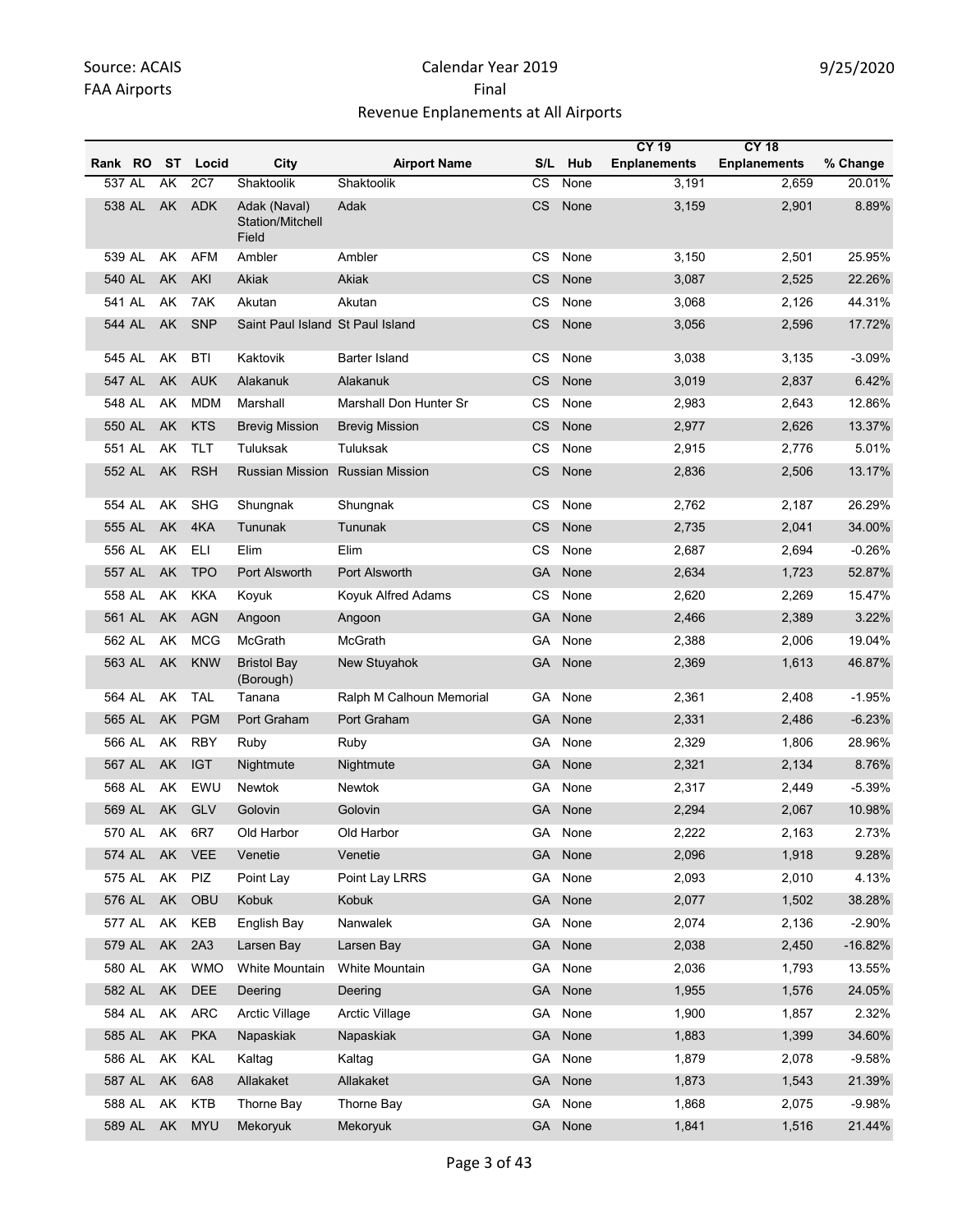| Rank | RO | ST | Locid | City | Airport Name | S/L | Hub | CY 19 Enplanements | CY 18 Enplanements | % Change |
|---|---|---|---|---|---|---|---|---|---|---|
| 537 | AL | AK | 2C7 | Shaktoolik | Shaktoolik | CS | None | 3,191 | 2,659 | 20.01% |
| 538 | AL | AK | ADK | Adak (Naval) Station/Mitchell Field | Adak | CS | None | 3,159 | 2,901 | 8.89% |
| 539 | AL | AK | AFM | Ambler | Ambler | CS | None | 3,150 | 2,501 | 25.95% |
| 540 | AL | AK | AKI | Akiak | Akiak | CS | None | 3,087 | 2,525 | 22.26% |
| 541 | AL | AK | 7AK | Akutan | Akutan | CS | None | 3,068 | 2,126 | 44.31% |
| 544 | AL | AK | SNP | Saint Paul Island | St Paul Island | CS | None | 3,056 | 2,596 | 17.72% |
| 545 | AL | AK | BTI | Kaktovik | Barter Island | CS | None | 3,038 | 3,135 | -3.09% |
| 547 | AL | AK | AUK | Alakanuk | Alakanuk | CS | None | 3,019 | 2,837 | 6.42% |
| 548 | AL | AK | MDM | Marshall | Marshall Don Hunter Sr | CS | None | 2,983 | 2,643 | 12.86% |
| 550 | AL | AK | KTS | Brevig Mission | Brevig Mission | CS | None | 2,977 | 2,626 | 13.37% |
| 551 | AL | AK | TLT | Tuluksak | Tuluksak | CS | None | 2,915 | 2,776 | 5.01% |
| 552 | AL | AK | RSH | Russian Mission | Russian Mission | CS | None | 2,836 | 2,506 | 13.17% |
| 554 | AL | AK | SHG | Shungnak | Shungnak | CS | None | 2,762 | 2,187 | 26.29% |
| 555 | AL | AK | 4KA | Tununak | Tununak | CS | None | 2,735 | 2,041 | 34.00% |
| 556 | AL | AK | ELI | Elim | Elim | CS | None | 2,687 | 2,694 | -0.26% |
| 557 | AL | AK | TPO | Port Alsworth | Port Alsworth | GA | None | 2,634 | 1,723 | 52.87% |
| 558 | AL | AK | KKA | Koyuk | Koyuk Alfred Adams | CS | None | 2,620 | 2,269 | 15.47% |
| 561 | AL | AK | AGN | Angoon | Angoon | GA | None | 2,466 | 2,389 | 3.22% |
| 562 | AL | AK | MCG | McGrath | McGrath | GA | None | 2,388 | 2,006 | 19.04% |
| 563 | AL | AK | KNW | Bristol Bay (Borough) | New Stuyahok | GA | None | 2,369 | 1,613 | 46.87% |
| 564 | AL | AK | TAL | Tanana | Ralph M Calhoun Memorial | GA | None | 2,361 | 2,408 | -1.95% |
| 565 | AL | AK | PGM | Port Graham | Port Graham | GA | None | 2,331 | 2,486 | -6.23% |
| 566 | AL | AK | RBY | Ruby | Ruby | GA | None | 2,329 | 1,806 | 28.96% |
| 567 | AL | AK | IGT | Nightmute | Nightmute | GA | None | 2,321 | 2,134 | 8.76% |
| 568 | AL | AK | EWU | Newtok | Newtok | GA | None | 2,317 | 2,449 | -5.39% |
| 569 | AL | AK | GLV | Golovin | Golovin | GA | None | 2,294 | 2,067 | 10.98% |
| 570 | AL | AK | 6R7 | Old Harbor | Old Harbor | GA | None | 2,222 | 2,163 | 2.73% |
| 574 | AL | AK | VEE | Venetie | Venetie | GA | None | 2,096 | 1,918 | 9.28% |
| 575 | AL | AK | PIZ | Point Lay | Point Lay LRRS | GA | None | 2,093 | 2,010 | 4.13% |
| 576 | AL | AK | OBU | Kobuk | Kobuk | GA | None | 2,077 | 1,502 | 38.28% |
| 577 | AL | AK | KEB | English Bay | Nanwalek | GA | None | 2,074 | 2,136 | -2.90% |
| 579 | AL | AK | 2A3 | Larsen Bay | Larsen Bay | GA | None | 2,038 | 2,450 | -16.82% |
| 580 | AL | AK | WMO | White Mountain | White Mountain | GA | None | 2,036 | 1,793 | 13.55% |
| 582 | AL | AK | DEE | Deering | Deering | GA | None | 1,955 | 1,576 | 24.05% |
| 584 | AL | AK | ARC | Arctic Village | Arctic Village | GA | None | 1,900 | 1,857 | 2.32% |
| 585 | AL | AK | PKA | Napaskiak | Napaskiak | GA | None | 1,883 | 1,399 | 34.60% |
| 586 | AL | AK | KAL | Kaltag | Kaltag | GA | None | 1,879 | 2,078 | -9.58% |
| 587 | AL | AK | 6A8 | Allakaket | Allakaket | GA | None | 1,873 | 1,543 | 21.39% |
| 588 | AL | AK | KTB | Thorne Bay | Thorne Bay | GA | None | 1,868 | 2,075 | -9.98% |
| 589 | AL | AK | MYU | Mekoryuk | Mekoryuk | GA | None | 1,841 | 1,516 | 21.44% |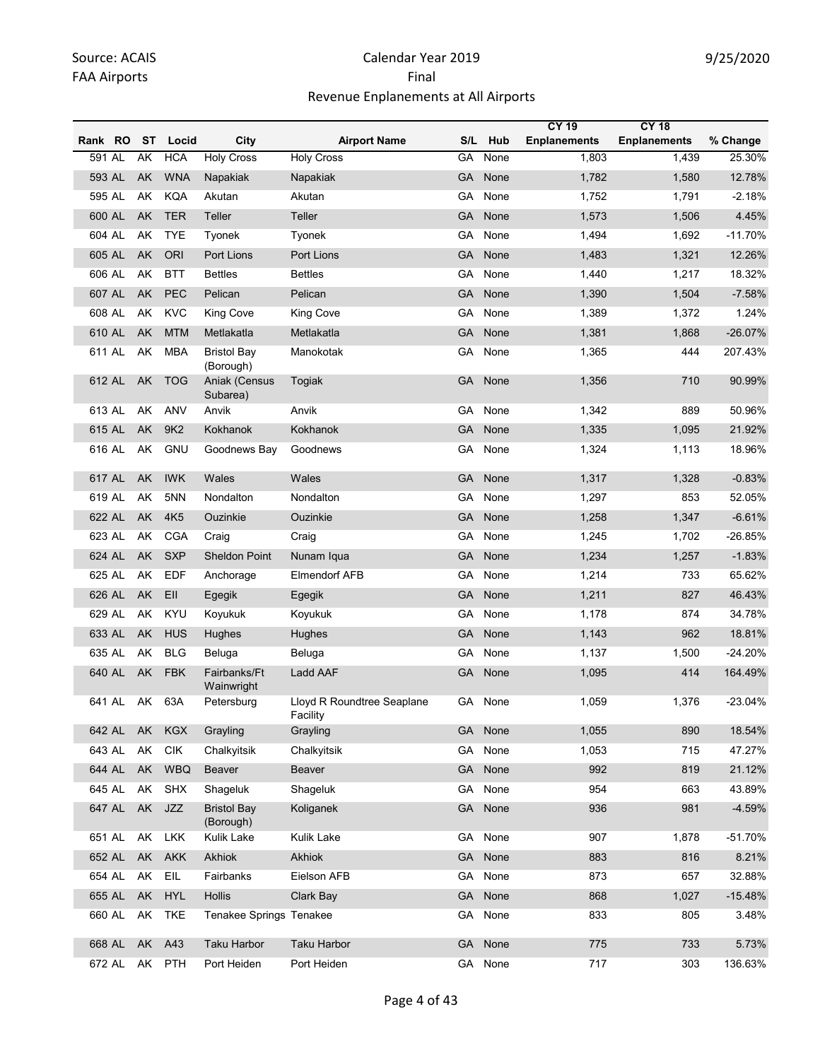Source: ACAIS
FAA Airports

Calendar Year 2019
Final
Revenue Enplanements at All Airports

9/25/2020

| Rank | RO | ST | Locid | City | Airport Name | S/L | Hub | CY 19 Enplanements | CY 18 Enplanements | % Change |
|---|---|---|---|---|---|---|---|---|---|---|
| 591 | AL | AK | HCA | Holy Cross | Holy Cross | GA | None | 1,803 | 1,439 | 25.30% |
| 593 | AL | AK | WNA | Napakiak | Napakiak | GA | None | 1,782 | 1,580 | 12.78% |
| 595 | AL | AK | KQA | Akutan | Akutan | GA | None | 1,752 | 1,791 | -2.18% |
| 600 | AL | AK | TER | Teller | Teller | GA | None | 1,573 | 1,506 | 4.45% |
| 604 | AL | AK | TYE | Tyonek | Tyonek | GA | None | 1,494 | 1,692 | -11.70% |
| 605 | AL | AK | ORI | Port Lions | Port Lions | GA | None | 1,483 | 1,321 | 12.26% |
| 606 | AL | AK | BTT | Bettles | Bettles | GA | None | 1,440 | 1,217 | 18.32% |
| 607 | AL | AK | PEC | Pelican | Pelican | GA | None | 1,390 | 1,504 | -7.58% |
| 608 | AL | AK | KVC | King Cove | King Cove | GA | None | 1,389 | 1,372 | 1.24% |
| 610 | AL | AK | MTM | Metlakatla | Metlakatla | GA | None | 1,381 | 1,868 | -26.07% |
| 611 | AL | AK | MBA | Bristol Bay (Borough) | Manokotak | GA | None | 1,365 | 444 | 207.43% |
| 612 | AL | AK | TOG | Aniak (Census Subarea) | Togiak | GA | None | 1,356 | 710 | 90.99% |
| 613 | AL | AK | ANV | Anvik | Anvik | GA | None | 1,342 | 889 | 50.96% |
| 615 | AL | AK | 9K2 | Kokhanok | Kokhanok | GA | None | 1,335 | 1,095 | 21.92% |
| 616 | AL | AK | GNU | Goodnews Bay | Goodnews | GA | None | 1,324 | 1,113 | 18.96% |
| 617 | AL | AK | IWK | Wales | Wales | GA | None | 1,317 | 1,328 | -0.83% |
| 619 | AL | AK | 5NN | Nondalton | Nondalton | GA | None | 1,297 | 853 | 52.05% |
| 622 | AL | AK | 4K5 | Ouzinkie | Ouzinkie | GA | None | 1,258 | 1,347 | -6.61% |
| 623 | AL | AK | CGA | Craig | Craig | GA | None | 1,245 | 1,702 | -26.85% |
| 624 | AL | AK | SXP | Sheldon Point | Nunam Iqua | GA | None | 1,234 | 1,257 | -1.83% |
| 625 | AL | AK | EDF | Anchorage | Elmendorf AFB | GA | None | 1,214 | 733 | 65.62% |
| 626 | AL | AK | EII | Egegik | Egegik | GA | None | 1,211 | 827 | 46.43% |
| 629 | AL | AK | KYU | Koyukuk | Koyukuk | GA | None | 1,178 | 874 | 34.78% |
| 633 | AL | AK | HUS | Hughes | Hughes | GA | None | 1,143 | 962 | 18.81% |
| 635 | AL | AK | BLG | Beluga | Beluga | GA | None | 1,137 | 1,500 | -24.20% |
| 640 | AL | AK | FBK | Fairbanks/Ft Wainwright | Ladd AAF | GA | None | 1,095 | 414 | 164.49% |
| 641 | AL | AK | 63A | Petersburg | Lloyd R Roundtree Seaplane Facility | GA | None | 1,059 | 1,376 | -23.04% |
| 642 | AL | AK | KGX | Grayling | Grayling | GA | None | 1,055 | 890 | 18.54% |
| 643 | AL | AK | CIK | Chalkyitsik | Chalkyitsik | GA | None | 1,053 | 715 | 47.27% |
| 644 | AL | AK | WBQ | Beaver | Beaver | GA | None | 992 | 819 | 21.12% |
| 645 | AL | AK | SHX | Shageluk | Shageluk | GA | None | 954 | 663 | 43.89% |
| 647 | AL | AK | JZZ | Bristol Bay (Borough) | Koliganek | GA | None | 936 | 981 | -4.59% |
| 651 | AL | AK | LKK | Kulik Lake | Kulik Lake | GA | None | 907 | 1,878 | -51.70% |
| 652 | AL | AK | AKK | Akhiok | Akhiok | GA | None | 883 | 816 | 8.21% |
| 654 | AL | AK | EIL | Fairbanks | Eielson AFB | GA | None | 873 | 657 | 32.88% |
| 655 | AL | AK | HYL | Hollis | Clark Bay | GA | None | 868 | 1,027 | -15.48% |
| 660 | AL | AK | TKE | Tenakee Springs | Tenakee | GA | None | 833 | 805 | 3.48% |
| 668 | AL | AK | A43 | Taku Harbor | Taku Harbor | GA | None | 775 | 733 | 5.73% |
| 672 | AL | AK | PTH | Port Heiden | Port Heiden | GA | None | 717 | 303 | 136.63% |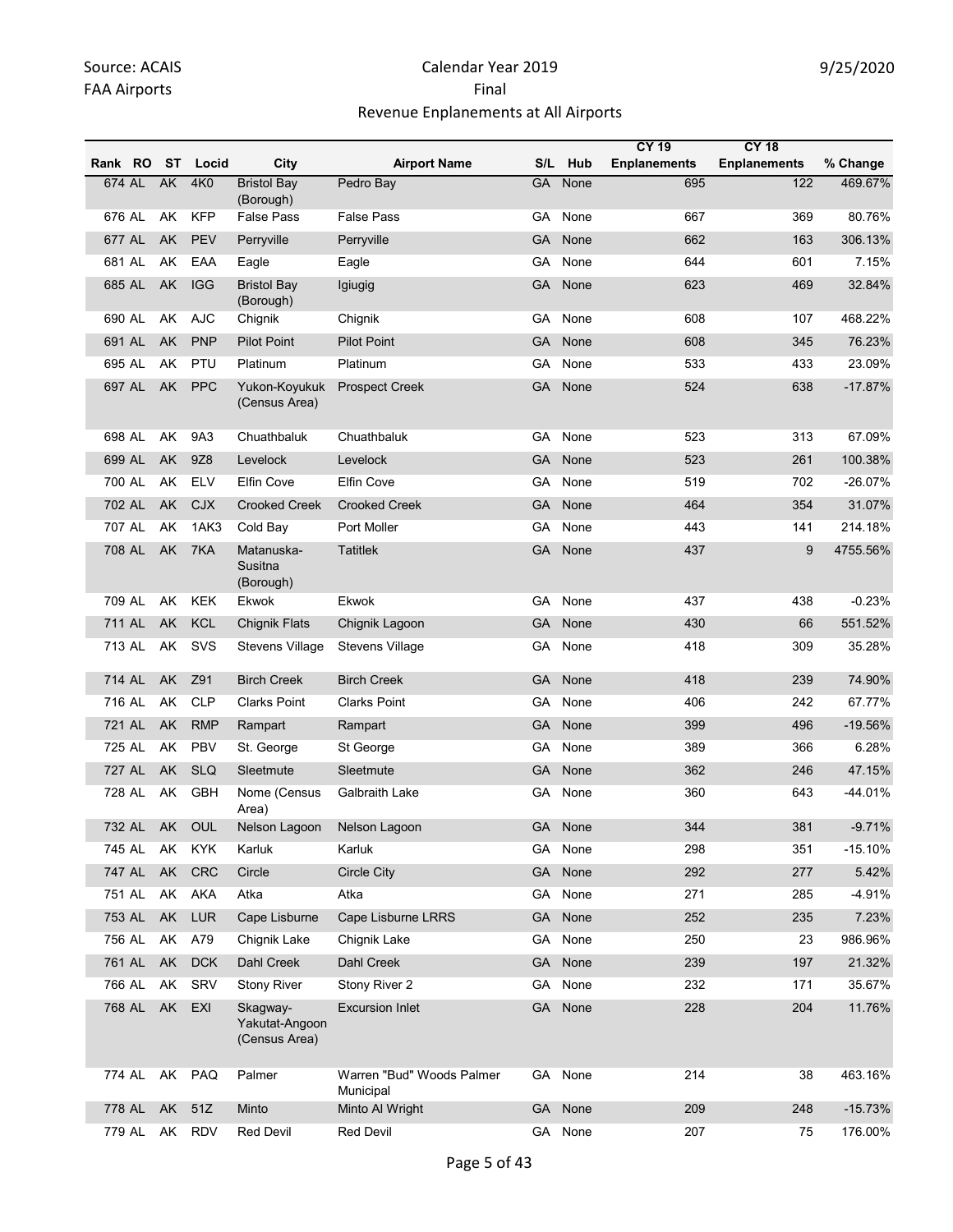Source: ACAIS
FAA Airports

Calendar Year 2019
Final
Revenue Enplanements at All Airports

9/25/2020

| Rank | RO | ST | Locid | City | Airport Name | S/L | Hub | CY 19 Enplanements | CY 18 Enplanements | % Change |
|---|---|---|---|---|---|---|---|---|---|---|
| 674 | AL | AK | 4K0 | Bristol Bay (Borough) | Pedro Bay | GA | None | 695 | 122 | 469.67% |
| 676 | AL | AK | KFP | False Pass | False Pass | GA | None | 667 | 369 | 80.76% |
| 677 | AL | AK | PEV | Perryville | Perryville | GA | None | 662 | 163 | 306.13% |
| 681 | AL | AK | EAA | Eagle | Eagle | GA | None | 644 | 601 | 7.15% |
| 685 | AL | AK | IGG | Bristol Bay (Borough) | Igiugig | GA | None | 623 | 469 | 32.84% |
| 690 | AL | AK | AJC | Chignik | Chignik | GA | None | 608 | 107 | 468.22% |
| 691 | AL | AK | PNP | Pilot Point | Pilot Point | GA | None | 608 | 345 | 76.23% |
| 695 | AL | AK | PTU | Platinum | Platinum | GA | None | 533 | 433 | 23.09% |
| 697 | AL | AK | PPC | Yukon-Koyukuk (Census Area) | Prospect Creek | GA | None | 524 | 638 | -17.87% |
| 698 | AL | AK | 9A3 | Chuathbaluk | Chuathbaluk | GA | None | 523 | 313 | 67.09% |
| 699 | AL | AK | 9Z8 | Levelock | Levelock | GA | None | 523 | 261 | 100.38% |
| 700 | AL | AK | ELV | Elfin Cove | Elfin Cove | GA | None | 519 | 702 | -26.07% |
| 702 | AL | AK | CJX | Crooked Creek | Crooked Creek | GA | None | 464 | 354 | 31.07% |
| 707 | AL | AK | 1AK3 | Cold Bay | Port Moller | GA | None | 443 | 141 | 214.18% |
| 708 | AL | AK | 7KA | Matanuska-Susitna (Borough) | Tatitlek | GA | None | 437 | 9 | 4755.56% |
| 709 | AL | AK | KEK | Ekwok | Ekwok | GA | None | 437 | 438 | -0.23% |
| 711 | AL | AK | KCL | Chignik Flats | Chignik Lagoon | GA | None | 430 | 66 | 551.52% |
| 713 | AL | AK | SVS | Stevens Village | Stevens Village | GA | None | 418 | 309 | 35.28% |
| 714 | AL | AK | Z91 | Birch Creek | Birch Creek | GA | None | 418 | 239 | 74.90% |
| 716 | AL | AK | CLP | Clarks Point | Clarks Point | GA | None | 406 | 242 | 67.77% |
| 721 | AL | AK | RMP | Rampart | Rampart | GA | None | 399 | 496 | -19.56% |
| 725 | AL | AK | PBV | St. George | St George | GA | None | 389 | 366 | 6.28% |
| 727 | AL | AK | SLQ | Sleetmute | Sleetmute | GA | None | 362 | 246 | 47.15% |
| 728 | AL | AK | GBH | Nome (Census Area) | Galbraith Lake | GA | None | 360 | 643 | -44.01% |
| 732 | AL | AK | OUL | Nelson Lagoon | Nelson Lagoon | GA | None | 344 | 381 | -9.71% |
| 745 | AL | AK | KYK | Karluk | Karluk | GA | None | 298 | 351 | -15.10% |
| 747 | AL | AK | CRC | Circle | Circle City | GA | None | 292 | 277 | 5.42% |
| 751 | AL | AK | AKA | Atka | Atka | GA | None | 271 | 285 | -4.91% |
| 753 | AL | AK | LUR | Cape Lisburne | Cape Lisburne LRRS | GA | None | 252 | 235 | 7.23% |
| 756 | AL | AK | A79 | Chignik Lake | Chignik Lake | GA | None | 250 | 23 | 986.96% |
| 761 | AL | AK | DCK | Dahl Creek | Dahl Creek | GA | None | 239 | 197 | 21.32% |
| 766 | AL | AK | SRV | Stony River | Stony River 2 | GA | None | 232 | 171 | 35.67% |
| 768 | AL | AK | EXI | Skagway-Yakutat-Angoon (Census Area) | Excursion Inlet | GA | None | 228 | 204 | 11.76% |
| 774 | AL | AK | PAQ | Palmer | Warren "Bud" Woods Palmer Municipal | GA | None | 214 | 38 | 463.16% |
| 778 | AL | AK | 51Z | Minto | Minto Al Wright | GA | None | 209 | 248 | -15.73% |
| 779 | AL | AK | RDV | Red Devil | Red Devil | GA | None | 207 | 75 | 176.00% |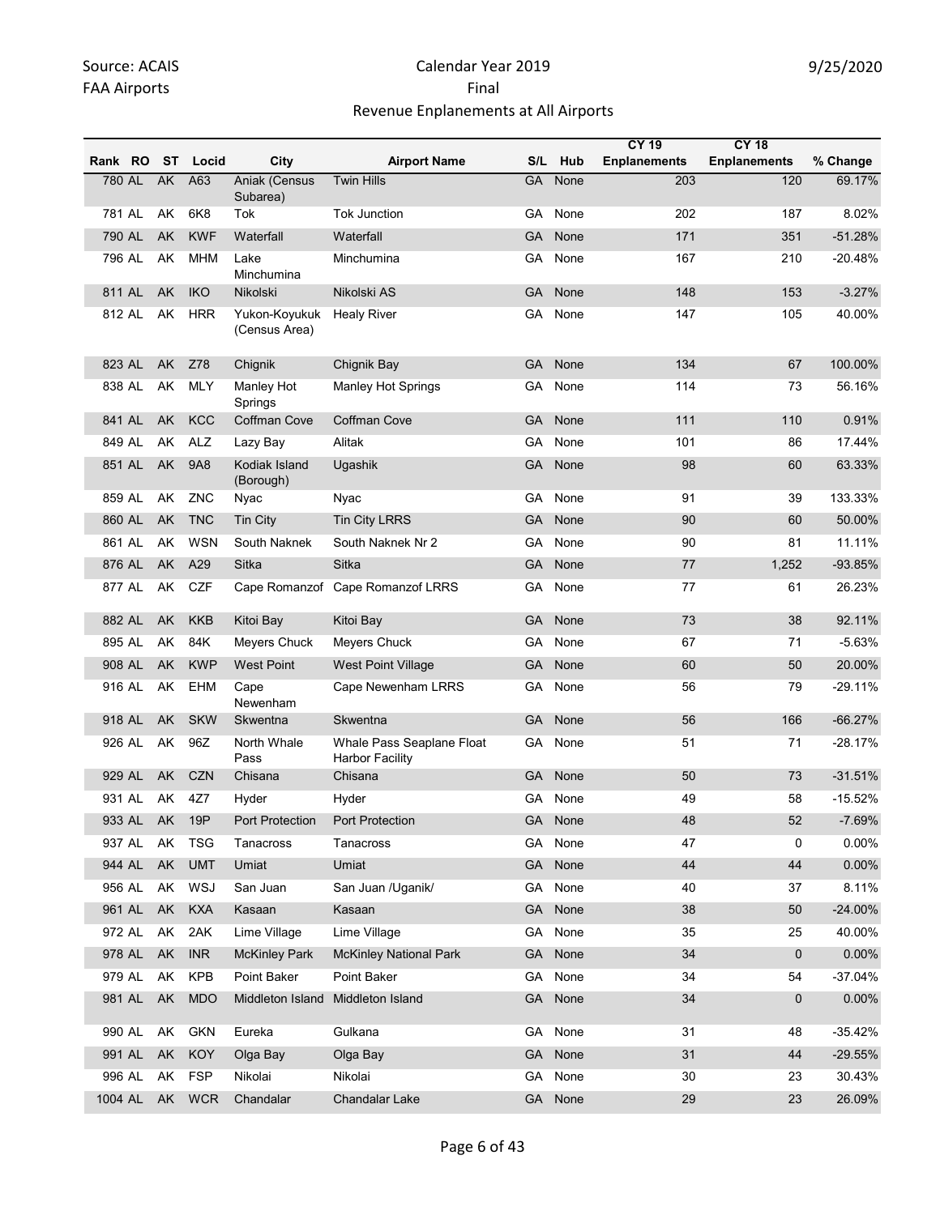| Rank | RO | ST | Locid | City | Airport Name | S/L | Hub | CY 19 Enplanements | CY 18 Enplanements | % Change |
|---|---|---|---|---|---|---|---|---|---|---|
| 780 | AL | AK | A63 | Aniak (Census Subarea) | Twin Hills | GA | None | 203 | 120 | 69.17% |
| 781 | AL | AK | 6K8 | Tok | Tok Junction | GA | None | 202 | 187 | 8.02% |
| 790 | AL | AK | KWF | Waterfall | Waterfall | GA | None | 171 | 351 | -51.28% |
| 796 | AL | AK | MHM | Lake Minchumina | Minchumina | GA | None | 167 | 210 | -20.48% |
| 811 | AL | AK | IKO | Nikolski | Nikolski AS | GA | None | 148 | 153 | -3.27% |
| 812 | AL | AK | HRR | Yukon-Koyukuk (Census Area) | Healy River | GA | None | 147 | 105 | 40.00% |
| 823 | AL | AK | Z78 | Chignik | Chignik Bay | GA | None | 134 | 67 | 100.00% |
| 838 | AL | AK | MLY | Manley Hot Springs | Manley Hot Springs | GA | None | 114 | 73 | 56.16% |
| 841 | AL | AK | KCC | Coffman Cove | Coffman Cove | GA | None | 111 | 110 | 0.91% |
| 849 | AL | AK | ALZ | Lazy Bay | Alitak | GA | None | 101 | 86 | 17.44% |
| 851 | AL | AK | 9A8 | Kodiak Island (Borough) | Ugashik | GA | None | 98 | 60 | 63.33% |
| 859 | AL | AK | ZNC | Nyac | Nyac | GA | None | 91 | 39 | 133.33% |
| 860 | AL | AK | TNC | Tin City | Tin City LRRS | GA | None | 90 | 60 | 50.00% |
| 861 | AL | AK | WSN | South Naknek | South Naknek Nr 2 | GA | None | 90 | 81 | 11.11% |
| 876 | AL | AK | A29 | Sitka | Sitka | GA | None | 77 | 1,252 | -93.85% |
| 877 | AL | AK | CZF | Cape Romanzof | Cape Romanzof LRRS | GA | None | 77 | 61 | 26.23% |
| 882 | AL | AK | KKB | Kitoi Bay | Kitoi Bay | GA | None | 73 | 38 | 92.11% |
| 895 | AL | AK | 84K | Meyers Chuck | Meyers Chuck | GA | None | 67 | 71 | -5.63% |
| 908 | AL | AK | KWP | West Point | West Point Village | GA | None | 60 | 50 | 20.00% |
| 916 | AL | AK | EHM | Cape Newenham | Cape Newenham LRRS | GA | None | 56 | 79 | -29.11% |
| 918 | AL | AK | SKW | Skwentna | Skwentna | GA | None | 56 | 166 | -66.27% |
| 926 | AL | AK | 96Z | North Whale Pass | Whale Pass Seaplane Float Harbor Facility | GA | None | 51 | 71 | -28.17% |
| 929 | AL | AK | CZN | Chisana | Chisana | GA | None | 50 | 73 | -31.51% |
| 931 | AL | AK | 4Z7 | Hyder | Hyder | GA | None | 49 | 58 | -15.52% |
| 933 | AL | AK | 19P | Port Protection | Port Protection | GA | None | 48 | 52 | -7.69% |
| 937 | AL | AK | TSG | Tanacross | Tanacross | GA | None | 47 | 0 | 0.00% |
| 944 | AL | AK | UMT | Umiat | Umiat | GA | None | 44 | 44 | 0.00% |
| 956 | AL | AK | WSJ | San Juan | San Juan /Uganik/ | GA | None | 40 | 37 | 8.11% |
| 961 | AL | AK | KXA | Kasaan | Kasaan | GA | None | 38 | 50 | -24.00% |
| 972 | AL | AK | 2AK | Lime Village | Lime Village | GA | None | 35 | 25 | 40.00% |
| 978 | AL | AK | INR | McKinley Park | McKinley National Park | GA | None | 34 | 0 | 0.00% |
| 979 | AL | AK | KPB | Point Baker | Point Baker | GA | None | 34 | 54 | -37.04% |
| 981 | AL | AK | MDO | Middleton Island | Middleton Island | GA | None | 34 | 0 | 0.00% |
| 990 | AL | AK | GKN | Eureka | Gulkana | GA | None | 31 | 48 | -35.42% |
| 991 | AL | AK | KOY | Olga Bay | Olga Bay | GA | None | 31 | 44 | -29.55% |
| 996 | AL | AK | FSP | Nikolai | Nikolai | GA | None | 30 | 23 | 30.43% |
| 1004 | AL | AK | WCR | Chandalar | Chandalar Lake | GA | None | 29 | 23 | 26.09% |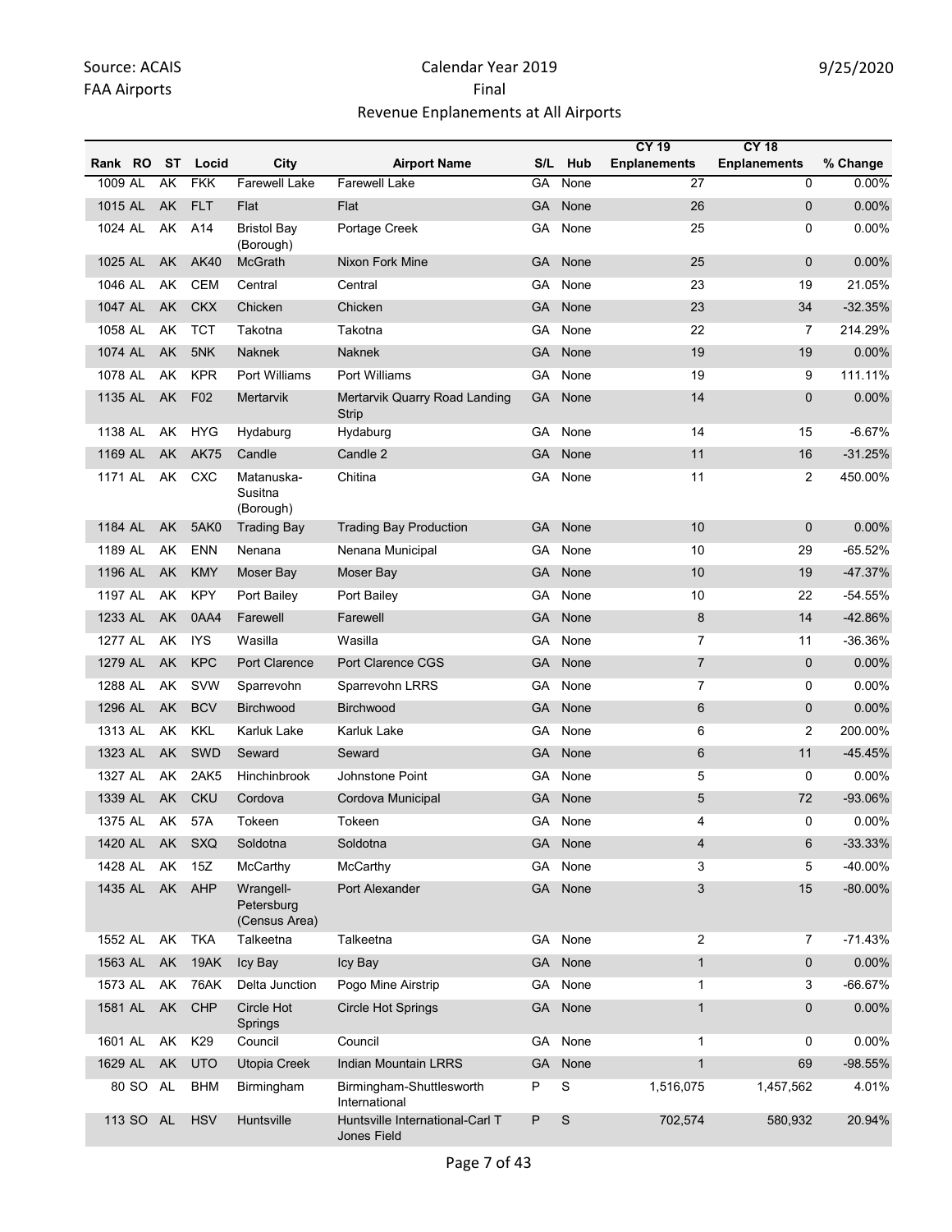Source: ACAIS
FAA Airports

Calendar Year 2019
Final
Revenue Enplanements at All Airports

9/25/2020

| Rank | RO | ST | Locid | City | Airport Name | S/L | Hub | CY 19 Enplanements | CY 18 Enplanements | % Change |
|---|---|---|---|---|---|---|---|---|---|---|
| 1009 | AL | AK | FKK | Farewell Lake | Farewell Lake | GA | None | 27 | 0 | 0.00% |
| 1015 | AL | AK | FLT | Flat | Flat | GA | None | 26 | 0 | 0.00% |
| 1024 | AL | AK | A14 | Bristol Bay (Borough) | Portage Creek | GA | None | 25 | 0 | 0.00% |
| 1025 | AL | AK | AK40 | McGrath | Nixon Fork Mine | GA | None | 25 | 0 | 0.00% |
| 1046 | AL | AK | CEM | Central | Central | GA | None | 23 | 19 | 21.05% |
| 1047 | AL | AK | CKX | Chicken | Chicken | GA | None | 23 | 34 | -32.35% |
| 1058 | AL | AK | TCT | Takotna | Takotna | GA | None | 22 | 7 | 214.29% |
| 1074 | AL | AK | 5NK | Naknek | Naknek | GA | None | 19 | 19 | 0.00% |
| 1078 | AL | AK | KPR | Port Williams | Port Williams | GA | None | 19 | 9 | 111.11% |
| 1135 | AL | AK | F02 | Mertarvik | Mertarvik Quarry Road Landing Strip | GA | None | 14 | 0 | 0.00% |
| 1138 | AL | AK | HYG | Hydaburg | Hydaburg | GA | None | 14 | 15 | -6.67% |
| 1169 | AL | AK | AK75 | Candle | Candle 2 | GA | None | 11 | 16 | -31.25% |
| 1171 | AL | AK | CXC | Matanuska-Susitna (Borough) | Chitina | GA | None | 11 | 2 | 450.00% |
| 1184 | AL | AK | 5AK0 | Trading Bay | Trading Bay Production | GA | None | 10 | 0 | 0.00% |
| 1189 | AL | AK | ENN | Nenana | Nenana Municipal | GA | None | 10 | 29 | -65.52% |
| 1196 | AL | AK | KMY | Moser Bay | Moser Bay | GA | None | 10 | 19 | -47.37% |
| 1197 | AL | AK | KPY | Port Bailey | Port Bailey | GA | None | 10 | 22 | -54.55% |
| 1233 | AL | AK | 0AA4 | Farewell | Farewell | GA | None | 8 | 14 | -42.86% |
| 1277 | AL | AK | IYS | Wasilla | Wasilla | GA | None | 7 | 11 | -36.36% |
| 1279 | AL | AK | KPC | Port Clarence | Port Clarence CGS | GA | None | 7 | 0 | 0.00% |
| 1288 | AL | AK | SVW | Sparrevohn | Sparrevohn LRRS | GA | None | 7 | 0 | 0.00% |
| 1296 | AL | AK | BCV | Birchwood | Birchwood | GA | None | 6 | 0 | 0.00% |
| 1313 | AL | AK | KKL | Karluk Lake | Karluk Lake | GA | None | 6 | 2 | 200.00% |
| 1323 | AL | AK | SWD | Seward | Seward | GA | None | 6 | 11 | -45.45% |
| 1327 | AL | AK | 2AK5 | Hinchinbrook | Johnstone Point | GA | None | 5 | 0 | 0.00% |
| 1339 | AL | AK | CKU | Cordova | Cordova Municipal | GA | None | 5 | 72 | -93.06% |
| 1375 | AL | AK | 57A | Tokeen | Tokeen | GA | None | 4 | 0 | 0.00% |
| 1420 | AL | AK | SXQ | Soldotna | Soldotna | GA | None | 4 | 6 | -33.33% |
| 1428 | AL | AK | 15Z | McCarthy | McCarthy | GA | None | 3 | 5 | -40.00% |
| 1435 | AL | AK | AHP | Wrangell-Petersburg (Census Area) | Port Alexander | GA | None | 3 | 15 | -80.00% |
| 1552 | AL | AK | TKA | Talkeetna | Talkeetna | GA | None | 2 | 7 | -71.43% |
| 1563 | AL | AK | 19AK | Icy Bay | Icy Bay | GA | None | 1 | 0 | 0.00% |
| 1573 | AL | AK | 76AK | Delta Junction | Pogo Mine Airstrip | GA | None | 1 | 3 | -66.67% |
| 1581 | AL | AK | CHP | Circle Hot Springs | Circle Hot Springs | GA | None | 1 | 0 | 0.00% |
| 1601 | AL | AK | K29 | Council | Council | GA | None | 1 | 0 | 0.00% |
| 1629 | AL | AK | UTO | Utopia Creek | Indian Mountain LRRS | GA | None | 1 | 69 | -98.55% |
| 80 | SO | AL | BHM | Birmingham | Birmingham-Shuttlesworth International | P | S | 1,516,075 | 1,457,562 | 4.01% |
| 113 | SO | AL | HSV | Huntsville | Huntsville International-Carl T Jones Field | P | S | 702,574 | 580,932 | 20.94% |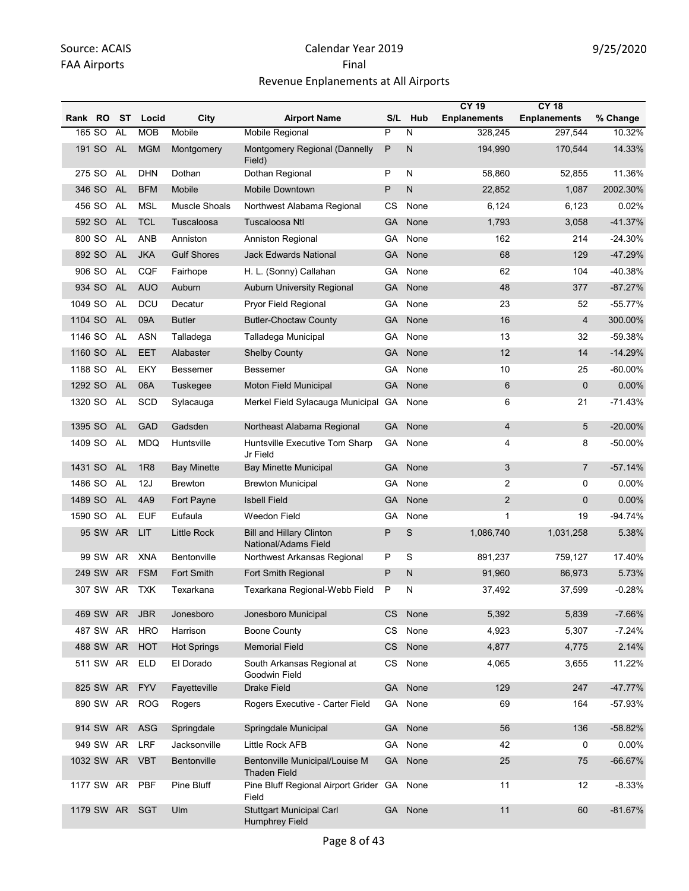Source: ACAIS
FAA Airports

Calendar Year 2019
Final
Revenue Enplanements at All Airports

9/25/2020

| Rank | RO | ST | Locid | City | Airport Name | S/L | Hub | CY 19 Enplanements | CY 18 Enplanements | % Change |
|---|---|---|---|---|---|---|---|---|---|---|
| 165 | SO | AL | MOB | Mobile | Mobile Regional | P | N | 328,245 | 297,544 | 10.32% |
| 191 | SO | AL | MGM | Montgomery | Montgomery Regional (Dannelly Field) | P | N | 194,990 | 170,544 | 14.33% |
| 275 | SO | AL | DHN | Dothan | Dothan Regional | P | N | 58,860 | 52,855 | 11.36% |
| 346 | SO | AL | BFM | Mobile | Mobile Downtown | P | N | 22,852 | 1,087 | 2002.30% |
| 456 | SO | AL | MSL | Muscle Shoals | Northwest Alabama Regional | CS | None | 6,124 | 6,123 | 0.02% |
| 592 | SO | AL | TCL | Tuscaloosa | Tuscaloosa Ntl | GA | None | 1,793 | 3,058 | -41.37% |
| 800 | SO | AL | ANB | Anniston | Anniston Regional | GA | None | 162 | 214 | -24.30% |
| 892 | SO | AL | JKA | Gulf Shores | Jack Edwards National | GA | None | 68 | 129 | -47.29% |
| 906 | SO | AL | CQF | Fairhope | H. L. (Sonny) Callahan | GA | None | 62 | 104 | -40.38% |
| 934 | SO | AL | AUO | Auburn | Auburn University Regional | GA | None | 48 | 377 | -87.27% |
| 1049 | SO | AL | DCU | Decatur | Pryor Field Regional | GA | None | 23 | 52 | -55.77% |
| 1104 | SO | AL | 09A | Butler | Butler-Choctaw County | GA | None | 16 | 4 | 300.00% |
| 1146 | SO | AL | ASN | Talladega | Talladega Municipal | GA | None | 13 | 32 | -59.38% |
| 1160 | SO | AL | EET | Alabaster | Shelby County | GA | None | 12 | 14 | -14.29% |
| 1188 | SO | AL | EKY | Bessemer | Bessemer | GA | None | 10 | 25 | -60.00% |
| 1292 | SO | AL | 06A | Tuskegee | Moton Field Municipal | GA | None | 6 | 0 | 0.00% |
| 1320 | SO | AL | SCD | Sylacauga | Merkel Field Sylacauga Municipal | GA | None | 6 | 21 | -71.43% |
| 1395 | SO | AL | GAD | Gadsden | Northeast Alabama Regional | GA | None | 4 | 5 | -20.00% |
| 1409 | SO | AL | MDQ | Huntsville | Huntsville Executive Tom Sharp Jr Field | GA | None | 4 | 8 | -50.00% |
| 1431 | SO | AL | 1R8 | Bay Minette | Bay Minette Municipal | GA | None | 3 | 7 | -57.14% |
| 1486 | SO | AL | 12J | Brewton | Brewton Municipal | GA | None | 2 | 0 | 0.00% |
| 1489 | SO | AL | 4A9 | Fort Payne | Isbell Field | GA | None | 2 | 0 | 0.00% |
| 1590 | SO | AL | EUF | Eufaula | Weedon Field | GA | None | 1 | 19 | -94.74% |
| 95 | SW | AR | LIT | Little Rock | Bill and Hillary Clinton National/Adams Field | P | S | 1,086,740 | 1,031,258 | 5.38% |
| 99 | SW | AR | XNA | Bentonville | Northwest Arkansas Regional | P | S | 891,237 | 759,127 | 17.40% |
| 249 | SW | AR | FSM | Fort Smith | Fort Smith Regional | P | N | 91,960 | 86,973 | 5.73% |
| 307 | SW | AR | TXK | Texarkana | Texarkana Regional-Webb Field | P | N | 37,492 | 37,599 | -0.28% |
| 469 | SW | AR | JBR | Jonesboro | Jonesboro Municipal | CS | None | 5,392 | 5,839 | -7.66% |
| 487 | SW | AR | HRO | Harrison | Boone County | CS | None | 4,923 | 5,307 | -7.24% |
| 488 | SW | AR | HOT | Hot Springs | Memorial Field | CS | None | 4,877 | 4,775 | 2.14% |
| 511 | SW | AR | ELD | El Dorado | South Arkansas Regional at Goodwin Field | CS | None | 4,065 | 3,655 | 11.22% |
| 825 | SW | AR | FYV | Fayetteville | Drake Field | GA | None | 129 | 247 | -47.77% |
| 890 | SW | AR | ROG | Rogers | Rogers Executive - Carter Field | GA | None | 69 | 164 | -57.93% |
| 914 | SW | AR | ASG | Springdale | Springdale Municipal | GA | None | 56 | 136 | -58.82% |
| 949 | SW | AR | LRF | Jacksonville | Little Rock AFB | GA | None | 42 | 0 | 0.00% |
| 1032 | SW | AR | VBT | Bentonville | Bentonville Municipal/Louise M Thaden Field | GA | None | 25 | 75 | -66.67% |
| 1177 | SW | AR | PBF | Pine Bluff | Pine Bluff Regional Airport Grider Field | GA | None | 11 | 12 | -8.33% |
| 1179 | SW | AR | SGT | Ulm | Stuttgart Municipal Carl Humphrey Field | GA | None | 11 | 60 | -81.67% |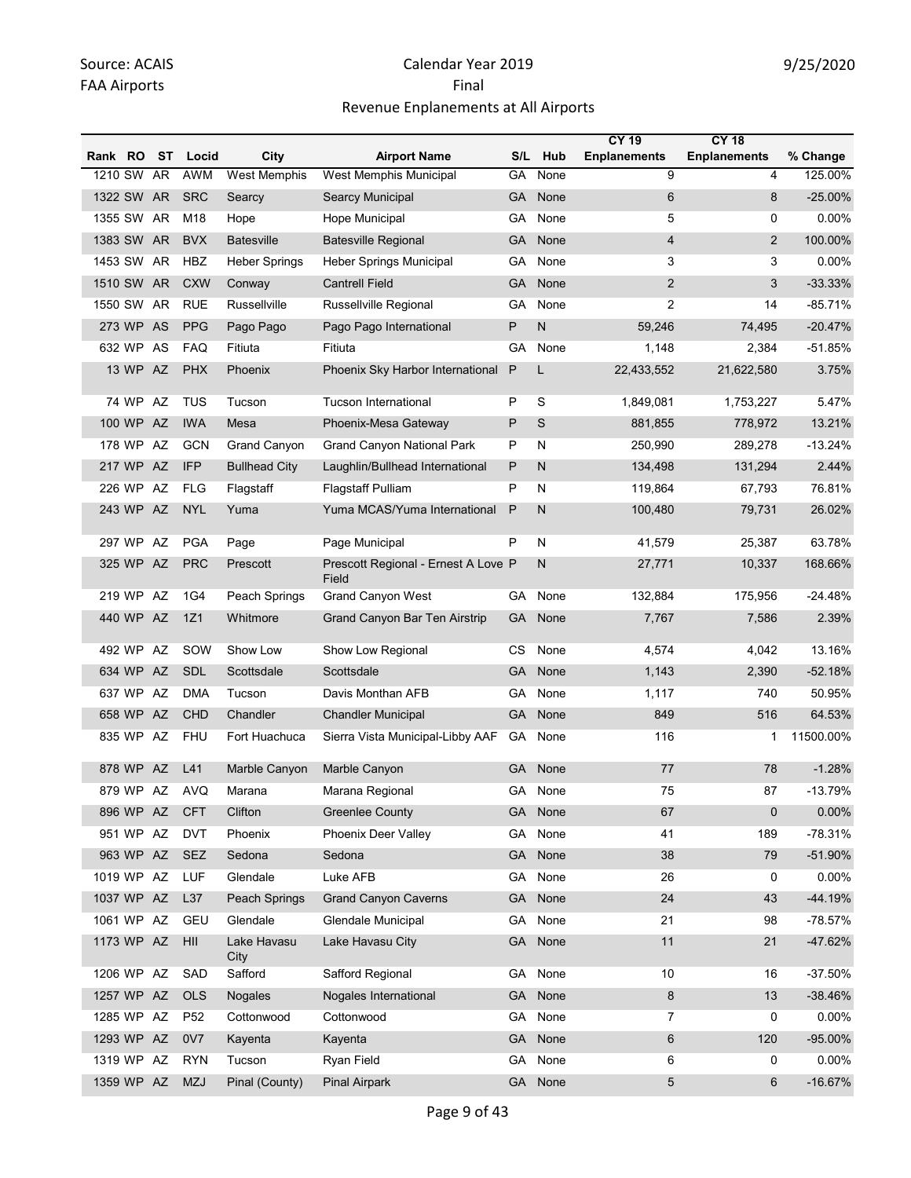Source: ACAIS
FAA Airports

Calendar Year 2019
Final
Revenue Enplanements at All Airports

9/25/2020

| Rank | RO | ST | Locid | City | Airport Name | S/L | Hub | CY 19 Enplanements | CY 18 Enplanements | % Change |
|---|---|---|---|---|---|---|---|---|---|---|
| 1210 | SW | AR | AWM | West Memphis | West Memphis Municipal | GA | None | 9 | 4 | 125.00% |
| 1322 | SW | AR | SRC | Searcy | Searcy Municipal | GA | None | 6 | 8 | -25.00% |
| 1355 | SW | AR | M18 | Hope | Hope Municipal | GA | None | 5 | 0 | 0.00% |
| 1383 | SW | AR | BVX | Batesville | Batesville Regional | GA | None | 4 | 2 | 100.00% |
| 1453 | SW | AR | HBZ | Heber Springs | Heber Springs Municipal | GA | None | 3 | 3 | 0.00% |
| 1510 | SW | AR | CXW | Conway | Cantrell Field | GA | None | 2 | 3 | -33.33% |
| 1550 | SW | AR | RUE | Russellville | Russellville Regional | GA | None | 2 | 14 | -85.71% |
| 273 | WP | AS | PPG | Pago Pago | Pago Pago International | P | N | 59,246 | 74,495 | -20.47% |
| 632 | WP | AS | FAQ | Fitiuta | Fitiuta | GA | None | 1,148 | 2,384 | -51.85% |
| 13 | WP | AZ | PHX | Phoenix | Phoenix Sky Harbor International | P | L | 22,433,552 | 21,622,580 | 3.75% |
| 74 | WP | AZ | TUS | Tucson | Tucson International | P | S | 1,849,081 | 1,753,227 | 5.47% |
| 100 | WP | AZ | IWA | Mesa | Phoenix-Mesa Gateway | P | S | 881,855 | 778,972 | 13.21% |
| 178 | WP | AZ | GCN | Grand Canyon | Grand Canyon National Park | P | N | 250,990 | 289,278 | -13.24% |
| 217 | WP | AZ | IFP | Bullhead City | Laughlin/Bullhead International | P | N | 134,498 | 131,294 | 2.44% |
| 226 | WP | AZ | FLG | Flagstaff | Flagstaff Pulliam | P | N | 119,864 | 67,793 | 76.81% |
| 243 | WP | AZ | NYL | Yuma | Yuma MCAS/Yuma International | P | N | 100,480 | 79,731 | 26.02% |
| 297 | WP | AZ | PGA | Page | Page Municipal | P | N | 41,579 | 25,387 | 63.78% |
| 325 | WP | AZ | PRC | Prescott | Prescott Regional - Ernest A Love Field | P | N | 27,771 | 10,337 | 168.66% |
| 219 | WP | AZ | 1G4 | Peach Springs | Grand Canyon West | GA | None | 132,884 | 175,956 | -24.48% |
| 440 | WP | AZ | 1Z1 | Whitmore | Grand Canyon Bar Ten Airstrip | GA | None | 7,767 | 7,586 | 2.39% |
| 492 | WP | AZ | SOW | Show Low | Show Low Regional | CS | None | 4,574 | 4,042 | 13.16% |
| 634 | WP | AZ | SDL | Scottsdale | Scottsdale | GA | None | 1,143 | 2,390 | -52.18% |
| 637 | WP | AZ | DMA | Tucson | Davis Monthan AFB | GA | None | 1,117 | 740 | 50.95% |
| 658 | WP | AZ | CHD | Chandler | Chandler Municipal | GA | None | 849 | 516 | 64.53% |
| 835 | WP | AZ | FHU | Fort Huachuca | Sierra Vista Municipal-Libby AAF | GA | None | 116 | 1 | 11500.00% |
| 878 | WP | AZ | L41 | Marble Canyon | Marble Canyon | GA | None | 77 | 78 | -1.28% |
| 879 | WP | AZ | AVQ | Marana | Marana Regional | GA | None | 75 | 87 | -13.79% |
| 896 | WP | AZ | CFT | Clifton | Greenlee County | GA | None | 67 | 0 | 0.00% |
| 951 | WP | AZ | DVT | Phoenix | Phoenix Deer Valley | GA | None | 41 | 189 | -78.31% |
| 963 | WP | AZ | SEZ | Sedona | Sedona | GA | None | 38 | 79 | -51.90% |
| 1019 | WP | AZ | LUF | Glendale | Luke AFB | GA | None | 26 | 0 | 0.00% |
| 1037 | WP | AZ | L37 | Peach Springs | Grand Canyon Caverns | GA | None | 24 | 43 | -44.19% |
| 1061 | WP | AZ | GEU | Glendale | Glendale Municipal | GA | None | 21 | 98 | -78.57% |
| 1173 | WP | AZ | HII | Lake Havasu City | Lake Havasu City | GA | None | 11 | 21 | -47.62% |
| 1206 | WP | AZ | SAD | Safford | Safford Regional | GA | None | 10 | 16 | -37.50% |
| 1257 | WP | AZ | OLS | Nogales | Nogales International | GA | None | 8 | 13 | -38.46% |
| 1285 | WP | AZ | P52 | Cottonwood | Cottonwood | GA | None | 7 | 0 | 0.00% |
| 1293 | WP | AZ | 0V7 | Kayenta | Kayenta | GA | None | 6 | 120 | -95.00% |
| 1319 | WP | AZ | RYN | Tucson | Ryan Field | GA | None | 6 | 0 | 0.00% |
| 1359 | WP | AZ | MZJ | Pinal (County) | Pinal Airpark | GA | None | 5 | 6 | -16.67% |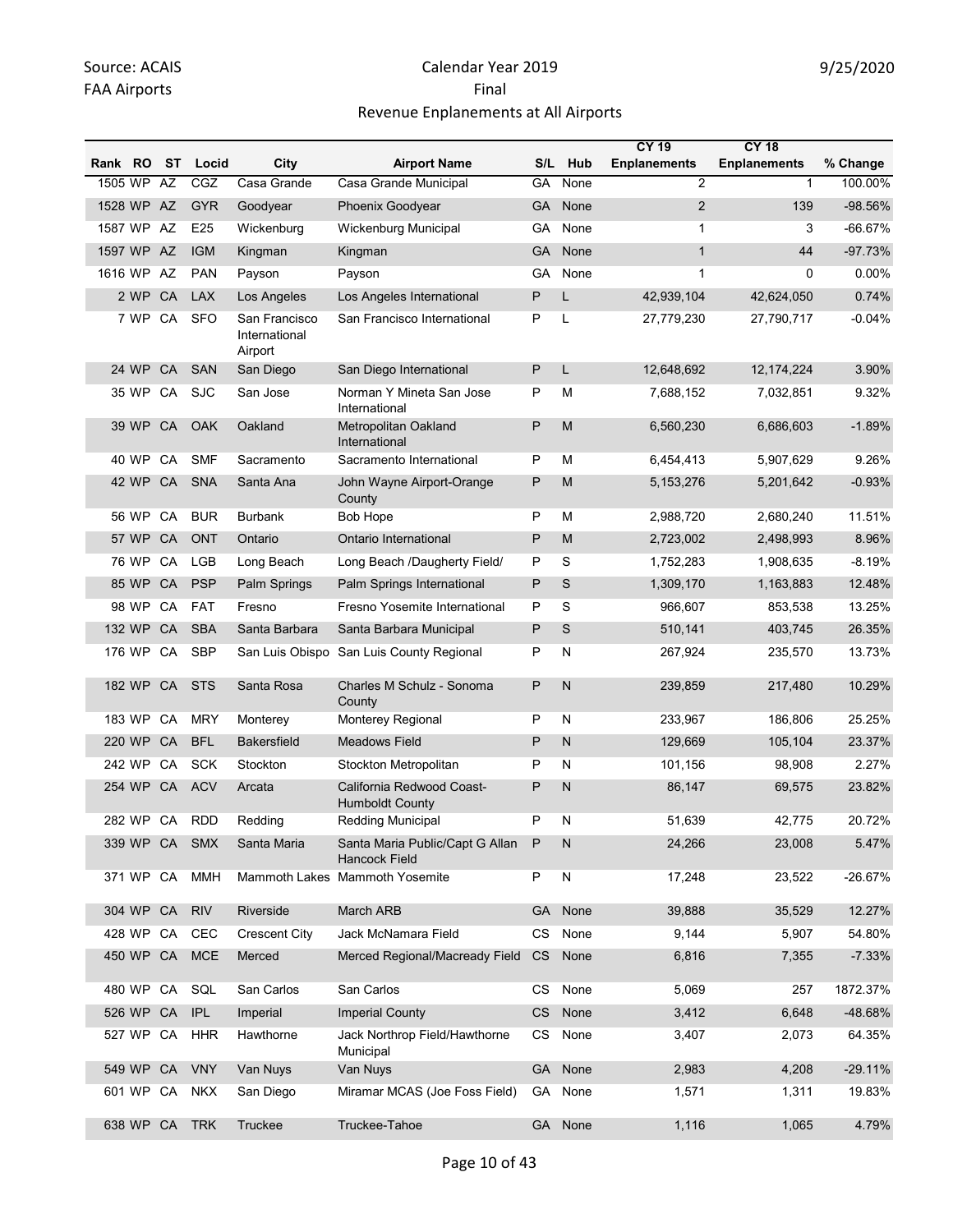Source: ACAIS
FAA Airports

Calendar Year 2019
Final
Revenue Enplanements at All Airports

9/25/2020

| Rank | RO | ST | Locid | City | Airport Name | S/L | Hub | CY 19 Enplanements | CY 18 Enplanements | % Change |
|---|---|---|---|---|---|---|---|---|---|---|
| 1505 | WP | AZ | CGZ | Casa Grande | Casa Grande Municipal | GA | None | 2 | 1 | 100.00% |
| 1528 | WP | AZ | GYR | Goodyear | Phoenix Goodyear | GA | None | 2 | 139 | -98.56% |
| 1587 | WP | AZ | E25 | Wickenburg | Wickenburg Municipal | GA | None | 1 | 3 | -66.67% |
| 1597 | WP | AZ | IGM | Kingman | Kingman | GA | None | 1 | 44 | -97.73% |
| 1616 | WP | AZ | PAN | Payson | Payson | GA | None | 1 | 0 | 0.00% |
| 2 | WP | CA | LAX | Los Angeles | Los Angeles International | P | L | 42,939,104 | 42,624,050 | 0.74% |
| 7 | WP | CA | SFO | San Francisco International Airport | San Francisco International | P | L | 27,779,230 | 27,790,717 | -0.04% |
| 24 | WP | CA | SAN | San Diego | San Diego International | P | L | 12,648,692 | 12,174,224 | 3.90% |
| 35 | WP | CA | SJC | San Jose | Norman Y Mineta San Jose International | P | M | 7,688,152 | 7,032,851 | 9.32% |
| 39 | WP | CA | OAK | Oakland | Metropolitan Oakland International | P | M | 6,560,230 | 6,686,603 | -1.89% |
| 40 | WP | CA | SMF | Sacramento | Sacramento International | P | M | 6,454,413 | 5,907,629 | 9.26% |
| 42 | WP | CA | SNA | Santa Ana | John Wayne Airport-Orange County | P | M | 5,153,276 | 5,201,642 | -0.93% |
| 56 | WP | CA | BUR | Burbank | Bob Hope | P | M | 2,988,720 | 2,680,240 | 11.51% |
| 57 | WP | CA | ONT | Ontario | Ontario International | P | M | 2,723,002 | 2,498,993 | 8.96% |
| 76 | WP | CA | LGB | Long Beach | Long Beach /Daugherty Field/ | P | S | 1,752,283 | 1,908,635 | -8.19% |
| 85 | WP | CA | PSP | Palm Springs | Palm Springs International | P | S | 1,309,170 | 1,163,883 | 12.48% |
| 98 | WP | CA | FAT | Fresno | Fresno Yosemite International | P | S | 966,607 | 853,538 | 13.25% |
| 132 | WP | CA | SBA | Santa Barbara | Santa Barbara Municipal | P | S | 510,141 | 403,745 | 26.35% |
| 176 | WP | CA | SBP | San Luis Obispo | San Luis County Regional | P | N | 267,924 | 235,570 | 13.73% |
| 182 | WP | CA | STS | Santa Rosa | Charles M Schulz - Sonoma County | P | N | 239,859 | 217,480 | 10.29% |
| 183 | WP | CA | MRY | Monterey | Monterey Regional | P | N | 233,967 | 186,806 | 25.25% |
| 220 | WP | CA | BFL | Bakersfield | Meadows Field | P | N | 129,669 | 105,104 | 23.37% |
| 242 | WP | CA | SCK | Stockton | Stockton Metropolitan | P | N | 101,156 | 98,908 | 2.27% |
| 254 | WP | CA | ACV | Arcata | California Redwood Coast-Humboldt County | P | N | 86,147 | 69,575 | 23.82% |
| 282 | WP | CA | RDD | Redding | Redding Municipal | P | N | 51,639 | 42,775 | 20.72% |
| 339 | WP | CA | SMX | Santa Maria | Santa Maria Public/Capt G Allan Hancock Field | P | N | 24,266 | 23,008 | 5.47% |
| 371 | WP | CA | MMH | Mammoth Lakes | Mammoth Yosemite | P | N | 17,248 | 23,522 | -26.67% |
| 304 | WP | CA | RIV | Riverside | March ARB | GA | None | 39,888 | 35,529 | 12.27% |
| 428 | WP | CA | CEC | Crescent City | Jack McNamara Field | CS | None | 9,144 | 5,907 | 54.80% |
| 450 | WP | CA | MCE | Merced | Merced Regional/Macready Field | CS | None | 6,816 | 7,355 | -7.33% |
| 480 | WP | CA | SQL | San Carlos | San Carlos | CS | None | 5,069 | 257 | 1872.37% |
| 526 | WP | CA | IPL | Imperial | Imperial County | CS | None | 3,412 | 6,648 | -48.68% |
| 527 | WP | CA | HHR | Hawthorne | Jack Northrop Field/Hawthorne Municipal | CS | None | 3,407 | 2,073 | 64.35% |
| 549 | WP | CA | VNY | Van Nuys | Van Nuys | GA | None | 2,983 | 4,208 | -29.11% |
| 601 | WP | CA | NKX | San Diego | Miramar MCAS (Joe Foss Field) | GA | None | 1,571 | 1,311 | 19.83% |
| 638 | WP | CA | TRK | Truckee | Truckee-Tahoe | GA | None | 1,116 | 1,065 | 4.79% |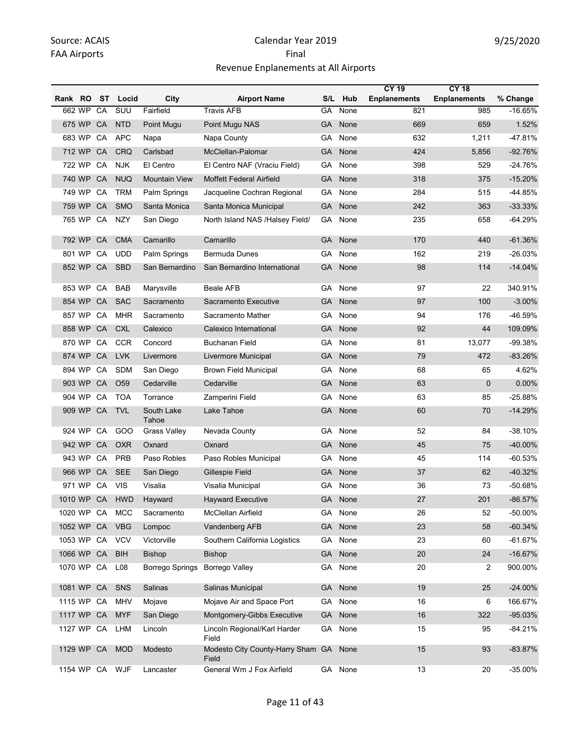Source: ACAIS
FAA Airports

Calendar Year 2019
Final
Revenue Enplanements at All Airports

9/25/2020

| Rank | RO | ST | Locid | City | Airport Name | S/L | Hub | CY 19 Enplanements | CY 18 Enplanements | % Change |
|---|---|---|---|---|---|---|---|---|---|---|
| 662 | WP | CA | SUU | Fairfield | Travis AFB | GA | None | 821 | 985 | -16.65% |
| 675 | WP | CA | NTD | Point Mugu | Point Mugu NAS | GA | None | 669 | 659 | 1.52% |
| 683 | WP | CA | APC | Napa | Napa County | GA | None | 632 | 1,211 | -47.81% |
| 712 | WP | CA | CRQ | Carlsbad | McClellan-Palomar | GA | None | 424 | 5,856 | -92.76% |
| 722 | WP | CA | NJK | El Centro | El Centro NAF (Vraciu Field) | GA | None | 398 | 529 | -24.76% |
| 740 | WP | CA | NUQ | Mountain View | Moffett Federal Airfield | GA | None | 318 | 375 | -15.20% |
| 749 | WP | CA | TRM | Palm Springs | Jacqueline Cochran Regional | GA | None | 284 | 515 | -44.85% |
| 759 | WP | CA | SMO | Santa Monica | Santa Monica Municipal | GA | None | 242 | 363 | -33.33% |
| 765 | WP | CA | NZY | San Diego | North Island NAS /Halsey Field/ | GA | None | 235 | 658 | -64.29% |
| 792 | WP | CA | CMA | Camarillo | Camarillo | GA | None | 170 | 440 | -61.36% |
| 801 | WP | CA | UDD | Palm Springs | Bermuda Dunes | GA | None | 162 | 219 | -26.03% |
| 852 | WP | CA | SBD | San Bernardino | San Bernardino International | GA | None | 98 | 114 | -14.04% |
| 853 | WP | CA | BAB | Marysville | Beale AFB | GA | None | 97 | 22 | 340.91% |
| 854 | WP | CA | SAC | Sacramento | Sacramento Executive | GA | None | 97 | 100 | -3.00% |
| 857 | WP | CA | MHR | Sacramento | Sacramento Mather | GA | None | 94 | 176 | -46.59% |
| 858 | WP | CA | CXL | Calexico | Calexico International | GA | None | 92 | 44 | 109.09% |
| 870 | WP | CA | CCR | Concord | Buchanan Field | GA | None | 81 | 13,077 | -99.38% |
| 874 | WP | CA | LVK | Livermore | Livermore Municipal | GA | None | 79 | 472 | -83.26% |
| 894 | WP | CA | SDM | San Diego | Brown Field Municipal | GA | None | 68 | 65 | 4.62% |
| 903 | WP | CA | O59 | Cedarville | Cedarville | GA | None | 63 | 0 | 0.00% |
| 904 | WP | CA | TOA | Torrance | Zamperini Field | GA | None | 63 | 85 | -25.88% |
| 909 | WP | CA | TVL | South Lake Tahoe | Lake Tahoe | GA | None | 60 | 70 | -14.29% |
| 924 | WP | CA | GOO | Grass Valley | Nevada County | GA | None | 52 | 84 | -38.10% |
| 942 | WP | CA | OXR | Oxnard | Oxnard | GA | None | 45 | 75 | -40.00% |
| 943 | WP | CA | PRB | Paso Robles | Paso Robles Municipal | GA | None | 45 | 114 | -60.53% |
| 966 | WP | CA | SEE | San Diego | Gillespie Field | GA | None | 37 | 62 | -40.32% |
| 971 | WP | CA | VIS | Visalia | Visalia Municipal | GA | None | 36 | 73 | -50.68% |
| 1010 | WP | CA | HWD | Hayward | Hayward Executive | GA | None | 27 | 201 | -86.57% |
| 1020 | WP | CA | MCC | Sacramento | McClellan Airfield | GA | None | 26 | 52 | -50.00% |
| 1052 | WP | CA | VBG | Lompoc | Vandenberg AFB | GA | None | 23 | 58 | -60.34% |
| 1053 | WP | CA | VCV | Victorville | Southern California Logistics | GA | None | 23 | 60 | -61.67% |
| 1066 | WP | CA | BIH | Bishop | Bishop | GA | None | 20 | 24 | -16.67% |
| 1070 | WP | CA | L08 | Borrego Springs | Borrego Valley | GA | None | 20 | 2 | 900.00% |
| 1081 | WP | CA | SNS | Salinas | Salinas Municipal | GA | None | 19 | 25 | -24.00% |
| 1115 | WP | CA | MHV | Mojave | Mojave Air and Space Port | GA | None | 16 | 6 | 166.67% |
| 1117 | WP | CA | MYF | San Diego | Montgomery-Gibbs Executive | GA | None | 16 | 322 | -95.03% |
| 1127 | WP | CA | LHM | Lincoln | Lincoln Regional/Karl Harder Field | GA | None | 15 | 95 | -84.21% |
| 1129 | WP | CA | MOD | Modesto | Modesto City County-Harry Sham Field | GA | None | 15 | 93 | -83.87% |
| 1154 | WP | CA | WJF | Lancaster | General Wm J Fox Airfield | GA | None | 13 | 20 | -35.00% |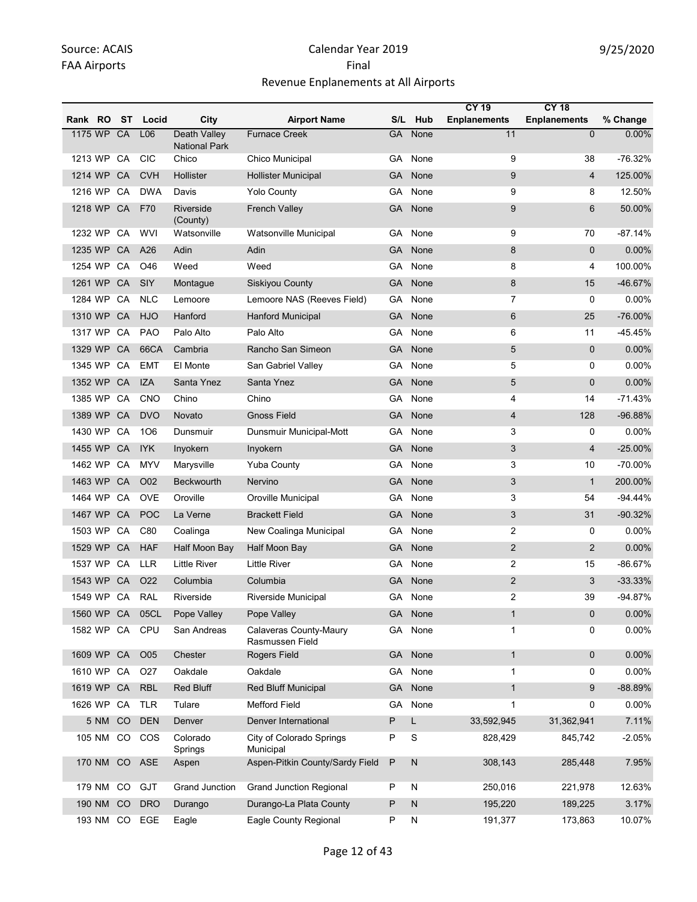| Rank | RO | ST | Locid | City | Airport Name | S/L | Hub | CY 19 Enplanements | CY 18 Enplanements | % Change |
|---|---|---|---|---|---|---|---|---|---|---|
| 1175 | WP | CA | L06 | Death Valley National Park | Furnace Creek | GA | None | 11 | 0 | 0.00% |
| 1213 | WP | CA | CIC | Chico | Chico Municipal | GA | None | 9 | 38 | -76.32% |
| 1214 | WP | CA | CVH | Hollister | Hollister Municipal | GA | None | 9 | 4 | 125.00% |
| 1216 | WP | CA | DWA | Davis | Yolo County | GA | None | 9 | 8 | 12.50% |
| 1218 | WP | CA | F70 | Riverside (County) | French Valley | GA | None | 9 | 6 | 50.00% |
| 1232 | WP | CA | WVI | Watsonville | Watsonville Municipal | GA | None | 9 | 70 | -87.14% |
| 1235 | WP | CA | A26 | Adin | Adin | GA | None | 8 | 0 | 0.00% |
| 1254 | WP | CA | O46 | Weed | Weed | GA | None | 8 | 4 | 100.00% |
| 1261 | WP | CA | SIY | Montague | Siskiyou County | GA | None | 8 | 15 | -46.67% |
| 1284 | WP | CA | NLC | Lemoore | Lemoore NAS (Reeves Field) | GA | None | 7 | 0 | 0.00% |
| 1310 | WP | CA | HJO | Hanford | Hanford Municipal | GA | None | 6 | 25 | -76.00% |
| 1317 | WP | CA | PAO | Palo Alto | Palo Alto | GA | None | 6 | 11 | -45.45% |
| 1329 | WP | CA | 66CA | Cambria | Rancho San Simeon | GA | None | 5 | 0 | 0.00% |
| 1345 | WP | CA | EMT | El Monte | San Gabriel Valley | GA | None | 5 | 0 | 0.00% |
| 1352 | WP | CA | IZA | Santa Ynez | Santa Ynez | GA | None | 5 | 0 | 0.00% |
| 1385 | WP | CA | CNO | Chino | Chino | GA | None | 4 | 14 | -71.43% |
| 1389 | WP | CA | DVO | Novato | Gnoss Field | GA | None | 4 | 128 | -96.88% |
| 1430 | WP | CA | 1O6 | Dunsmuir | Dunsmuir Municipal-Mott | GA | None | 3 | 0 | 0.00% |
| 1455 | WP | CA | IYK | Inyokern | Inyokern | GA | None | 3 | 4 | -25.00% |
| 1462 | WP | CA | MYV | Marysville | Yuba County | GA | None | 3 | 10 | -70.00% |
| 1463 | WP | CA | O02 | Beckwourth | Nervino | GA | None | 3 | 1 | 200.00% |
| 1464 | WP | CA | OVE | Oroville | Oroville Municipal | GA | None | 3 | 54 | -94.44% |
| 1467 | WP | CA | POC | La Verne | Brackett Field | GA | None | 3 | 31 | -90.32% |
| 1503 | WP | CA | C80 | Coalinga | New Coalinga Municipal | GA | None | 2 | 0 | 0.00% |
| 1529 | WP | CA | HAF | Half Moon Bay | Half Moon Bay | GA | None | 2 | 2 | 0.00% |
| 1537 | WP | CA | LLR | Little River | Little River | GA | None | 2 | 15 | -86.67% |
| 1543 | WP | CA | O22 | Columbia | Columbia | GA | None | 2 | 3 | -33.33% |
| 1549 | WP | CA | RAL | Riverside | Riverside Municipal | GA | None | 2 | 39 | -94.87% |
| 1560 | WP | CA | 05CL | Pope Valley | Pope Valley | GA | None | 1 | 0 | 0.00% |
| 1582 | WP | CA | CPU | San Andreas | Calaveras County-Maury Rasmussen Field | GA | None | 1 | 0 | 0.00% |
| 1609 | WP | CA | O05 | Chester | Rogers Field | GA | None | 1 | 0 | 0.00% |
| 1610 | WP | CA | O27 | Oakdale | Oakdale | GA | None | 1 | 0 | 0.00% |
| 1619 | WP | CA | RBL | Red Bluff | Red Bluff Municipal | GA | None | 1 | 9 | -88.89% |
| 1626 | WP | CA | TLR | Tulare | Mefford Field | GA | None | 1 | 0 | 0.00% |
| 5 | NM | CO | DEN | Denver | Denver International | P | L | 33,592,945 | 31,362,941 | 7.11% |
| 105 | NM | CO | COS | Colorado Springs | City of Colorado Springs Municipal | P | S | 828,429 | 845,742 | -2.05% |
| 170 | NM | CO | ASE | Aspen | Aspen-Pitkin County/Sardy Field | P | N | 308,143 | 285,448 | 7.95% |
| 179 | NM | CO | GJT | Grand Junction | Grand Junction Regional | P | N | 250,016 | 221,978 | 12.63% |
| 190 | NM | CO | DRO | Durango | Durango-La Plata County | P | N | 195,220 | 189,225 | 3.17% |
| 193 | NM | CO | EGE | Eagle | Eagle County Regional | P | N | 191,377 | 173,863 | 10.07% |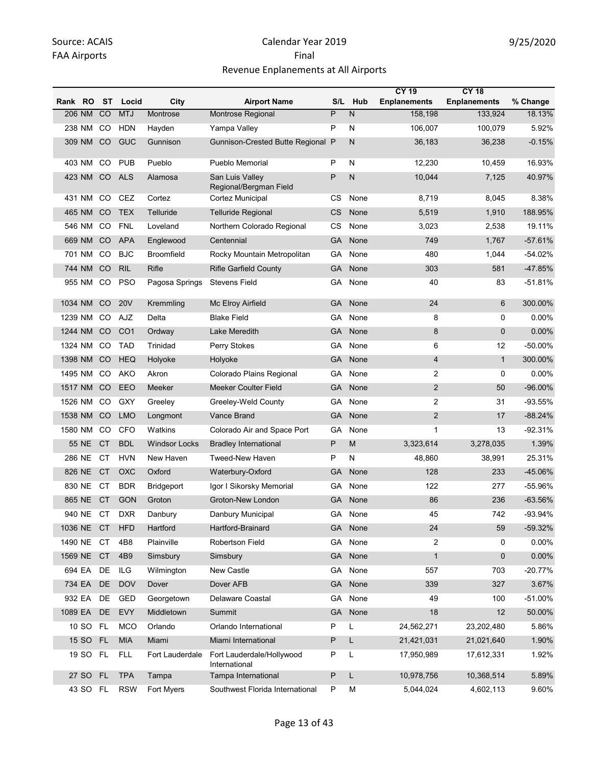Source: ACAIS
FAA Airports

Calendar Year 2019
Final
Revenue Enplanements at All Airports

9/25/2020

| Rank | RO | ST | Locid | City | Airport Name | S/L | Hub | CY 19 Enplanements | CY 18 Enplanements | % Change |
|---|---|---|---|---|---|---|---|---|---|---|
| 206 | NM | CO | MTJ | Montrose | Montrose Regional | P | N | 158,198 | 133,924 | 18.13% |
| 238 | NM | CO | HDN | Hayden | Yampa Valley | P | N | 106,007 | 100,079 | 5.92% |
| 309 | NM | CO | GUC | Gunnison | Gunnison-Crested Butte Regional | P | N | 36,183 | 36,238 | -0.15% |
| 403 | NM | CO | PUB | Pueblo | Pueblo Memorial | P | N | 12,230 | 10,459 | 16.93% |
| 423 | NM | CO | ALS | Alamosa | San Luis Valley Regional/Bergman Field | P | N | 10,044 | 7,125 | 40.97% |
| 431 | NM | CO | CEZ | Cortez | Cortez Municipal | CS | None | 8,719 | 8,045 | 8.38% |
| 465 | NM | CO | TEX | Telluride | Telluride Regional | CS | None | 5,519 | 1,910 | 188.95% |
| 546 | NM | CO | FNL | Loveland | Northern Colorado Regional | CS | None | 3,023 | 2,538 | 19.11% |
| 669 | NM | CO | APA | Englewood | Centennial | GA | None | 749 | 1,767 | -57.61% |
| 701 | NM | CO | BJC | Broomfield | Rocky Mountain Metropolitan | GA | None | 480 | 1,044 | -54.02% |
| 744 | NM | CO | RIL | Rifle | Rifle Garfield County | GA | None | 303 | 581 | -47.85% |
| 955 | NM | CO | PSO | Pagosa Springs | Stevens Field | GA | None | 40 | 83 | -51.81% |
| 1034 | NM | CO | 20V | Kremmling | Mc Elroy Airfield | GA | None | 24 | 6 | 300.00% |
| 1239 | NM | CO | AJZ | Delta | Blake Field | GA | None | 8 | 0 | 0.00% |
| 1244 | NM | CO | CO1 | Ordway | Lake Meredith | GA | None | 8 | 0 | 0.00% |
| 1324 | NM | CO | TAD | Trinidad | Perry Stokes | GA | None | 6 | 12 | -50.00% |
| 1398 | NM | CO | HEQ | Holyoke | Holyoke | GA | None | 4 | 1 | 300.00% |
| 1495 | NM | CO | AKO | Akron | Colorado Plains Regional | GA | None | 2 | 0 | 0.00% |
| 1517 | NM | CO | EEO | Meeker | Meeker Coulter Field | GA | None | 2 | 50 | -96.00% |
| 1526 | NM | CO | GXY | Greeley | Greeley-Weld County | GA | None | 2 | 31 | -93.55% |
| 1538 | NM | CO | LMO | Longmont | Vance Brand | GA | None | 2 | 17 | -88.24% |
| 1580 | NM | CO | CFO | Watkins | Colorado Air and Space Port | GA | None | 1 | 13 | -92.31% |
| 55 | NE | CT | BDL | Windsor Locks | Bradley International | P | M | 3,323,614 | 3,278,035 | 1.39% |
| 286 | NE | CT | HVN | New Haven | Tweed-New Haven | P | N | 48,860 | 38,991 | 25.31% |
| 826 | NE | CT | OXC | Oxford | Waterbury-Oxford | GA | None | 128 | 233 | -45.06% |
| 830 | NE | CT | BDR | Bridgeport | Igor I Sikorsky Memorial | GA | None | 122 | 277 | -55.96% |
| 865 | NE | CT | GON | Groton | Groton-New London | GA | None | 86 | 236 | -63.56% |
| 940 | NE | CT | DXR | Danbury | Danbury Municipal | GA | None | 45 | 742 | -93.94% |
| 1036 | NE | CT | HFD | Hartford | Hartford-Brainard | GA | None | 24 | 59 | -59.32% |
| 1490 | NE | CT | 4B8 | Plainville | Robertson Field | GA | None | 2 | 0 | 0.00% |
| 1569 | NE | CT | 4B9 | Simsbury | Simsbury | GA | None | 1 | 0 | 0.00% |
| 694 | EA | DE | ILG | Wilmington | New Castle | GA | None | 557 | 703 | -20.77% |
| 734 | EA | DE | DOV | Dover | Dover AFB | GA | None | 339 | 327 | 3.67% |
| 932 | EA | DE | GED | Georgetown | Delaware Coastal | GA | None | 49 | 100 | -51.00% |
| 1089 | EA | DE | EVY | Middletown | Summit | GA | None | 18 | 12 | 50.00% |
| 10 | SO | FL | MCO | Orlando | Orlando International | P | L | 24,562,271 | 23,202,480 | 5.86% |
| 15 | SO | FL | MIA | Miami | Miami International | P | L | 21,421,031 | 21,021,640 | 1.90% |
| 19 | SO | FL | FLL | Fort Lauderdale | Fort Lauderdale/Hollywood International | P | L | 17,950,989 | 17,612,331 | 1.92% |
| 27 | SO | FL | TPA | Tampa | Tampa International | P | L | 10,978,756 | 10,368,514 | 5.89% |
| 43 | SO | FL | RSW | Fort Myers | Southwest Florida International | P | M | 5,044,024 | 4,602,113 | 9.60% |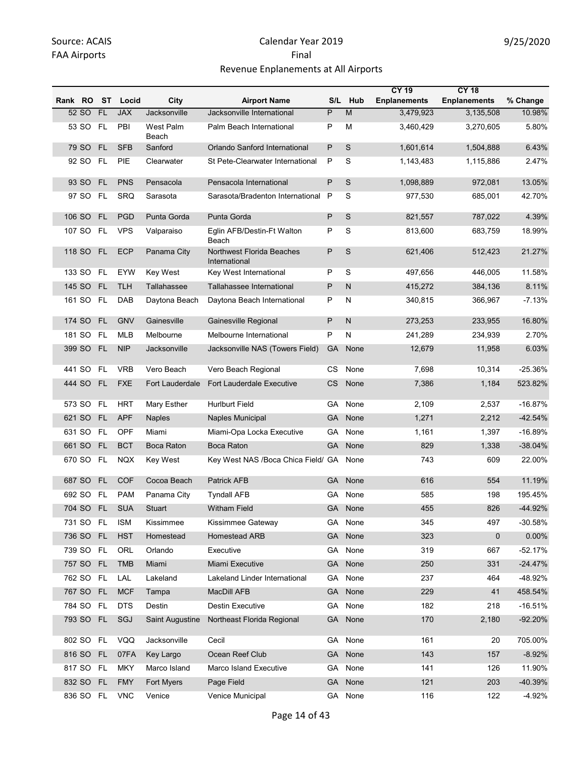Source: ACAIS
FAA Airports

Calendar Year 2019
Final
Revenue Enplanements at All Airports

9/25/2020

| Rank | RO | ST | Locid | City | Airport Name | S/L | Hub | CY 19 Enplanements | CY 18 Enplanements | % Change |
|---|---|---|---|---|---|---|---|---|---|---|
| 52 | SO | FL | JAX | Jacksonville | Jacksonville International | P | M | 3,479,923 | 3,135,508 | 10.98% |
| 53 | SO | FL | PBI | West Palm Beach | Palm Beach International | P | M | 3,460,429 | 3,270,605 | 5.80% |
| 79 | SO | FL | SFB | Sanford | Orlando Sanford International | P | S | 1,601,614 | 1,504,888 | 6.43% |
| 92 | SO | FL | PIE | Clearwater | St Pete-Clearwater International | P | S | 1,143,483 | 1,115,886 | 2.47% |
| 93 | SO | FL | PNS | Pensacola | Pensacola International | P | S | 1,098,889 | 972,081 | 13.05% |
| 97 | SO | FL | SRQ | Sarasota | Sarasota/Bradenton International | P | S | 977,530 | 685,001 | 42.70% |
| 106 | SO | FL | PGD | Punta Gorda | Punta Gorda | P | S | 821,557 | 787,022 | 4.39% |
| 107 | SO | FL | VPS | Valparaiso | Eglin AFB/Destin-Ft Walton Beach | P | S | 813,600 | 683,759 | 18.99% |
| 118 | SO | FL | ECP | Panama City | Northwest Florida Beaches International | P | S | 621,406 | 512,423 | 21.27% |
| 133 | SO | FL | EYW | Key West | Key West International | P | S | 497,656 | 446,005 | 11.58% |
| 145 | SO | FL | TLH | Tallahassee | Tallahassee International | P | N | 415,272 | 384,136 | 8.11% |
| 161 | SO | FL | DAB | Daytona Beach | Daytona Beach International | P | N | 340,815 | 366,967 | -7.13% |
| 174 | SO | FL | GNV | Gainesville | Gainesville Regional | P | N | 273,253 | 233,955 | 16.80% |
| 181 | SO | FL | MLB | Melbourne | Melbourne International | P | N | 241,289 | 234,939 | 2.70% |
| 399 | SO | FL | NIP | Jacksonville | Jacksonville NAS (Towers Field) | GA | None | 12,679 | 11,958 | 6.03% |
| 441 | SO | FL | VRB | Vero Beach | Vero Beach Regional | CS | None | 7,698 | 10,314 | -25.36% |
| 444 | SO | FL | FXE | Fort Lauderdale | Fort Lauderdale Executive | CS | None | 7,386 | 1,184 | 523.82% |
| 573 | SO | FL | HRT | Mary Esther | Hurlburt Field | GA | None | 2,109 | 2,537 | -16.87% |
| 621 | SO | FL | APF | Naples | Naples Municipal | GA | None | 1,271 | 2,212 | -42.54% |
| 631 | SO | FL | OPF | Miami | Miami-Opa Locka Executive | GA | None | 1,161 | 1,397 | -16.89% |
| 661 | SO | FL | BCT | Boca Raton | Boca Raton | GA | None | 829 | 1,338 | -38.04% |
| 670 | SO | FL | NQX | Key West | Key West NAS /Boca Chica Field/ | GA | None | 743 | 609 | 22.00% |
| 687 | SO | FL | COF | Cocoa Beach | Patrick AFB | GA | None | 616 | 554 | 11.19% |
| 692 | SO | FL | PAM | Panama City | Tyndall AFB | GA | None | 585 | 198 | 195.45% |
| 704 | SO | FL | SUA | Stuart | Witham Field | GA | None | 455 | 826 | -44.92% |
| 731 | SO | FL | ISM | Kissimmee | Kissimmee Gateway | GA | None | 345 | 497 | -30.58% |
| 736 | SO | FL | HST | Homestead | Homestead ARB | GA | None | 323 | 0 | 0.00% |
| 739 | SO | FL | ORL | Orlando | Executive | GA | None | 319 | 667 | -52.17% |
| 757 | SO | FL | TMB | Miami | Miami Executive | GA | None | 250 | 331 | -24.47% |
| 762 | SO | FL | LAL | Lakeland | Lakeland Linder International | GA | None | 237 | 464 | -48.92% |
| 767 | SO | FL | MCF | Tampa | MacDill AFB | GA | None | 229 | 41 | 458.54% |
| 784 | SO | FL | DTS | Destin | Destin Executive | GA | None | 182 | 218 | -16.51% |
| 793 | SO | FL | SGJ | Saint Augustine | Northeast Florida Regional | GA | None | 170 | 2,180 | -92.20% |
| 802 | SO | FL | VQQ | Jacksonville | Cecil | GA | None | 161 | 20 | 705.00% |
| 816 | SO | FL | 07FA | Key Largo | Ocean Reef Club | GA | None | 143 | 157 | -8.92% |
| 817 | SO | FL | MKY | Marco Island | Marco Island Executive | GA | None | 141 | 126 | 11.90% |
| 832 | SO | FL | FMY | Fort Myers | Page Field | GA | None | 121 | 203 | -40.39% |
| 836 | SO | FL | VNC | Venice | Venice Municipal | GA | None | 116 | 122 | -4.92% |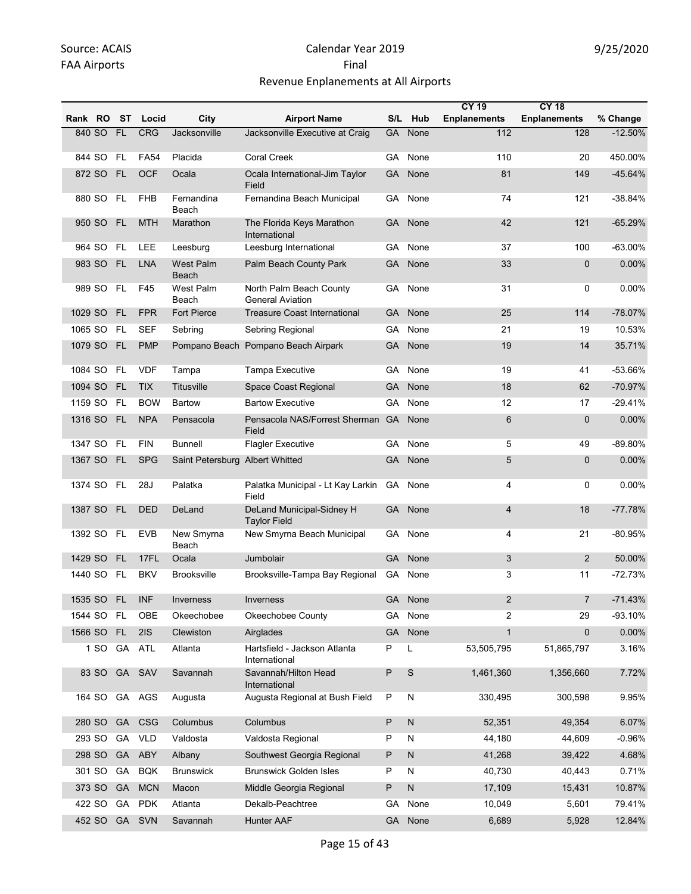| Rank | RO | ST | Locid | City | Airport Name | S/L | Hub | CY 19 Enplanements | CY 18 Enplanements | % Change |
|---|---|---|---|---|---|---|---|---|---|---|
| 840 | SO | FL | CRG | Jacksonville | Jacksonville Executive at Craig | GA | None | 112 | 128 | -12.50% |
| 844 | SO | FL | FA54 | Placida | Coral Creek | GA | None | 110 | 20 | 450.00% |
| 872 | SO | FL | OCF | Ocala | Ocala International-Jim Taylor Field | GA | None | 81 | 149 | -45.64% |
| 880 | SO | FL | FHB | Fernandina Beach | Fernandina Beach Municipal | GA | None | 74 | 121 | -38.84% |
| 950 | SO | FL | MTH | Marathon | The Florida Keys Marathon International | GA | None | 42 | 121 | -65.29% |
| 964 | SO | FL | LEE | Leesburg | Leesburg International | GA | None | 37 | 100 | -63.00% |
| 983 | SO | FL | LNA | West Palm Beach | Palm Beach County Park | GA | None | 33 | 0 | 0.00% |
| 989 | SO | FL | F45 | West Palm Beach | North Palm Beach County General Aviation | GA | None | 31 | 0 | 0.00% |
| 1029 | SO | FL | FPR | Fort Pierce | Treasure Coast International | GA | None | 25 | 114 | -78.07% |
| 1065 | SO | FL | SEF | Sebring | Sebring Regional | GA | None | 21 | 19 | 10.53% |
| 1079 | SO | FL | PMP | Pompano Beach | Pompano Beach Airpark | GA | None | 19 | 14 | 35.71% |
| 1084 | SO | FL | VDF | Tampa | Tampa Executive | GA | None | 19 | 41 | -53.66% |
| 1094 | SO | FL | TIX | Titusville | Space Coast Regional | GA | None | 18 | 62 | -70.97% |
| 1159 | SO | FL | BOW | Bartow | Bartow Executive | GA | None | 12 | 17 | -29.41% |
| 1316 | SO | FL | NPA | Pensacola | Pensacola NAS/Forrest Sherman Field | GA | None | 6 | 0 | 0.00% |
| 1347 | SO | FL | FIN | Bunnell | Flagler Executive | GA | None | 5 | 49 | -89.80% |
| 1367 | SO | FL | SPG | Saint Petersburg | Albert Whitted | GA | None | 5 | 0 | 0.00% |
| 1374 | SO | FL | 28J | Palatka | Palatka Municipal - Lt Kay Larkin Field | GA | None | 4 | 0 | 0.00% |
| 1387 | SO | FL | DED | DeLand | DeLand Municipal-Sidney H Taylor Field | GA | None | 4 | 18 | -77.78% |
| 1392 | SO | FL | EVB | New Smyrna Beach | New Smyrna Beach Municipal | GA | None | 4 | 21 | -80.95% |
| 1429 | SO | FL | 17FL | Ocala | Jumbolair | GA | None | 3 | 2 | 50.00% |
| 1440 | SO | FL | BKV | Brooksville | Brooksville-Tampa Bay Regional | GA | None | 3 | 11 | -72.73% |
| 1535 | SO | FL | INF | Inverness | Inverness | GA | None | 2 | 7 | -71.43% |
| 1544 | SO | FL | OBE | Okeechobee | Okeechobee County | GA | None | 2 | 29 | -93.10% |
| 1566 | SO | FL | 2IS | Clewiston | Airglades | GA | None | 1 | 0 | 0.00% |
| 1 | SO | GA | ATL | Atlanta | Hartsfield - Jackson Atlanta International | P | L | 53,505,795 | 51,865,797 | 3.16% |
| 83 | SO | GA | SAV | Savannah | Savannah/Hilton Head International | P | S | 1,461,360 | 1,356,660 | 7.72% |
| 164 | SO | GA | AGS | Augusta | Augusta Regional at Bush Field | P | N | 330,495 | 300,598 | 9.95% |
| 280 | SO | GA | CSG | Columbus | Columbus | P | N | 52,351 | 49,354 | 6.07% |
| 293 | SO | GA | VLD | Valdosta | Valdosta Regional | P | N | 44,180 | 44,609 | -0.96% |
| 298 | SO | GA | ABY | Albany | Southwest Georgia Regional | P | N | 41,268 | 39,422 | 4.68% |
| 301 | SO | GA | BQK | Brunswick | Brunswick Golden Isles | P | N | 40,730 | 40,443 | 0.71% |
| 373 | SO | GA | MCN | Macon | Middle Georgia Regional | P | N | 17,109 | 15,431 | 10.87% |
| 422 | SO | GA | PDK | Atlanta | Dekalb-Peachtree | GA | None | 10,049 | 5,601 | 79.41% |
| 452 | SO | GA | SVN | Savannah | Hunter AAF | GA | None | 6,689 | 5,928 | 12.84% |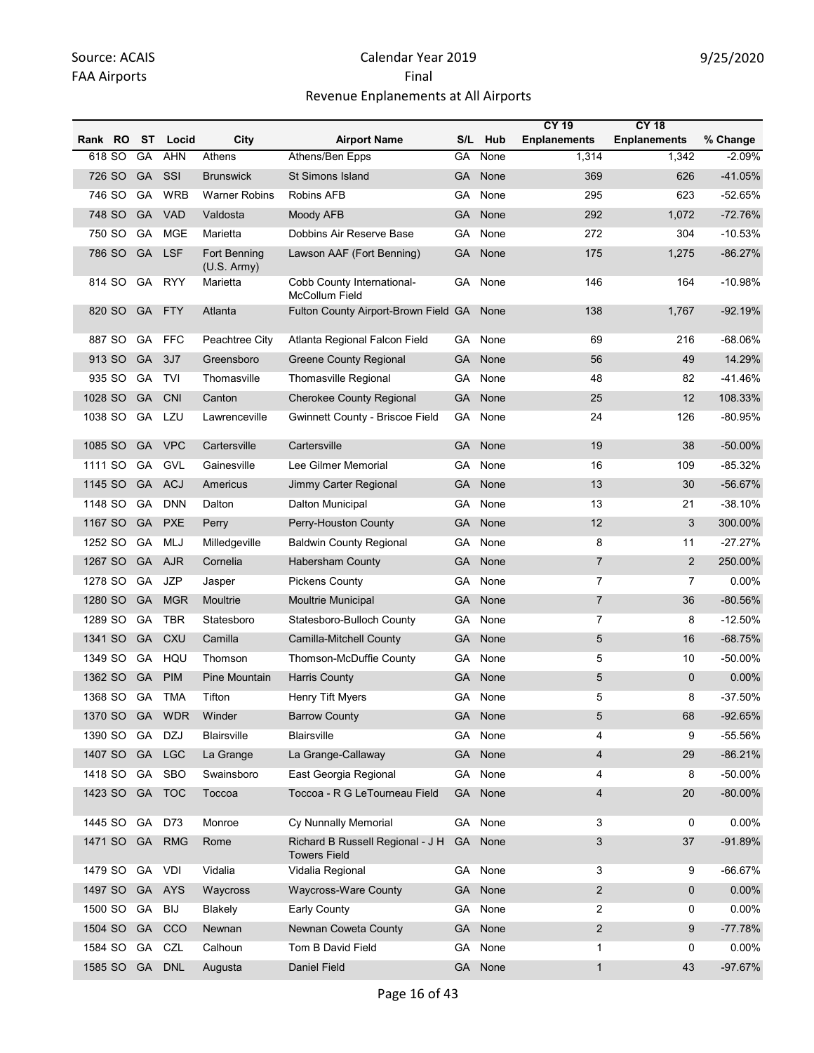Source: ACAIS
FAA Airports

Calendar Year 2019
Final
Revenue Enplanements at All Airports

9/25/2020

| Rank | RO | ST | Locid | City | Airport Name | S/L | Hub | CY 19 Enplanements | CY 18 Enplanements | % Change |
|---|---|---|---|---|---|---|---|---|---|---|
| 618 | SO | GA | AHN | Athens | Athens/Ben Epps | GA | None | 1,314 | 1,342 | -2.09% |
| 726 | SO | GA | SSI | Brunswick | St Simons Island | GA | None | 369 | 626 | -41.05% |
| 746 | SO | GA | WRB | Warner Robins | Robins AFB | GA | None | 295 | 623 | -52.65% |
| 748 | SO | GA | VAD | Valdosta | Moody AFB | GA | None | 292 | 1,072 | -72.76% |
| 750 | SO | GA | MGE | Marietta | Dobbins Air Reserve Base | GA | None | 272 | 304 | -10.53% |
| 786 | SO | GA | LSF | Fort Benning (U.S. Army) | Lawson AAF (Fort Benning) | GA | None | 175 | 1,275 | -86.27% |
| 814 | SO | GA | RYY | Marietta | Cobb County International-McCollum Field | GA | None | 146 | 164 | -10.98% |
| 820 | SO | GA | FTY | Atlanta | Fulton County Airport-Brown Field | GA | None | 138 | 1,767 | -92.19% |
| 887 | SO | GA | FFC | Peachtree City | Atlanta Regional Falcon Field | GA | None | 69 | 216 | -68.06% |
| 913 | SO | GA | 3J7 | Greensboro | Greene County Regional | GA | None | 56 | 49 | 14.29% |
| 935 | SO | GA | TVI | Thomasville | Thomasville Regional | GA | None | 48 | 82 | -41.46% |
| 1028 | SO | GA | CNI | Canton | Cherokee County Regional | GA | None | 25 | 12 | 108.33% |
| 1038 | SO | GA | LZU | Lawrenceville | Gwinnett County - Briscoe Field | GA | None | 24 | 126 | -80.95% |
| 1085 | SO | GA | VPC | Cartersville | Cartersville | GA | None | 19 | 38 | -50.00% |
| 1111 | SO | GA | GVL | Gainesville | Lee Gilmer Memorial | GA | None | 16 | 109 | -85.32% |
| 1145 | SO | GA | ACJ | Americus | Jimmy Carter Regional | GA | None | 13 | 30 | -56.67% |
| 1148 | SO | GA | DNN | Dalton | Dalton Municipal | GA | None | 13 | 21 | -38.10% |
| 1167 | SO | GA | PXE | Perry | Perry-Houston County | GA | None | 12 | 3 | 300.00% |
| 1252 | SO | GA | MLJ | Milledgeville | Baldwin County Regional | GA | None | 8 | 11 | -27.27% |
| 1267 | SO | GA | AJR | Cornelia | Habersham County | GA | None | 7 | 2 | 250.00% |
| 1278 | SO | GA | JZP | Jasper | Pickens County | GA | None | 7 | 7 | 0.00% |
| 1280 | SO | GA | MGR | Moultrie | Moultrie Municipal | GA | None | 7 | 36 | -80.56% |
| 1289 | SO | GA | TBR | Statesboro | Statesboro-Bulloch County | GA | None | 7 | 8 | -12.50% |
| 1341 | SO | GA | CXU | Camilla | Camilla-Mitchell County | GA | None | 5 | 16 | -68.75% |
| 1349 | SO | GA | HQU | Thomson | Thomson-McDuffie County | GA | None | 5 | 10 | -50.00% |
| 1362 | SO | GA | PIM | Pine Mountain | Harris County | GA | None | 5 | 0 | 0.00% |
| 1368 | SO | GA | TMA | Tifton | Henry Tift Myers | GA | None | 5 | 8 | -37.50% |
| 1370 | SO | GA | WDR | Winder | Barrow County | GA | None | 5 | 68 | -92.65% |
| 1390 | SO | GA | DZJ | Blairsville | Blairsville | GA | None | 4 | 9 | -55.56% |
| 1407 | SO | GA | LGC | La Grange | La Grange-Callaway | GA | None | 4 | 29 | -86.21% |
| 1418 | SO | GA | SBO | Swainsboro | East Georgia Regional | GA | None | 4 | 8 | -50.00% |
| 1423 | SO | GA | TOC | Toccoa | Toccoa - R G LeTourneau Field | GA | None | 4 | 20 | -80.00% |
| 1445 | SO | GA | D73 | Monroe | Cy Nunnally Memorial | GA | None | 3 | 0 | 0.00% |
| 1471 | SO | GA | RMG | Rome | Richard B Russell Regional - J H Towers Field | GA | None | 3 | 37 | -91.89% |
| 1479 | SO | GA | VDI | Vidalia | Vidalia Regional | GA | None | 3 | 9 | -66.67% |
| 1497 | SO | GA | AYS | Waycross | Waycross-Ware County | GA | None | 2 | 0 | 0.00% |
| 1500 | SO | GA | BIJ | Blakely | Early County | GA | None | 2 | 0 | 0.00% |
| 1504 | SO | GA | CCO | Newnan | Newnan Coweta County | GA | None | 2 | 9 | -77.78% |
| 1584 | SO | GA | CZL | Calhoun | Tom B David Field | GA | None | 1 | 0 | 0.00% |
| 1585 | SO | GA | DNL | Augusta | Daniel Field | GA | None | 1 | 43 | -97.67% |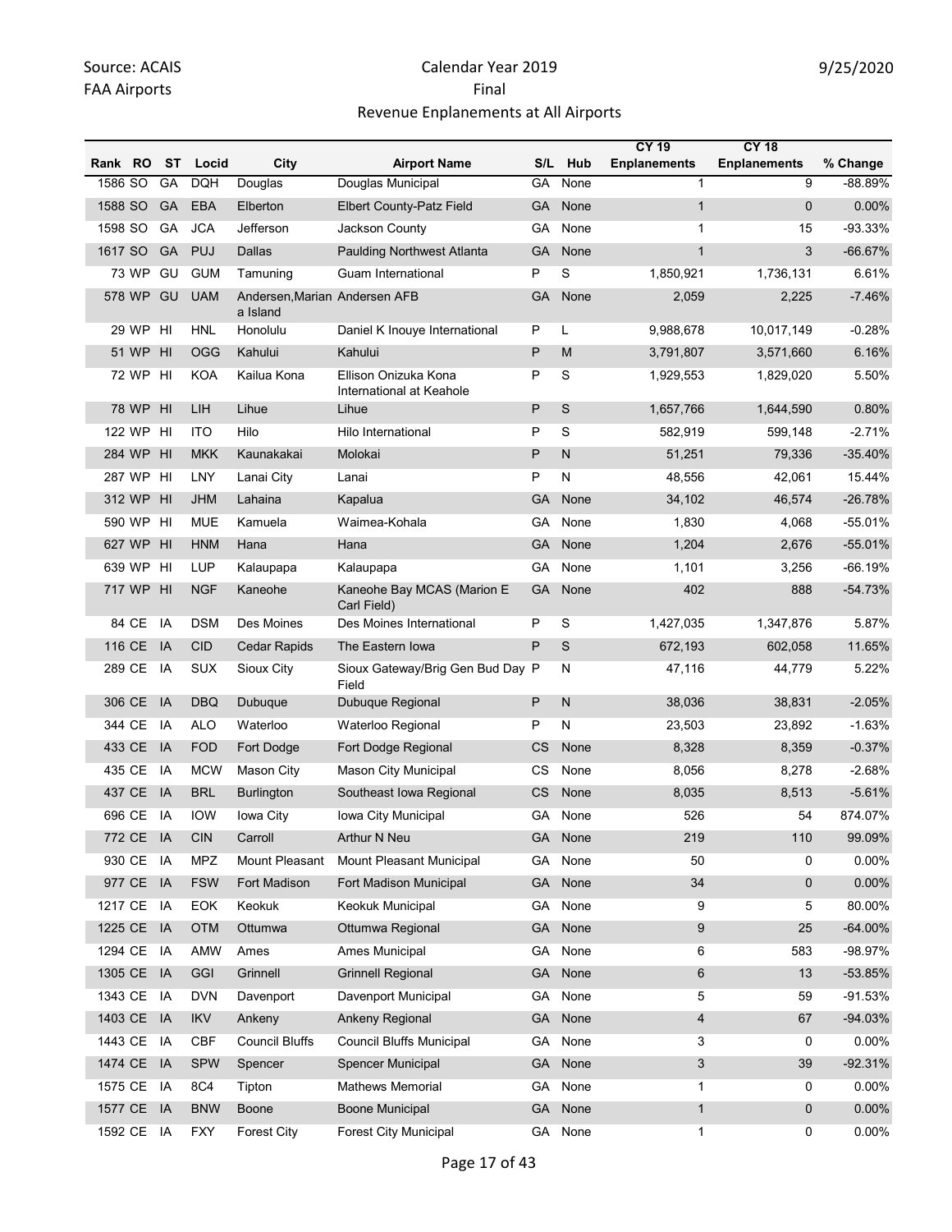Source: ACAIS
FAA Airports

Calendar Year 2019
Final
Revenue Enplanements at All Airports

9/25/2020

| Rank | RO | ST | Locid | City | Airport Name | S/L | Hub | CY 19 Enplanements | CY 18 Enplanements | % Change |
|---|---|---|---|---|---|---|---|---|---|---|
| 1586 | SO | GA | DQH | Douglas | Douglas Municipal | GA | None | 1 | 9 | -88.89% |
| 1588 | SO | GA | EBA | Elberton | Elbert County-Patz Field | GA | None | 1 | 0 | 0.00% |
| 1598 | SO | GA | JCA | Jefferson | Jackson County | GA | None | 1 | 15 | -93.33% |
| 1617 | SO | GA | PUJ | Dallas | Paulding Northwest Atlanta | GA | None | 1 | 3 | -66.67% |
| 73 | WP | GU | GUM | Tamuning | Guam International | P | S | 1,850,921 | 1,736,131 | 6.61% |
| 578 | WP | GU | UAM | Andersen,Marian a Island | Andersen AFB | GA | None | 2,059 | 2,225 | -7.46% |
| 29 | WP | HI | HNL | Honolulu | Daniel K Inouye International | P | L | 9,988,678 | 10,017,149 | -0.28% |
| 51 | WP | HI | OGG | Kahului | Kahului | P | M | 3,791,807 | 3,571,660 | 6.16% |
| 72 | WP | HI | KOA | Kailua Kona | Ellison Onizuka Kona International at Keahole | P | S | 1,929,553 | 1,829,020 | 5.50% |
| 78 | WP | HI | LIH | Lihue | Lihue | P | S | 1,657,766 | 1,644,590 | 0.80% |
| 122 | WP | HI | ITO | Hilo | Hilo International | P | S | 582,919 | 599,148 | -2.71% |
| 284 | WP | HI | MKK | Kaunakakai | Molokai | P | N | 51,251 | 79,336 | -35.40% |
| 287 | WP | HI | LNY | Lanai City | Lanai | P | N | 48,556 | 42,061 | 15.44% |
| 312 | WP | HI | JHM | Lahaina | Kapalua | GA | None | 34,102 | 46,574 | -26.78% |
| 590 | WP | HI | MUE | Kamuela | Waimea-Kohala | GA | None | 1,830 | 4,068 | -55.01% |
| 627 | WP | HI | HNM | Hana | Hana | GA | None | 1,204 | 2,676 | -55.01% |
| 639 | WP | HI | LUP | Kalaupapa | Kalaupapa | GA | None | 1,101 | 3,256 | -66.19% |
| 717 | WP | HI | NGF | Kaneohe | Kaneohe Bay MCAS (Marion E Carl Field) | GA | None | 402 | 888 | -54.73% |
| 84 | CE | IA | DSM | Des Moines | Des Moines International | P | S | 1,427,035 | 1,347,876 | 5.87% |
| 116 | CE | IA | CID | Cedar Rapids | The Eastern Iowa | P | S | 672,193 | 602,058 | 11.65% |
| 289 | CE | IA | SUX | Sioux City | Sioux Gateway/Brig Gen Bud Day Field | P | N | 47,116 | 44,779 | 5.22% |
| 306 | CE | IA | DBQ | Dubuque | Dubuque Regional | P | N | 38,036 | 38,831 | -2.05% |
| 344 | CE | IA | ALO | Waterloo | Waterloo Regional | P | N | 23,503 | 23,892 | -1.63% |
| 433 | CE | IA | FOD | Fort Dodge | Fort Dodge Regional | CS | None | 8,328 | 8,359 | -0.37% |
| 435 | CE | IA | MCW | Mason City | Mason City Municipal | CS | None | 8,056 | 8,278 | -2.68% |
| 437 | CE | IA | BRL | Burlington | Southeast Iowa Regional | CS | None | 8,035 | 8,513 | -5.61% |
| 696 | CE | IA | IOW | Iowa City | Iowa City Municipal | GA | None | 526 | 54 | 874.07% |
| 772 | CE | IA | CIN | Carroll | Arthur N Neu | GA | None | 219 | 110 | 99.09% |
| 930 | CE | IA | MPZ | Mount Pleasant | Mount Pleasant Municipal | GA | None | 50 | 0 | 0.00% |
| 977 | CE | IA | FSW | Fort Madison | Fort Madison Municipal | GA | None | 34 | 0 | 0.00% |
| 1217 | CE | IA | EOK | Keokuk | Keokuk Municipal | GA | None | 9 | 5 | 80.00% |
| 1225 | CE | IA | OTM | Ottumwa | Ottumwa Regional | GA | None | 9 | 25 | -64.00% |
| 1294 | CE | IA | AMW | Ames | Ames Municipal | GA | None | 6 | 583 | -98.97% |
| 1305 | CE | IA | GGI | Grinnell | Grinnell Regional | GA | None | 6 | 13 | -53.85% |
| 1343 | CE | IA | DVN | Davenport | Davenport Municipal | GA | None | 5 | 59 | -91.53% |
| 1403 | CE | IA | IKV | Ankeny | Ankeny Regional | GA | None | 4 | 67 | -94.03% |
| 1443 | CE | IA | CBF | Council Bluffs | Council Bluffs Municipal | GA | None | 3 | 0 | 0.00% |
| 1474 | CE | IA | SPW | Spencer | Spencer Municipal | GA | None | 3 | 39 | -92.31% |
| 1575 | CE | IA | 8C4 | Tipton | Mathews Memorial | GA | None | 1 | 0 | 0.00% |
| 1577 | CE | IA | BNW | Boone | Boone Municipal | GA | None | 1 | 0 | 0.00% |
| 1592 | CE | IA | FXY | Forest City | Forest City Municipal | GA | None | 1 | 0 | 0.00% |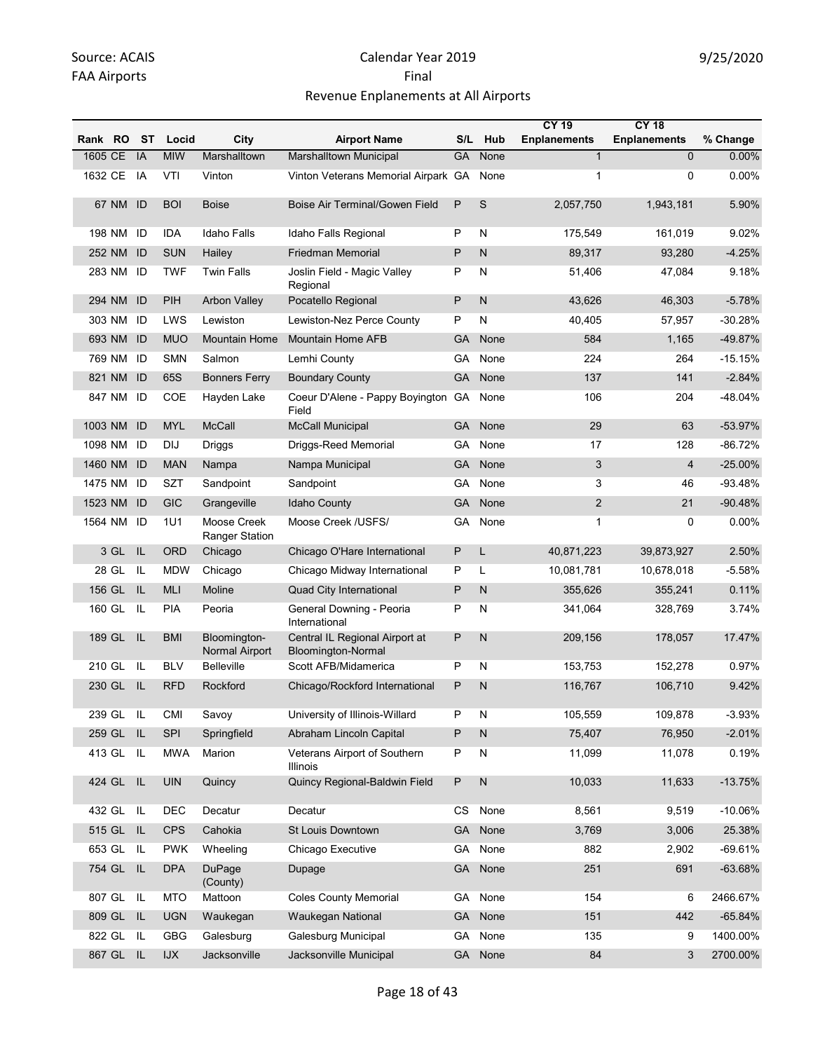| Rank | RO | ST | Locid | City | Airport Name | S/L | Hub | CY 19 Enplanements | CY 18 Enplanements | % Change |
|---|---|---|---|---|---|---|---|---|---|---|
| 1605 | CE | IA | MIW | Marshalltown | Marshalltown Municipal | GA | None | 1 | 0 | 0.00% |
| 1632 | CE | IA | VTI | Vinton | Vinton Veterans Memorial Airpark | GA | None | 1 | 0 | 0.00% |
| 67 | NM | ID | BOI | Boise | Boise Air Terminal/Gowen Field | P | S | 2,057,750 | 1,943,181 | 5.90% |
| 198 | NM | ID | IDA | Idaho Falls | Idaho Falls Regional | P | N | 175,549 | 161,019 | 9.02% |
| 252 | NM | ID | SUN | Hailey | Friedman Memorial | P | N | 89,317 | 93,280 | -4.25% |
| 283 | NM | ID | TWF | Twin Falls | Joslin Field - Magic Valley Regional | P | N | 51,406 | 47,084 | 9.18% |
| 294 | NM | ID | PIH | Arbon Valley | Pocatello Regional | P | N | 43,626 | 46,303 | -5.78% |
| 303 | NM | ID | LWS | Lewiston | Lewiston-Nez Perce County | P | N | 40,405 | 57,957 | -30.28% |
| 693 | NM | ID | MUO | Mountain Home | Mountain Home AFB | GA | None | 584 | 1,165 | -49.87% |
| 769 | NM | ID | SMN | Salmon | Lemhi County | GA | None | 224 | 264 | -15.15% |
| 821 | NM | ID | 65S | Bonners Ferry | Boundary County | GA | None | 137 | 141 | -2.84% |
| 847 | NM | ID | COE | Hayden Lake | Coeur D'Alene - Pappy Boyington Field | GA | None | 106 | 204 | -48.04% |
| 1003 | NM | ID | MYL | McCall | McCall Municipal | GA | None | 29 | 63 | -53.97% |
| 1098 | NM | ID | DIJ | Driggs | Driggs-Reed Memorial | GA | None | 17 | 128 | -86.72% |
| 1460 | NM | ID | MAN | Nampa | Nampa Municipal | GA | None | 3 | 4 | -25.00% |
| 1475 | NM | ID | SZT | Sandpoint | Sandpoint | GA | None | 3 | 46 | -93.48% |
| 1523 | NM | ID | GIC | Grangeville | Idaho County | GA | None | 2 | 21 | -90.48% |
| 1564 | NM | ID | 1U1 | Moose Creek Ranger Station | Moose Creek /USFS/ | GA | None | 1 | 0 | 0.00% |
| 3 | GL | IL | ORD | Chicago | Chicago O'Hare International | P | L | 40,871,223 | 39,873,927 | 2.50% |
| 28 | GL | IL | MDW | Chicago | Chicago Midway International | P | L | 10,081,781 | 10,678,018 | -5.58% |
| 156 | GL | IL | MLI | Moline | Quad City International | P | N | 355,626 | 355,241 | 0.11% |
| 160 | GL | IL | PIA | Peoria | General Downing - Peoria International | P | N | 341,064 | 328,769 | 3.74% |
| 189 | GL | IL | BMI | Bloomington-Normal Airport | Central IL Regional Airport at Bloomington-Normal | P | N | 209,156 | 178,057 | 17.47% |
| 210 | GL | IL | BLV | Belleville | Scott AFB/Midamerica | P | N | 153,753 | 152,278 | 0.97% |
| 230 | GL | IL | RFD | Rockford | Chicago/Rockford International | P | N | 116,767 | 106,710 | 9.42% |
| 239 | GL | IL | CMI | Savoy | University of Illinois-Willard | P | N | 105,559 | 109,878 | -3.93% |
| 259 | GL | IL | SPI | Springfield | Abraham Lincoln Capital | P | N | 75,407 | 76,950 | -2.01% |
| 413 | GL | IL | MWA | Marion | Veterans Airport of Southern Illinois | P | N | 11,099 | 11,078 | 0.19% |
| 424 | GL | IL | UIN | Quincy | Quincy Regional-Baldwin Field | P | N | 10,033 | 11,633 | -13.75% |
| 432 | GL | IL | DEC | Decatur | Decatur | CS | None | 8,561 | 9,519 | -10.06% |
| 515 | GL | IL | CPS | Cahokia | St Louis Downtown | GA | None | 3,769 | 3,006 | 25.38% |
| 653 | GL | IL | PWK | Wheeling | Chicago Executive | GA | None | 882 | 2,902 | -69.61% |
| 754 | GL | IL | DPA | DuPage (County) | Dupage | GA | None | 251 | 691 | -63.68% |
| 807 | GL | IL | MTO | Mattoon | Coles County Memorial | GA | None | 154 | 6 | 2466.67% |
| 809 | GL | IL | UGN | Waukegan | Waukegan National | GA | None | 151 | 442 | -65.84% |
| 822 | GL | IL | GBG | Galesburg | Galesburg Municipal | GA | None | 135 | 9 | 1400.00% |
| 867 | GL | IL | IJX | Jacksonville | Jacksonville Municipal | GA | None | 84 | 3 | 2700.00% |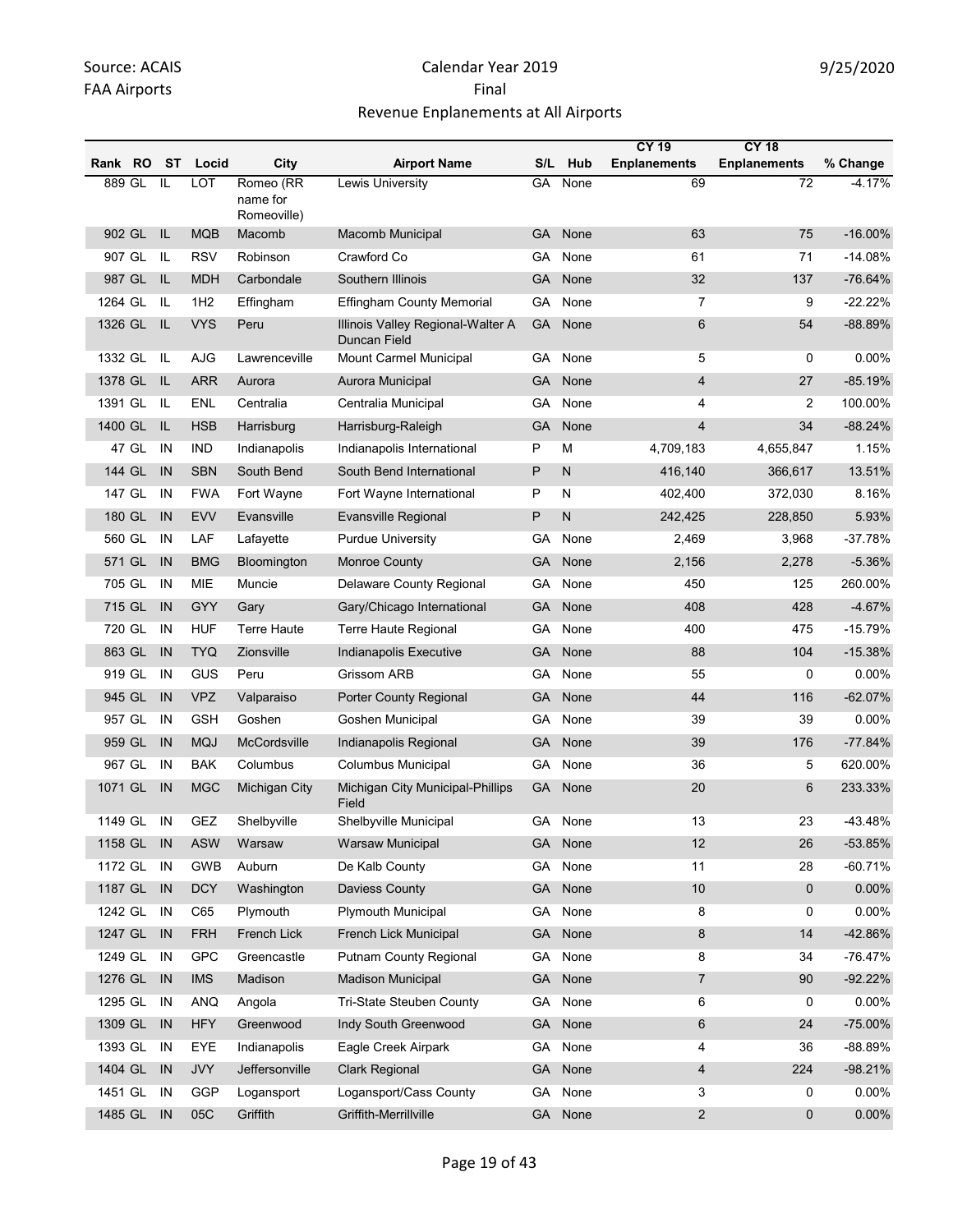Source: ACAIS
FAA Airports

Calendar Year 2019
Final
Revenue Enplanements at All Airports

9/25/2020

| Rank | RO | ST | Locid | City | Airport Name | S/L | Hub | CY 19 Enplanements | CY 18 Enplanements | % Change |
|---|---|---|---|---|---|---|---|---|---|---|
| 889 | GL | IL | LOT | Romeo (RR name for Romeoville) | Lewis University | GA | None | 69 | 72 | -4.17% |
| 902 | GL | IL | MQB | Macomb | Macomb Municipal | GA | None | 63 | 75 | -16.00% |
| 907 | GL | IL | RSV | Robinson | Crawford Co | GA | None | 61 | 71 | -14.08% |
| 987 | GL | IL | MDH | Carbondale | Southern Illinois | GA | None | 32 | 137 | -76.64% |
| 1264 | GL | IL | 1H2 | Effingham | Effingham County Memorial | GA | None | 7 | 9 | -22.22% |
| 1326 | GL | IL | VYS | Peru | Illinois Valley Regional-Walter A Duncan Field | GA | None | 6 | 54 | -88.89% |
| 1332 | GL | IL | AJG | Lawrenceville | Mount Carmel Municipal | GA | None | 5 | 0 | 0.00% |
| 1378 | GL | IL | ARR | Aurora | Aurora Municipal | GA | None | 4 | 27 | -85.19% |
| 1391 | GL | IL | ENL | Centralia | Centralia Municipal | GA | None | 4 | 2 | 100.00% |
| 1400 | GL | IL | HSB | Harrisburg | Harrisburg-Raleigh | GA | None | 4 | 34 | -88.24% |
| 47 | GL | IN | IND | Indianapolis | Indianapolis International | P | M | 4,709,183 | 4,655,847 | 1.15% |
| 144 | GL | IN | SBN | South Bend | South Bend International | P | N | 416,140 | 366,617 | 13.51% |
| 147 | GL | IN | FWA | Fort Wayne | Fort Wayne International | P | N | 402,400 | 372,030 | 8.16% |
| 180 | GL | IN | EVV | Evansville | Evansville Regional | P | N | 242,425 | 228,850 | 5.93% |
| 560 | GL | IN | LAF | Lafayette | Purdue University | GA | None | 2,469 | 3,968 | -37.78% |
| 571 | GL | IN | BMG | Bloomington | Monroe County | GA | None | 2,156 | 2,278 | -5.36% |
| 705 | GL | IN | MIE | Muncie | Delaware County Regional | GA | None | 450 | 125 | 260.00% |
| 715 | GL | IN | GYY | Gary | Gary/Chicago International | GA | None | 408 | 428 | -4.67% |
| 720 | GL | IN | HUF | Terre Haute | Terre Haute Regional | GA | None | 400 | 475 | -15.79% |
| 863 | GL | IN | TYQ | Zionsville | Indianapolis Executive | GA | None | 88 | 104 | -15.38% |
| 919 | GL | IN | GUS | Peru | Grissom ARB | GA | None | 55 | 0 | 0.00% |
| 945 | GL | IN | VPZ | Valparaiso | Porter County Regional | GA | None | 44 | 116 | -62.07% |
| 957 | GL | IN | GSH | Goshen | Goshen Municipal | GA | None | 39 | 39 | 0.00% |
| 959 | GL | IN | MQJ | McCordsville | Indianapolis Regional | GA | None | 39 | 176 | -77.84% |
| 967 | GL | IN | BAK | Columbus | Columbus Municipal | GA | None | 36 | 5 | 620.00% |
| 1071 | GL | IN | MGC | Michigan City | Michigan City Municipal-Phillips Field | GA | None | 20 | 6 | 233.33% |
| 1149 | GL | IN | GEZ | Shelbyville | Shelbyville Municipal | GA | None | 13 | 23 | -43.48% |
| 1158 | GL | IN | ASW | Warsaw | Warsaw Municipal | GA | None | 12 | 26 | -53.85% |
| 1172 | GL | IN | GWB | Auburn | De Kalb County | GA | None | 11 | 28 | -60.71% |
| 1187 | GL | IN | DCY | Washington | Daviess County | GA | None | 10 | 0 | 0.00% |
| 1242 | GL | IN | C65 | Plymouth | Plymouth Municipal | GA | None | 8 | 0 | 0.00% |
| 1247 | GL | IN | FRH | French Lick | French Lick Municipal | GA | None | 8 | 14 | -42.86% |
| 1249 | GL | IN | GPC | Greencastle | Putnam County Regional | GA | None | 8 | 34 | -76.47% |
| 1276 | GL | IN | IMS | Madison | Madison Municipal | GA | None | 7 | 90 | -92.22% |
| 1295 | GL | IN | ANQ | Angola | Tri-State Steuben County | GA | None | 6 | 0 | 0.00% |
| 1309 | GL | IN | HFY | Greenwood | Indy South Greenwood | GA | None | 6 | 24 | -75.00% |
| 1393 | GL | IN | EYE | Indianapolis | Eagle Creek Airpark | GA | None | 4 | 36 | -88.89% |
| 1404 | GL | IN | JVY | Jeffersonville | Clark Regional | GA | None | 4 | 224 | -98.21% |
| 1451 | GL | IN | GGP | Logansport | Logansport/Cass County | GA | None | 3 | 0 | 0.00% |
| 1485 | GL | IN | 05C | Griffith | Griffith-Merrillville | GA | None | 2 | 0 | 0.00% |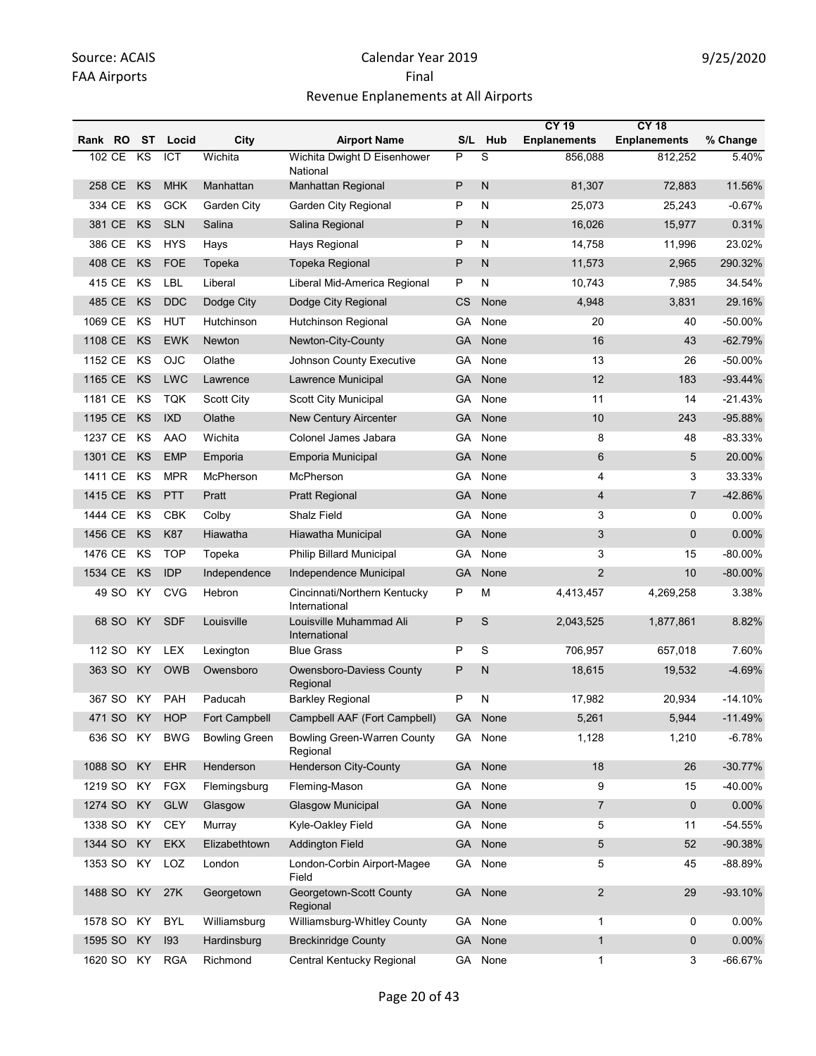Source: ACAIS
FAA Airports

Calendar Year 2019
Final
Revenue Enplanements at All Airports

9/25/2020

| Rank | RO | ST | Locid | City | Airport Name | S/L | Hub | CY 19 Enplanements | CY 18 Enplanements | % Change |
|---|---|---|---|---|---|---|---|---|---|---|
| 102 | CE | KS | ICT | Wichita | Wichita Dwight D Eisenhower National | P | S | 856,088 | 812,252 | 5.40% |
| 258 | CE | KS | MHK | Manhattan | Manhattan Regional | P | N | 81,307 | 72,883 | 11.56% |
| 334 | CE | KS | GCK | Garden City | Garden City Regional | P | N | 25,073 | 25,243 | -0.67% |
| 381 | CE | KS | SLN | Salina | Salina Regional | P | N | 16,026 | 15,977 | 0.31% |
| 386 | CE | KS | HYS | Hays | Hays Regional | P | N | 14,758 | 11,996 | 23.02% |
| 408 | CE | KS | FOE | Topeka | Topeka Regional | P | N | 11,573 | 2,965 | 290.32% |
| 415 | CE | KS | LBL | Liberal | Liberal Mid-America Regional | P | N | 10,743 | 7,985 | 34.54% |
| 485 | CE | KS | DDC | Dodge City | Dodge City Regional | CS | None | 4,948 | 3,831 | 29.16% |
| 1069 | CE | KS | HUT | Hutchinson | Hutchinson Regional | GA | None | 20 | 40 | -50.00% |
| 1108 | CE | KS | EWK | Newton | Newton-City-County | GA | None | 16 | 43 | -62.79% |
| 1152 | CE | KS | OJC | Olathe | Johnson County Executive | GA | None | 13 | 26 | -50.00% |
| 1165 | CE | KS | LWC | Lawrence | Lawrence Municipal | GA | None | 12 | 183 | -93.44% |
| 1181 | CE | KS | TQK | Scott City | Scott City Municipal | GA | None | 11 | 14 | -21.43% |
| 1195 | CE | KS | IXD | Olathe | New Century Aircenter | GA | None | 10 | 243 | -95.88% |
| 1237 | CE | KS | AAO | Wichita | Colonel James Jabara | GA | None | 8 | 48 | -83.33% |
| 1301 | CE | KS | EMP | Emporia | Emporia Municipal | GA | None | 6 | 5 | 20.00% |
| 1411 | CE | KS | MPR | McPherson | McPherson | GA | None | 4 | 3 | 33.33% |
| 1415 | CE | KS | PTT | Pratt | Pratt Regional | GA | None | 4 | 7 | -42.86% |
| 1444 | CE | KS | CBK | Colby | Shalz Field | GA | None | 3 | 0 | 0.00% |
| 1456 | CE | KS | K87 | Hiawatha | Hiawatha Municipal | GA | None | 3 | 0 | 0.00% |
| 1476 | CE | KS | TOP | Topeka | Philip Billard Municipal | GA | None | 3 | 15 | -80.00% |
| 1534 | CE | KS | IDP | Independence | Independence Municipal | GA | None | 2 | 10 | -80.00% |
| 49 | SO | KY | CVG | Hebron | Cincinnati/Northern Kentucky International | P | M | 4,413,457 | 4,269,258 | 3.38% |
| 68 | SO | KY | SDF | Louisville | Louisville Muhammad Ali International | P | S | 2,043,525 | 1,877,861 | 8.82% |
| 112 | SO | KY | LEX | Lexington | Blue Grass | P | S | 706,957 | 657,018 | 7.60% |
| 363 | SO | KY | OWB | Owensboro | Owensboro-Daviess County Regional | P | N | 18,615 | 19,532 | -4.69% |
| 367 | SO | KY | PAH | Paducah | Barkley Regional | P | N | 17,982 | 20,934 | -14.10% |
| 471 | SO | KY | HOP | Fort Campbell | Campbell AAF (Fort Campbell) | GA | None | 5,261 | 5,944 | -11.49% |
| 636 | SO | KY | BWG | Bowling Green | Bowling Green-Warren County Regional | GA | None | 1,128 | 1,210 | -6.78% |
| 1088 | SO | KY | EHR | Henderson | Henderson City-County | GA | None | 18 | 26 | -30.77% |
| 1219 | SO | KY | FGX | Flemingsburg | Fleming-Mason | GA | None | 9 | 15 | -40.00% |
| 1274 | SO | KY | GLW | Glasgow | Glasgow Municipal | GA | None | 7 | 0 | 0.00% |
| 1338 | SO | KY | CEY | Murray | Kyle-Oakley Field | GA | None | 5 | 11 | -54.55% |
| 1344 | SO | KY | EKX | Elizabethtown | Addington Field | GA | None | 5 | 52 | -90.38% |
| 1353 | SO | KY | LOZ | London | London-Corbin Airport-Magee Field | GA | None | 5 | 45 | -88.89% |
| 1488 | SO | KY | 27K | Georgetown | Georgetown-Scott County Regional | GA | None | 2 | 29 | -93.10% |
| 1578 | SO | KY | BYL | Williamsburg | Williamsburg-Whitley County | GA | None | 1 | 0 | 0.00% |
| 1595 | SO | KY | I93 | Hardinsburg | Breckinridge County | GA | None | 1 | 0 | 0.00% |
| 1620 | SO | KY | RGA | Richmond | Central Kentucky Regional | GA | None | 1 | 3 | -66.67% |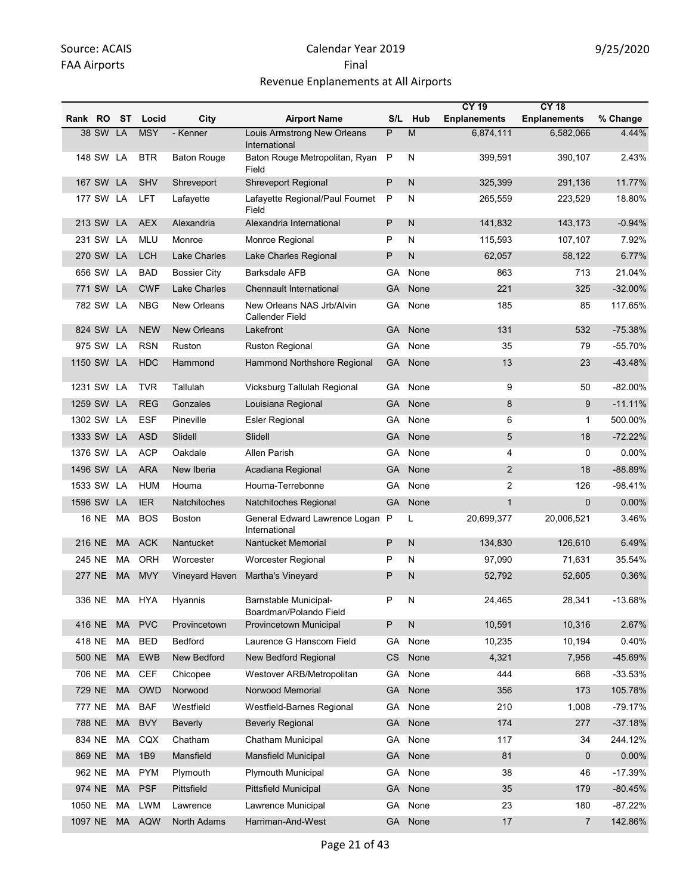Source: ACAIS
FAA Airports

Calendar Year 2019
Final
Revenue Enplanements at All Airports

9/25/2020

| Rank | RO | ST | Locid | City | Airport Name | S/L | Hub | CY 19 Enplanements | CY 18 Enplanements | % Change |
|---|---|---|---|---|---|---|---|---|---|---|
| 38 | SW | LA | MSY | - Kenner | Louis Armstrong New Orleans International | P | M | 6,874,111 | 6,582,066 | 4.44% |
| 148 | SW | LA | BTR | Baton Rouge | Baton Rouge Metropolitan, Ryan Field | P | N | 399,591 | 390,107 | 2.43% |
| 167 | SW | LA | SHV | Shreveport | Shreveport Regional | P | N | 325,399 | 291,136 | 11.77% |
| 177 | SW | LA | LFT | Lafayette | Lafayette Regional/Paul Fournet Field | P | N | 265,559 | 223,529 | 18.80% |
| 213 | SW | LA | AEX | Alexandria | Alexandria International | P | N | 141,832 | 143,173 | -0.94% |
| 231 | SW | LA | MLU | Monroe | Monroe Regional | P | N | 115,593 | 107,107 | 7.92% |
| 270 | SW | LA | LCH | Lake Charles | Lake Charles Regional | P | N | 62,057 | 58,122 | 6.77% |
| 656 | SW | LA | BAD | Bossier City | Barksdale AFB | GA | None | 863 | 713 | 21.04% |
| 771 | SW | LA | CWF | Lake Charles | Chennault International | GA | None | 221 | 325 | -32.00% |
| 782 | SW | LA | NBG | New Orleans | New Orleans NAS Jrb/Alvin Callender Field | GA | None | 185 | 85 | 117.65% |
| 824 | SW | LA | NEW | New Orleans | Lakefront | GA | None | 131 | 532 | -75.38% |
| 975 | SW | LA | RSN | Ruston | Ruston Regional | GA | None | 35 | 79 | -55.70% |
| 1150 | SW | LA | HDC | Hammond | Hammond Northshore Regional | GA | None | 13 | 23 | -43.48% |
| 1231 | SW | LA | TVR | Tallulah | Vicksburg Tallulah Regional | GA | None | 9 | 50 | -82.00% |
| 1259 | SW | LA | REG | Gonzales | Louisiana Regional | GA | None | 8 | 9 | -11.11% |
| 1302 | SW | LA | ESF | Pineville | Esler Regional | GA | None | 6 | 1 | 500.00% |
| 1333 | SW | LA | ASD | Slidell | Slidell | GA | None | 5 | 18 | -72.22% |
| 1376 | SW | LA | ACP | Oakdale | Allen Parish | GA | None | 4 | 0 | 0.00% |
| 1496 | SW | LA | ARA | New Iberia | Acadiana Regional | GA | None | 2 | 18 | -88.89% |
| 1533 | SW | LA | HUM | Houma | Houma-Terrebonne | GA | None | 2 | 126 | -98.41% |
| 1596 | SW | LA | IER | Natchitoches | Natchitoches Regional | GA | None | 1 | 0 | 0.00% |
| 16 | NE | MA | BOS | Boston | General Edward Lawrence Logan International | P | L | 20,699,377 | 20,006,521 | 3.46% |
| 216 | NE | MA | ACK | Nantucket | Nantucket Memorial | P | N | 134,830 | 126,610 | 6.49% |
| 245 | NE | MA | ORH | Worcester | Worcester Regional | P | N | 97,090 | 71,631 | 35.54% |
| 277 | NE | MA | MVY | Vineyard Haven | Martha's Vineyard | P | N | 52,792 | 52,605 | 0.36% |
| 336 | NE | MA | HYA | Hyannis | Barnstable Municipal-Boardman/Polando Field | P | N | 24,465 | 28,341 | -13.68% |
| 416 | NE | MA | PVC | Provincetown | Provincetown Municipal | P | N | 10,591 | 10,316 | 2.67% |
| 418 | NE | MA | BED | Bedford | Laurence G Hanscom Field | GA | None | 10,235 | 10,194 | 0.40% |
| 500 | NE | MA | EWB | New Bedford | New Bedford Regional | CS | None | 4,321 | 7,956 | -45.69% |
| 706 | NE | MA | CEF | Chicopee | Westover ARB/Metropolitan | GA | None | 444 | 668 | -33.53% |
| 729 | NE | MA | OWD | Norwood | Norwood Memorial | GA | None | 356 | 173 | 105.78% |
| 777 | NE | MA | BAF | Westfield | Westfield-Barnes Regional | GA | None | 210 | 1,008 | -79.17% |
| 788 | NE | MA | BVY | Beverly | Beverly Regional | GA | None | 174 | 277 | -37.18% |
| 834 | NE | MA | CQX | Chatham | Chatham Municipal | GA | None | 117 | 34 | 244.12% |
| 869 | NE | MA | 1B9 | Mansfield | Mansfield Municipal | GA | None | 81 | 0 | 0.00% |
| 962 | NE | MA | PYM | Plymouth | Plymouth Municipal | GA | None | 38 | 46 | -17.39% |
| 974 | NE | MA | PSF | Pittsfield | Pittsfield Municipal | GA | None | 35 | 179 | -80.45% |
| 1050 | NE | MA | LWM | Lawrence | Lawrence Municipal | GA | None | 23 | 180 | -87.22% |
| 1097 | NE | MA | AQW | North Adams | Harriman-And-West | GA | None | 17 | 7 | 142.86% |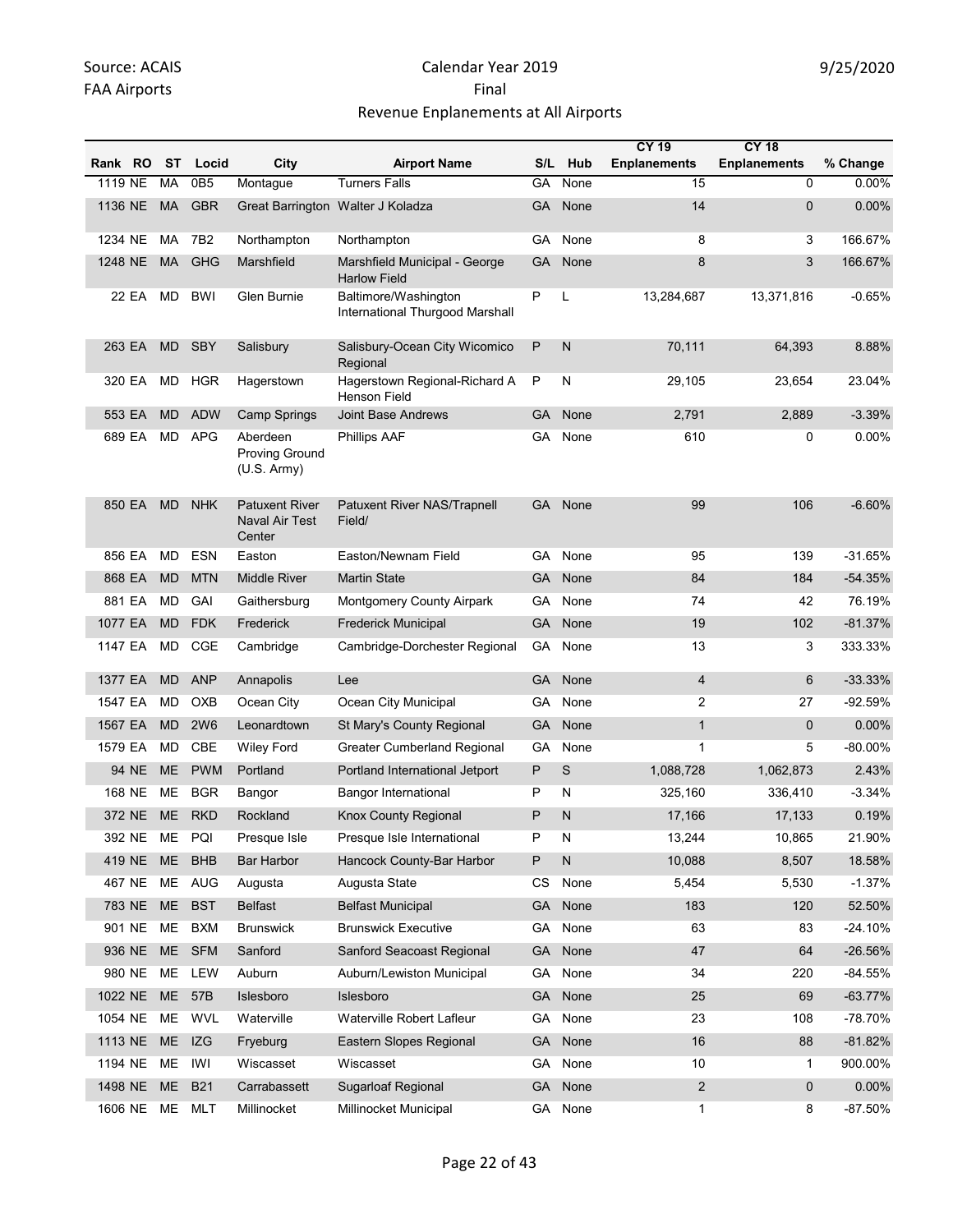Source: ACAIS
FAA Airports

Calendar Year 2019
Final
Revenue Enplanements at All Airports

9/25/2020

| Rank | RO | ST | Locid | City | Airport Name | S/L | Hub | CY 19 Enplanements | CY 18 Enplanements | % Change |
|---|---|---|---|---|---|---|---|---|---|---|
| 1119 | NE | MA | 0B5 | Montague | Turners Falls | GA | None | 15 | 0 | 0.00% |
| 1136 | NE | MA | GBR | Great Barrington | Walter J Koladza | GA | None | 14 | 0 | 0.00% |
| 1234 | NE | MA | 7B2 | Northampton | Northampton | GA | None | 8 | 3 | 166.67% |
| 1248 | NE | MA | GHG | Marshfield | Marshfield Municipal - George Harlow Field | GA | None | 8 | 3 | 166.67% |
| 22 | EA | MD | BWI | Glen Burnie | Baltimore/Washington International Thurgood Marshall | P | L | 13,284,687 | 13,371,816 | -0.65% |
| 263 | EA | MD | SBY | Salisbury | Salisbury-Ocean City Wicomico Regional | P | N | 70,111 | 64,393 | 8.88% |
| 320 | EA | MD | HGR | Hagerstown | Hagerstown Regional-Richard A Henson Field | P | N | 29,105 | 23,654 | 23.04% |
| 553 | EA | MD | ADW | Camp Springs | Joint Base Andrews | GA | None | 2,791 | 2,889 | -3.39% |
| 689 | EA | MD | APG | Aberdeen Proving Ground (U.S. Army) | Phillips AAF | GA | None | 610 | 0 | 0.00% |
| 850 | EA | MD | NHK | Patuxent River Naval Air Test Center | Patuxent River NAS/Trapnell Field/ | GA | None | 99 | 106 | -6.60% |
| 856 | EA | MD | ESN | Easton | Easton/Newnam Field | GA | None | 95 | 139 | -31.65% |
| 868 | EA | MD | MTN | Middle River | Martin State | GA | None | 84 | 184 | -54.35% |
| 881 | EA | MD | GAI | Gaithersburg | Montgomery County Airpark | GA | None | 74 | 42 | 76.19% |
| 1077 | EA | MD | FDK | Frederick | Frederick Municipal | GA | None | 19 | 102 | -81.37% |
| 1147 | EA | MD | CGE | Cambridge | Cambridge-Dorchester Regional | GA | None | 13 | 3 | 333.33% |
| 1377 | EA | MD | ANP | Annapolis | Lee | GA | None | 4 | 6 | -33.33% |
| 1547 | EA | MD | OXB | Ocean City | Ocean City Municipal | GA | None | 2 | 27 | -92.59% |
| 1567 | EA | MD | 2W6 | Leonardtown | St Mary's County Regional | GA | None | 1 | 0 | 0.00% |
| 1579 | EA | MD | CBE | Wiley Ford | Greater Cumberland Regional | GA | None | 1 | 5 | -80.00% |
| 94 | NE | ME | PWM | Portland | Portland International Jetport | P | S | 1,088,728 | 1,062,873 | 2.43% |
| 168 | NE | ME | BGR | Bangor | Bangor International | P | N | 325,160 | 336,410 | -3.34% |
| 372 | NE | ME | RKD | Rockland | Knox County Regional | P | N | 17,166 | 17,133 | 0.19% |
| 392 | NE | ME | PQI | Presque Isle | Presque Isle International | P | N | 13,244 | 10,865 | 21.90% |
| 419 | NE | ME | BHB | Bar Harbor | Hancock County-Bar Harbor | P | N | 10,088 | 8,507 | 18.58% |
| 467 | NE | ME | AUG | Augusta | Augusta State | CS | None | 5,454 | 5,530 | -1.37% |
| 783 | NE | ME | BST | Belfast | Belfast Municipal | GA | None | 183 | 120 | 52.50% |
| 901 | NE | ME | BXM | Brunswick | Brunswick Executive | GA | None | 63 | 83 | -24.10% |
| 936 | NE | ME | SFM | Sanford | Sanford Seacoast Regional | GA | None | 47 | 64 | -26.56% |
| 980 | NE | ME | LEW | Auburn | Auburn/Lewiston Municipal | GA | None | 34 | 220 | -84.55% |
| 1022 | NE | ME | 57B | Islesboro | Islesboro | GA | None | 25 | 69 | -63.77% |
| 1054 | NE | ME | WVL | Waterville | Waterville Robert Lafleur | GA | None | 23 | 108 | -78.70% |
| 1113 | NE | ME | IZG | Fryeburg | Eastern Slopes Regional | GA | None | 16 | 88 | -81.82% |
| 1194 | NE | ME | IWI | Wiscasset | Wiscasset | GA | None | 10 | 1 | 900.00% |
| 1498 | NE | ME | B21 | Carrabassett | Sugarloaf Regional | GA | None | 2 | 0 | 0.00% |
| 1606 | NE | ME | MLT | Millinocket | Millinocket Municipal | GA | None | 1 | 8 | -87.50% |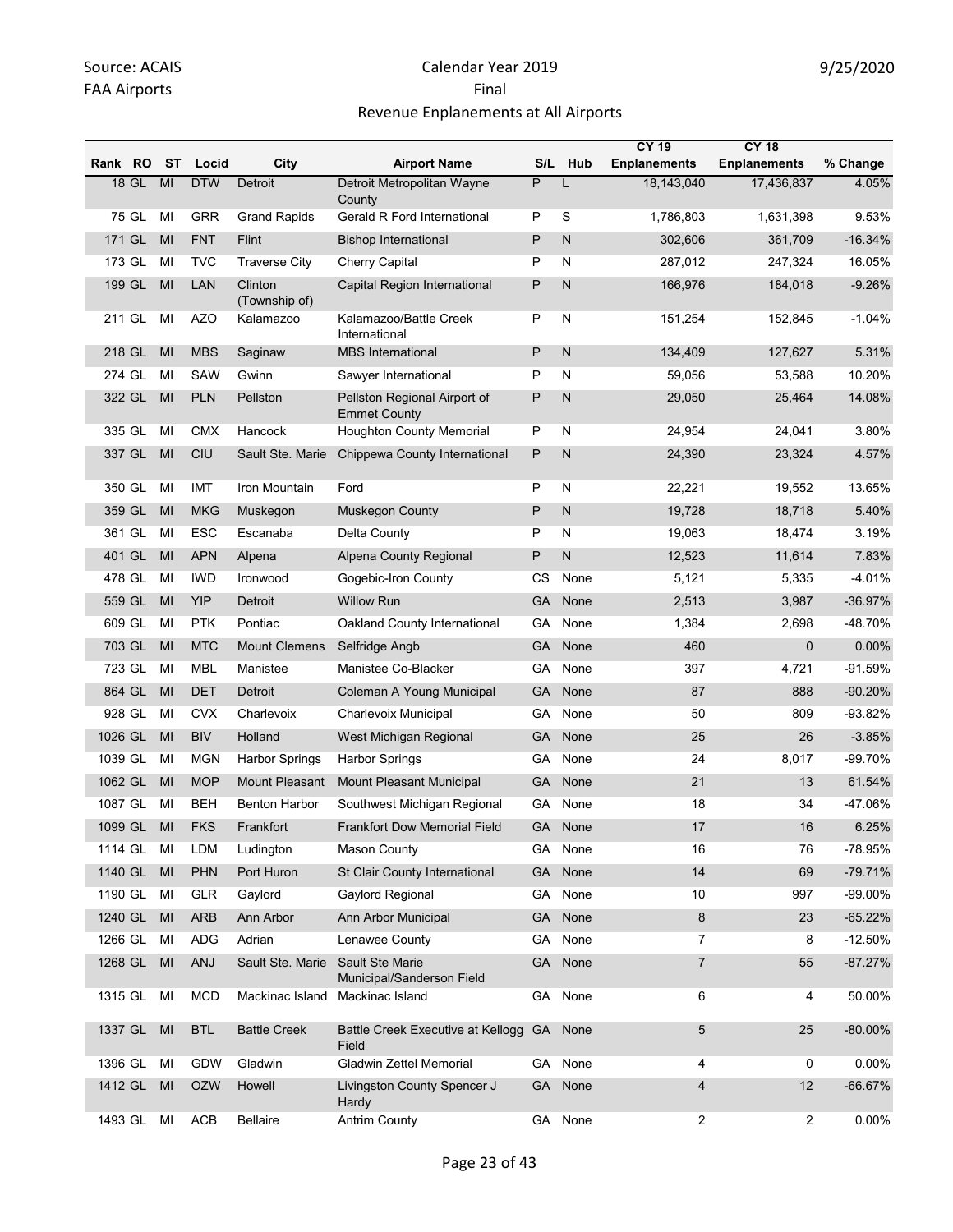Source: ACAIS
FAA Airports

# Calendar Year 2019
## Final
## Revenue Enplanements at All Airports

9/25/2020

| Rank | RO | ST | Locid | City | Airport Name | S/L | Hub | CY 19 Enplanements | CY 18 Enplanements | % Change |
|---|---|---|---|---|---|---|---|---|---|---|
| 18 | GL | MI | DTW | Detroit | Detroit Metropolitan Wayne County | P | L | 18,143,040 | 17,436,837 | 4.05% |
| 75 | GL | MI | GRR | Grand Rapids | Gerald R Ford International | P | S | 1,786,803 | 1,631,398 | 9.53% |
| 171 | GL | MI | FNT | Flint | Bishop International | P | N | 302,606 | 361,709 | -16.34% |
| 173 | GL | MI | TVC | Traverse City | Cherry Capital | P | N | 287,012 | 247,324 | 16.05% |
| 199 | GL | MI | LAN | Clinton (Township of) | Capital Region International | P | N | 166,976 | 184,018 | -9.26% |
| 211 | GL | MI | AZO | Kalamazoo | Kalamazoo/Battle Creek International | P | N | 151,254 | 152,845 | -1.04% |
| 218 | GL | MI | MBS | Saginaw | MBS International | P | N | 134,409 | 127,627 | 5.31% |
| 274 | GL | MI | SAW | Gwinn | Sawyer International | P | N | 59,056 | 53,588 | 10.20% |
| 322 | GL | MI | PLN | Pellston | Pellston Regional Airport of Emmet County | P | N | 29,050 | 25,464 | 14.08% |
| 335 | GL | MI | CMX | Hancock | Houghton County Memorial | P | N | 24,954 | 24,041 | 3.80% |
| 337 | GL | MI | CIU | Sault Ste. Marie | Chippewa County International | P | N | 24,390 | 23,324 | 4.57% |
| 350 | GL | MI | IMT | Iron Mountain | Ford | P | N | 22,221 | 19,552 | 13.65% |
| 359 | GL | MI | MKG | Muskegon | Muskegon County | P | N | 19,728 | 18,718 | 5.40% |
| 361 | GL | MI | ESC | Escanaba | Delta County | P | N | 19,063 | 18,474 | 3.19% |
| 401 | GL | MI | APN | Alpena | Alpena County Regional | P | N | 12,523 | 11,614 | 7.83% |
| 478 | GL | MI | IWD | Ironwood | Gogebic-Iron County | CS | None | 5,121 | 5,335 | -4.01% |
| 559 | GL | MI | YIP | Detroit | Willow Run | GA | None | 2,513 | 3,987 | -36.97% |
| 609 | GL | MI | PTK | Pontiac | Oakland County International | GA | None | 1,384 | 2,698 | -48.70% |
| 703 | GL | MI | MTC | Mount Clemens | Selfridge Angb | GA | None | 460 | 0 | 0.00% |
| 723 | GL | MI | MBL | Manistee | Manistee Co-Blacker | GA | None | 397 | 4,721 | -91.59% |
| 864 | GL | MI | DET | Detroit | Coleman A Young Municipal | GA | None | 87 | 888 | -90.20% |
| 928 | GL | MI | CVX | Charlevoix | Charlevoix Municipal | GA | None | 50 | 809 | -93.82% |
| 1026 | GL | MI | BIV | Holland | West Michigan Regional | GA | None | 25 | 26 | -3.85% |
| 1039 | GL | MI | MGN | Harbor Springs | Harbor Springs | GA | None | 24 | 8,017 | -99.70% |
| 1062 | GL | MI | MOP | Mount Pleasant | Mount Pleasant Municipal | GA | None | 21 | 13 | 61.54% |
| 1087 | GL | MI | BEH | Benton Harbor | Southwest Michigan Regional | GA | None | 18 | 34 | -47.06% |
| 1099 | GL | MI | FKS | Frankfort | Frankfort Dow Memorial Field | GA | None | 17 | 16 | 6.25% |
| 1114 | GL | MI | LDM | Ludington | Mason County | GA | None | 16 | 76 | -78.95% |
| 1140 | GL | MI | PHN | Port Huron | St Clair County International | GA | None | 14 | 69 | -79.71% |
| 1190 | GL | MI | GLR | Gaylord | Gaylord Regional | GA | None | 10 | 997 | -99.00% |
| 1240 | GL | MI | ARB | Ann Arbor | Ann Arbor Municipal | GA | None | 8 | 23 | -65.22% |
| 1266 | GL | MI | ADG | Adrian | Lenawee County | GA | None | 7 | 8 | -12.50% |
| 1268 | GL | MI | ANJ | Sault Ste. Marie | Sault Ste Marie Municipal/Sanderson Field | GA | None | 7 | 55 | -87.27% |
| 1315 | GL | MI | MCD | Mackinac Island | Mackinac Island | GA | None | 6 | 4 | 50.00% |
| 1337 | GL | MI | BTL | Battle Creek | Battle Creek Executive at Kellogg Field | GA | None | 5 | 25 | -80.00% |
| 1396 | GL | MI | GDW | Gladwin | Gladwin Zettel Memorial | GA | None | 4 | 0 | 0.00% |
| 1412 | GL | MI | OZW | Howell | Livingston County Spencer J Hardy | GA | None | 4 | 12 | -66.67% |
| 1493 | GL | MI | ACB | Bellaire | Antrim County | GA | None | 2 | 2 | 0.00% |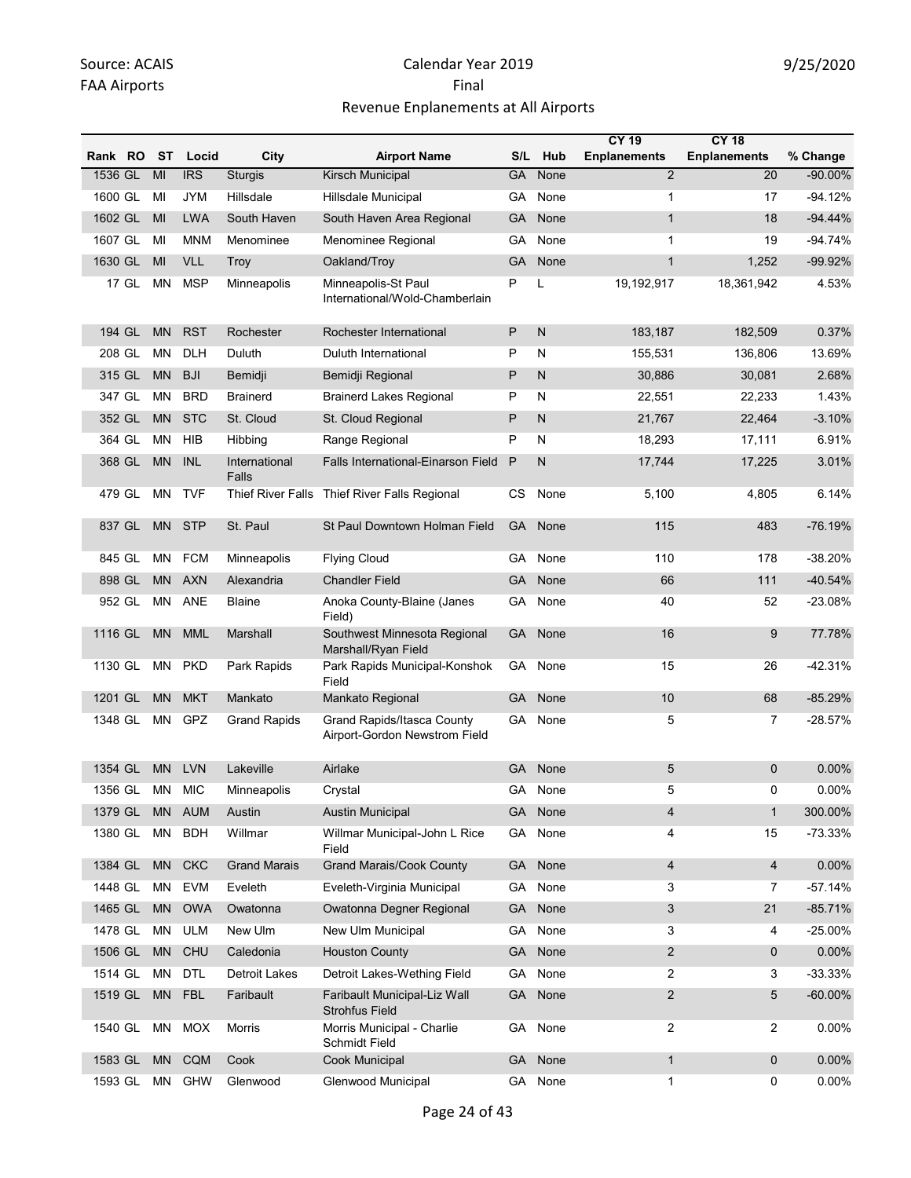Source: ACAIS
FAA Airports

Calendar Year 2019
Final
Revenue Enplanements at All Airports

9/25/2020

| Rank | RO | ST | Locid | City | Airport Name | S/L | Hub | CY 19 Enplanements | CY 18 Enplanements | % Change |
|---|---|---|---|---|---|---|---|---|---|---|
| 1536 | GL | MI | IRS | Sturgis | Kirsch Municipal | GA | None | 2 | 20 | -90.00% |
| 1600 | GL | MI | JYM | Hillsdale | Hillsdale Municipal | GA | None | 1 | 17 | -94.12% |
| 1602 | GL | MI | LWA | South Haven | South Haven Area Regional | GA | None | 1 | 18 | -94.44% |
| 1607 | GL | MI | MNM | Menominee | Menominee Regional | GA | None | 1 | 19 | -94.74% |
| 1630 | GL | MI | VLL | Troy | Oakland/Troy | GA | None | 1 | 1,252 | -99.92% |
| 17 | GL | MN | MSP | Minneapolis | Minneapolis-St Paul International/Wold-Chamberlain | P | L | 19,192,917 | 18,361,942 | 4.53% |
| 194 | GL | MN | RST | Rochester | Rochester International | P | N | 183,187 | 182,509 | 0.37% |
| 208 | GL | MN | DLH | Duluth | Duluth International | P | N | 155,531 | 136,806 | 13.69% |
| 315 | GL | MN | BJI | Bemidji | Bemidji Regional | P | N | 30,886 | 30,081 | 2.68% |
| 347 | GL | MN | BRD | Brainerd | Brainerd Lakes Regional | P | N | 22,551 | 22,233 | 1.43% |
| 352 | GL | MN | STC | St. Cloud | St. Cloud Regional | P | N | 21,767 | 22,464 | -3.10% |
| 364 | GL | MN | HIB | Hibbing | Range Regional | P | N | 18,293 | 17,111 | 6.91% |
| 368 | GL | MN | INL | International Falls | Falls International-Einarson Field | P | N | 17,744 | 17,225 | 3.01% |
| 479 | GL | MN | TVF | Thief River Falls | Thief River Falls Regional | CS | None | 5,100 | 4,805 | 6.14% |
| 837 | GL | MN | STP | St. Paul | St Paul Downtown Holman Field | GA | None | 115 | 483 | -76.19% |
| 845 | GL | MN | FCM | Minneapolis | Flying Cloud | GA | None | 110 | 178 | -38.20% |
| 898 | GL | MN | AXN | Alexandria | Chandler Field | GA | None | 66 | 111 | -40.54% |
| 952 | GL | MN | ANE | Blaine | Anoka County-Blaine (Janes Field) | GA | None | 40 | 52 | -23.08% |
| 1116 | GL | MN | MML | Marshall | Southwest Minnesota Regional Marshall/Ryan Field | GA | None | 16 | 9 | 77.78% |
| 1130 | GL | MN | PKD | Park Rapids | Park Rapids Municipal-Konshok Field | GA | None | 15 | 26 | -42.31% |
| 1201 | GL | MN | MKT | Mankato | Mankato Regional | GA | None | 10 | 68 | -85.29% |
| 1348 | GL | MN | GPZ | Grand Rapids | Grand Rapids/Itasca County Airport-Gordon Newstrom Field | GA | None | 5 | 7 | -28.57% |
| 1354 | GL | MN | LVN | Lakeville | Airlake | GA | None | 5 | 0 | 0.00% |
| 1356 | GL | MN | MIC | Minneapolis | Crystal | GA | None | 5 | 0 | 0.00% |
| 1379 | GL | MN | AUM | Austin | Austin Municipal | GA | None | 4 | 1 | 300.00% |
| 1380 | GL | MN | BDH | Willmar | Willmar Municipal-John L Rice Field | GA | None | 4 | 15 | -73.33% |
| 1384 | GL | MN | CKC | Grand Marais | Grand Marais/Cook County | GA | None | 4 | 4 | 0.00% |
| 1448 | GL | MN | EVM | Eveleth | Eveleth-Virginia Municipal | GA | None | 3 | 7 | -57.14% |
| 1465 | GL | MN | OWA | Owatonna | Owatonna Degner Regional | GA | None | 3 | 21 | -85.71% |
| 1478 | GL | MN | ULM | New Ulm | New Ulm Municipal | GA | None | 3 | 4 | -25.00% |
| 1506 | GL | MN | CHU | Caledonia | Houston County | GA | None | 2 | 0 | 0.00% |
| 1514 | GL | MN | DTL | Detroit Lakes | Detroit Lakes-Wething Field | GA | None | 2 | 3 | -33.33% |
| 1519 | GL | MN | FBL | Faribault | Faribault Municipal-Liz Wall Strohfus Field | GA | None | 2 | 5 | -60.00% |
| 1540 | GL | MN | MOX | Morris | Morris Municipal - Charlie Schmidt Field | GA | None | 2 | 2 | 0.00% |
| 1583 | GL | MN | CQM | Cook | Cook Municipal | GA | None | 1 | 0 | 0.00% |
| 1593 | GL | MN | GHW | Glenwood | Glenwood Municipal | GA | None | 1 | 0 | 0.00% |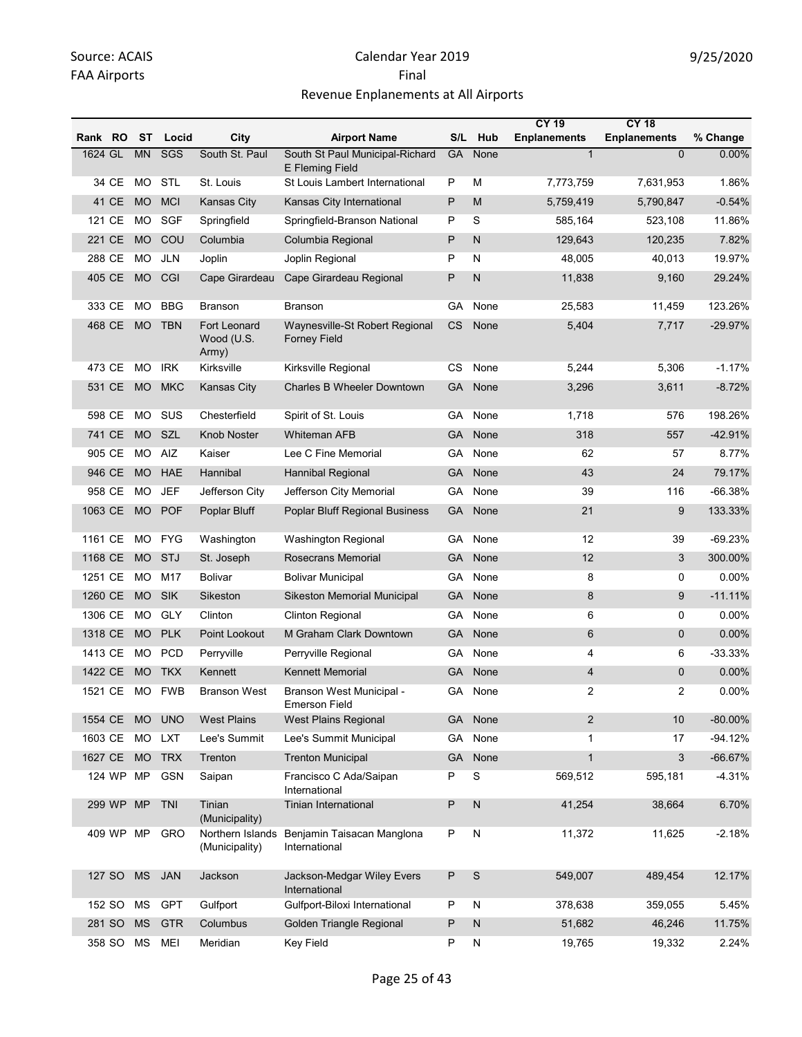Source: ACAIS

FAA Airports

Calendar Year 2019

Final

Revenue Enplanements at All Airports

9/25/2020

| Rank | RO | ST | Locid | City | Airport Name | S/L | Hub | CY 19 Enplanements | CY 18 Enplanements | % Change |
|---|---|---|---|---|---|---|---|---|---|---|
| 1624 | GL | MN | SGS | South St. Paul | South St Paul Municipal-Richard E Fleming Field | GA | None | 1 | 0 | 0.00% |
| 34 | CE | MO | STL | St. Louis | St Louis Lambert International | P | M | 7,773,759 | 7,631,953 | 1.86% |
| 41 | CE | MO | MCI | Kansas City | Kansas City International | P | M | 5,759,419 | 5,790,847 | -0.54% |
| 121 | CE | MO | SGF | Springfield | Springfield-Branson National | P | S | 585,164 | 523,108 | 11.86% |
| 221 | CE | MO | COU | Columbia | Columbia Regional | P | N | 129,643 | 120,235 | 7.82% |
| 288 | CE | MO | JLN | Joplin | Joplin Regional | P | N | 48,005 | 40,013 | 19.97% |
| 405 | CE | MO | CGI | Cape Girardeau | Cape Girardeau Regional | P | N | 11,838 | 9,160 | 29.24% |
| 333 | CE | MO | BBG | Branson | Branson | GA | None | 25,583 | 11,459 | 123.26% |
| 468 | CE | MO | TBN | Fort Leonard Wood (U.S. Army) | Waynesville-St Robert Regional Forney Field | CS | None | 5,404 | 7,717 | -29.97% |
| 473 | CE | MO | IRK | Kirksville | Kirksville Regional | CS | None | 5,244 | 5,306 | -1.17% |
| 531 | CE | MO | MKC | Kansas City | Charles B Wheeler Downtown | GA | None | 3,296 | 3,611 | -8.72% |
| 598 | CE | MO | SUS | Chesterfield | Spirit of St. Louis | GA | None | 1,718 | 576 | 198.26% |
| 741 | CE | MO | SZL | Knob Noster | Whiteman AFB | GA | None | 318 | 557 | -42.91% |
| 905 | CE | MO | AIZ | Kaiser | Lee C Fine Memorial | GA | None | 62 | 57 | 8.77% |
| 946 | CE | MO | HAE | Hannibal | Hannibal Regional | GA | None | 43 | 24 | 79.17% |
| 958 | CE | MO | JEF | Jefferson City | Jefferson City Memorial | GA | None | 39 | 116 | -66.38% |
| 1063 | CE | MO | POF | Poplar Bluff | Poplar Bluff Regional Business | GA | None | 21 | 9 | 133.33% |
| 1161 | CE | MO | FYG | Washington | Washington Regional | GA | None | 12 | 39 | -69.23% |
| 1168 | CE | MO | STJ | St. Joseph | Rosecrans Memorial | GA | None | 12 | 3 | 300.00% |
| 1251 | CE | MO | M17 | Bolivar | Bolivar Municipal | GA | None | 8 | 0 | 0.00% |
| 1260 | CE | MO | SIK | Sikeston | Sikeston Memorial Municipal | GA | None | 8 | 9 | -11.11% |
| 1306 | CE | MO | GLY | Clinton | Clinton Regional | GA | None | 6 | 0 | 0.00% |
| 1318 | CE | MO | PLK | Point Lookout | M Graham Clark Downtown | GA | None | 6 | 0 | 0.00% |
| 1413 | CE | MO | PCD | Perryville | Perryville Regional | GA | None | 4 | 6 | -33.33% |
| 1422 | CE | MO | TKX | Kennett | Kennett Memorial | GA | None | 4 | 0 | 0.00% |
| 1521 | CE | MO | FWB | Branson West | Branson West Municipal - Emerson Field | GA | None | 2 | 2 | 0.00% |
| 1554 | CE | MO | UNO | West Plains | West Plains Regional | GA | None | 2 | 10 | -80.00% |
| 1603 | CE | MO | LXT | Lee's Summit | Lee's Summit Municipal | GA | None | 1 | 17 | -94.12% |
| 1627 | CE | MO | TRX | Trenton | Trenton Municipal | GA | None | 1 | 3 | -66.67% |
| 124 | WP | MP | GSN | Saipan | Francisco C Ada/Saipan International | P | S | 569,512 | 595,181 | -4.31% |
| 299 | WP | MP | TNI | Tinian (Municipality) | Tinian International | P | N | 41,254 | 38,664 | 6.70% |
| 409 | WP | MP | GRO | Northern Islands (Municipality) | Benjamin Taisacan Manglona International | P | N | 11,372 | 11,625 | -2.18% |
| 127 | SO | MS | JAN | Jackson | Jackson-Medgar Wiley Evers International | P | S | 549,007 | 489,454 | 12.17% |
| 152 | SO | MS | GPT | Gulfport | Gulfport-Biloxi International | P | N | 378,638 | 359,055 | 5.45% |
| 281 | SO | MS | GTR | Columbus | Golden Triangle Regional | P | N | 51,682 | 46,246 | 11.75% |
| 358 | SO | MS | MEI | Meridian | Key Field | P | N | 19,765 | 19,332 | 2.24% |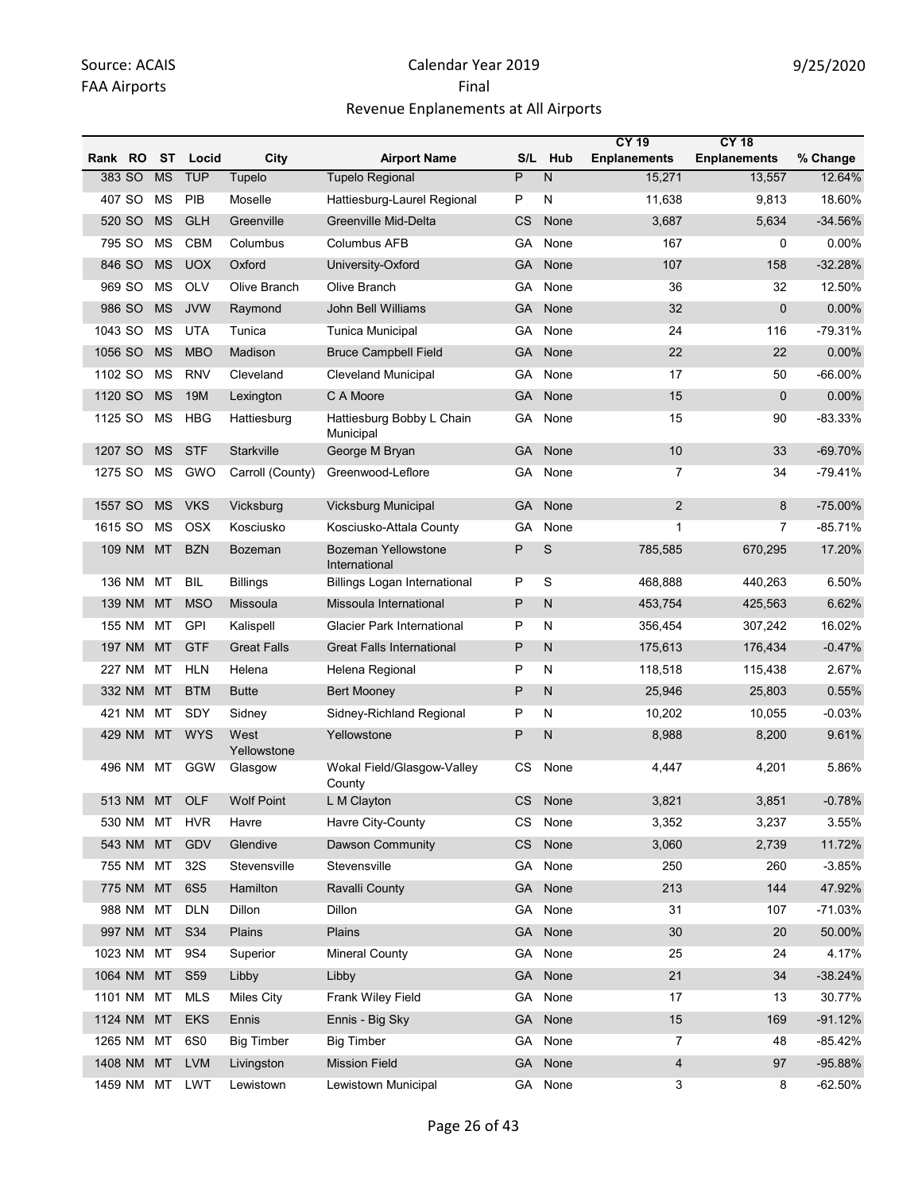Source: ACAIS
FAA Airports

Calendar Year 2019
Final
Revenue Enplanements at All Airports

9/25/2020

| Rank | RO | ST | Locid | City | Airport Name | S/L | Hub | CY 19 Enplanements | CY 18 Enplanements | % Change |
|---|---|---|---|---|---|---|---|---|---|---|
| 383 | SO | MS | TUP | Tupelo | Tupelo Regional | P | N | 15,271 | 13,557 | 12.64% |
| 407 | SO | MS | PIB | Moselle | Hattiesburg-Laurel Regional | P | N | 11,638 | 9,813 | 18.60% |
| 520 | SO | MS | GLH | Greenville | Greenville Mid-Delta | CS | None | 3,687 | 5,634 | -34.56% |
| 795 | SO | MS | CBM | Columbus | Columbus AFB | GA | None | 167 | 0 | 0.00% |
| 846 | SO | MS | UOX | Oxford | University-Oxford | GA | None | 107 | 158 | -32.28% |
| 969 | SO | MS | OLV | Olive Branch | Olive Branch | GA | None | 36 | 32 | 12.50% |
| 986 | SO | MS | JVW | Raymond | John Bell Williams | GA | None | 32 | 0 | 0.00% |
| 1043 | SO | MS | UTA | Tunica | Tunica Municipal | GA | None | 24 | 116 | -79.31% |
| 1056 | SO | MS | MBO | Madison | Bruce Campbell Field | GA | None | 22 | 22 | 0.00% |
| 1102 | SO | MS | RNV | Cleveland | Cleveland Municipal | GA | None | 17 | 50 | -66.00% |
| 1120 | SO | MS | 19M | Lexington | C A Moore | GA | None | 15 | 0 | 0.00% |
| 1125 | SO | MS | HBG | Hattiesburg | Hattiesburg Bobby L Chain Municipal | GA | None | 15 | 90 | -83.33% |
| 1207 | SO | MS | STF | Starkville | George M Bryan | GA | None | 10 | 33 | -69.70% |
| 1275 | SO | MS | GWO | Carroll (County) | Greenwood-Leflore | GA | None | 7 | 34 | -79.41% |
| 1557 | SO | MS | VKS | Vicksburg | Vicksburg Municipal | GA | None | 2 | 8 | -75.00% |
| 1615 | SO | MS | OSX | Kosciusko | Kosciusko-Attala County | GA | None | 1 | 7 | -85.71% |
| 109 | NM | MT | BZN | Bozeman | Bozeman Yellowstone International | P | S | 785,585 | 670,295 | 17.20% |
| 136 | NM | MT | BIL | Billings | Billings Logan International | P | S | 468,888 | 440,263 | 6.50% |
| 139 | NM | MT | MSO | Missoula | Missoula International | P | N | 453,754 | 425,563 | 6.62% |
| 155 | NM | MT | GPI | Kalispell | Glacier Park International | P | N | 356,454 | 307,242 | 16.02% |
| 197 | NM | MT | GTF | Great Falls | Great Falls International | P | N | 175,613 | 176,434 | -0.47% |
| 227 | NM | MT | HLN | Helena | Helena Regional | P | N | 118,518 | 115,438 | 2.67% |
| 332 | NM | MT | BTM | Butte | Bert Mooney | P | N | 25,946 | 25,803 | 0.55% |
| 421 | NM | MT | SDY | Sidney | Sidney-Richland Regional | P | N | 10,202 | 10,055 | -0.03% |
| 429 | NM | MT | WYS | West Yellowstone | Yellowstone | P | N | 8,988 | 8,200 | 9.61% |
| 496 | NM | MT | GGW | Glasgow | Wokal Field/Glasgow-Valley County | CS | None | 4,447 | 4,201 | 5.86% |
| 513 | NM | MT | OLF | Wolf Point | L M Clayton | CS | None | 3,821 | 3,851 | -0.78% |
| 530 | NM | MT | HVR | Havre | Havre City-County | CS | None | 3,352 | 3,237 | 3.55% |
| 543 | NM | MT | GDV | Glendive | Dawson Community | CS | None | 3,060 | 2,739 | 11.72% |
| 755 | NM | MT | 32S | Stevensville | Stevensville | GA | None | 250 | 260 | -3.85% |
| 775 | NM | MT | 6S5 | Hamilton | Ravalli County | GA | None | 213 | 144 | 47.92% |
| 988 | NM | MT | DLN | Dillon | Dillon | GA | None | 31 | 107 | -71.03% |
| 997 | NM | MT | S34 | Plains | Plains | GA | None | 30 | 20 | 50.00% |
| 1023 | NM | MT | 9S4 | Superior | Mineral County | GA | None | 25 | 24 | 4.17% |
| 1064 | NM | MT | S59 | Libby | Libby | GA | None | 21 | 34 | -38.24% |
| 1101 | NM | MT | MLS | Miles City | Frank Wiley Field | GA | None | 17 | 13 | 30.77% |
| 1124 | NM | MT | EKS | Ennis | Ennis - Big Sky | GA | None | 15 | 169 | -91.12% |
| 1265 | NM | MT | 6S0 | Big Timber | Big Timber | GA | None | 7 | 48 | -85.42% |
| 1408 | NM | MT | LVM | Livingston | Mission Field | GA | None | 4 | 97 | -95.88% |
| 1459 | NM | MT | LWT | Lewistown | Lewistown Municipal | GA | None | 3 | 8 | -62.50% |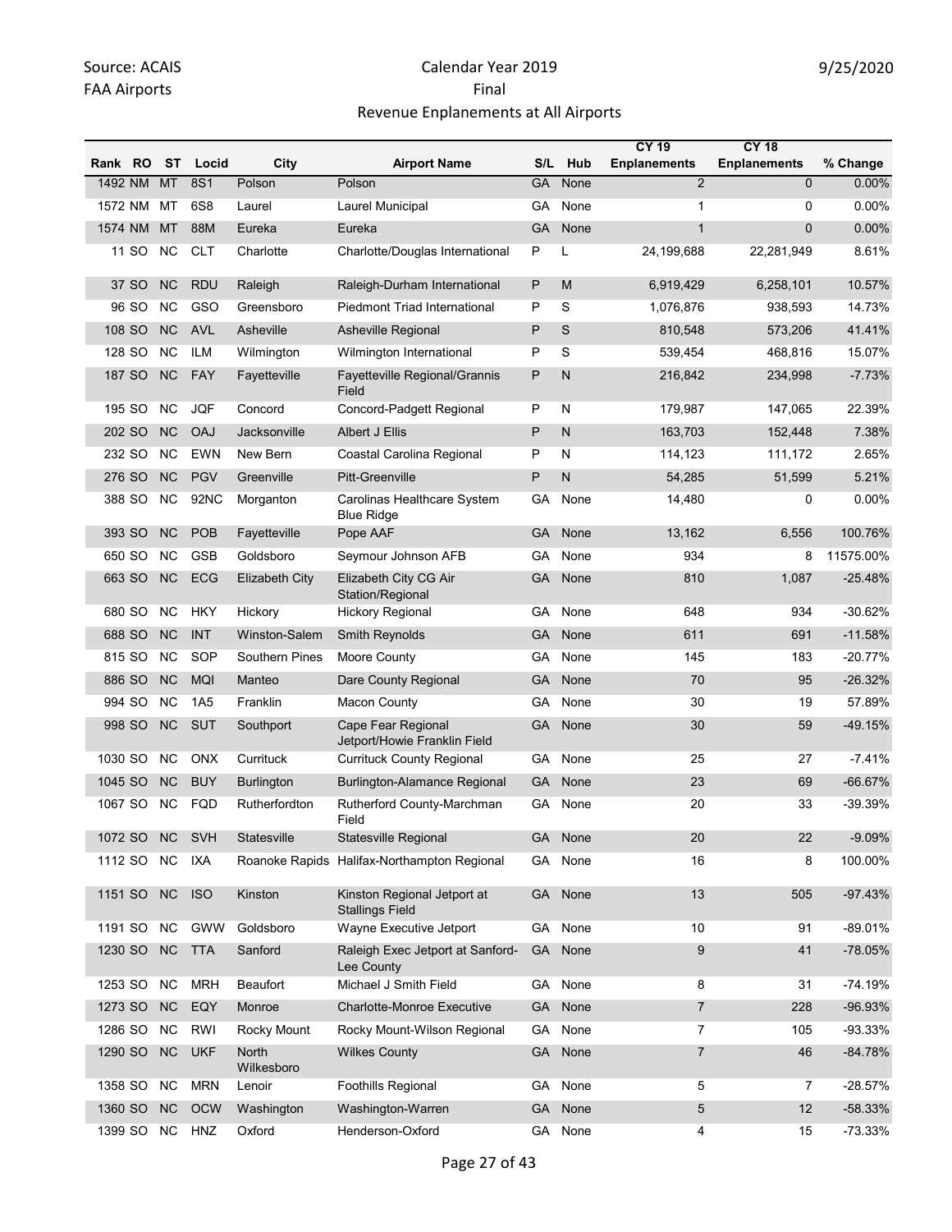Source: ACAIS
FAA Airports

# Calendar Year 2019
## Final
## Revenue Enplanements at All Airports

9/25/2020

| Rank | RO | ST | Locid | City | Airport Name | S/L | Hub | CY 19 Enplanements | CY 18 Enplanements | % Change |
|---|---|---|---|---|---|---|---|---|---|---|
| 1492 | NM | MT | 8S1 | Polson | Polson | GA | None | 2 | 0 | 0.00% |
| 1572 | NM | MT | 6S8 | Laurel | Laurel Municipal | GA | None | 1 | 0 | 0.00% |
| 1574 | NM | MT | 88M | Eureka | Eureka | GA | None | 1 | 0 | 0.00% |
| 11 | SO | NC | CLT | Charlotte | Charlotte/Douglas International | P | L | 24,199,688 | 22,281,949 | 8.61% |
| 37 | SO | NC | RDU | Raleigh | Raleigh-Durham International | P | M | 6,919,429 | 6,258,101 | 10.57% |
| 96 | SO | NC | GSO | Greensboro | Piedmont Triad International | P | S | 1,076,876 | 938,593 | 14.73% |
| 108 | SO | NC | AVL | Asheville | Asheville Regional | P | S | 810,548 | 573,206 | 41.41% |
| 128 | SO | NC | ILM | Wilmington | Wilmington International | P | S | 539,454 | 468,816 | 15.07% |
| 187 | SO | NC | FAY | Fayetteville | Fayetteville Regional/Grannis Field | P | N | 216,842 | 234,998 | -7.73% |
| 195 | SO | NC | JQF | Concord | Concord-Padgett Regional | P | N | 179,987 | 147,065 | 22.39% |
| 202 | SO | NC | OAJ | Jacksonville | Albert J Ellis | P | N | 163,703 | 152,448 | 7.38% |
| 232 | SO | NC | EWN | New Bern | Coastal Carolina Regional | P | N | 114,123 | 111,172 | 2.65% |
| 276 | SO | NC | PGV | Greenville | Pitt-Greenville | P | N | 54,285 | 51,599 | 5.21% |
| 388 | SO | NC | 92NC | Morganton | Carolinas Healthcare System Blue Ridge | GA | None | 14,480 | 0 | 0.00% |
| 393 | SO | NC | POB | Fayetteville | Pope AAF | GA | None | 13,162 | 6,556 | 100.76% |
| 650 | SO | NC | GSB | Goldsboro | Seymour Johnson AFB | GA | None | 934 | 8 | 11575.00% |
| 663 | SO | NC | ECG | Elizabeth City | Elizabeth City CG Air Station/Regional | GA | None | 810 | 1,087 | -25.48% |
| 680 | SO | NC | HKY | Hickory | Hickory Regional | GA | None | 648 | 934 | -30.62% |
| 688 | SO | NC | INT | Winston-Salem | Smith Reynolds | GA | None | 611 | 691 | -11.58% |
| 815 | SO | NC | SOP | Southern Pines | Moore County | GA | None | 145 | 183 | -20.77% |
| 886 | SO | NC | MQI | Manteo | Dare County Regional | GA | None | 70 | 95 | -26.32% |
| 994 | SO | NC | 1A5 | Franklin | Macon County | GA | None | 30 | 19 | 57.89% |
| 998 | SO | NC | SUT | Southport | Cape Fear Regional Jetport/Howie Franklin Field | GA | None | 30 | 59 | -49.15% |
| 1030 | SO | NC | ONX | Currituck | Currituck County Regional | GA | None | 25 | 27 | -7.41% |
| 1045 | SO | NC | BUY | Burlington | Burlington-Alamance Regional | GA | None | 23 | 69 | -66.67% |
| 1067 | SO | NC | FQD | Rutherfordton | Rutherford County-Marchman Field | GA | None | 20 | 33 | -39.39% |
| 1072 | SO | NC | SVH | Statesville | Statesville Regional | GA | None | 20 | 22 | -9.09% |
| 1112 | SO | NC | IXA | Roanoke Rapids | Halifax-Northampton Regional | GA | None | 16 | 8 | 100.00% |
| 1151 | SO | NC | ISO | Kinston | Kinston Regional Jetport at Stallings Field | GA | None | 13 | 505 | -97.43% |
| 1191 | SO | NC | GWW | Goldsboro | Wayne Executive Jetport | GA | None | 10 | 91 | -89.01% |
| 1230 | SO | NC | TTA | Sanford | Raleigh Exec Jetport at Sanford-Lee County | GA | None | 9 | 41 | -78.05% |
| 1253 | SO | NC | MRH | Beaufort | Michael J Smith Field | GA | None | 8 | 31 | -74.19% |
| 1273 | SO | NC | EQY | Monroe | Charlotte-Monroe Executive | GA | None | 7 | 228 | -96.93% |
| 1286 | SO | NC | RWI | Rocky Mount | Rocky Mount-Wilson Regional | GA | None | 7 | 105 | -93.33% |
| 1290 | SO | NC | UKF | North Wilkesboro | Wilkes County | GA | None | 7 | 46 | -84.78% |
| 1358 | SO | NC | MRN | Lenoir | Foothills Regional | GA | None | 5 | 7 | -28.57% |
| 1360 | SO | NC | OCW | Washington | Washington-Warren | GA | None | 5 | 12 | -58.33% |
| 1399 | SO | NC | HNZ | Oxford | Henderson-Oxford | GA | None | 4 | 15 | -73.33% |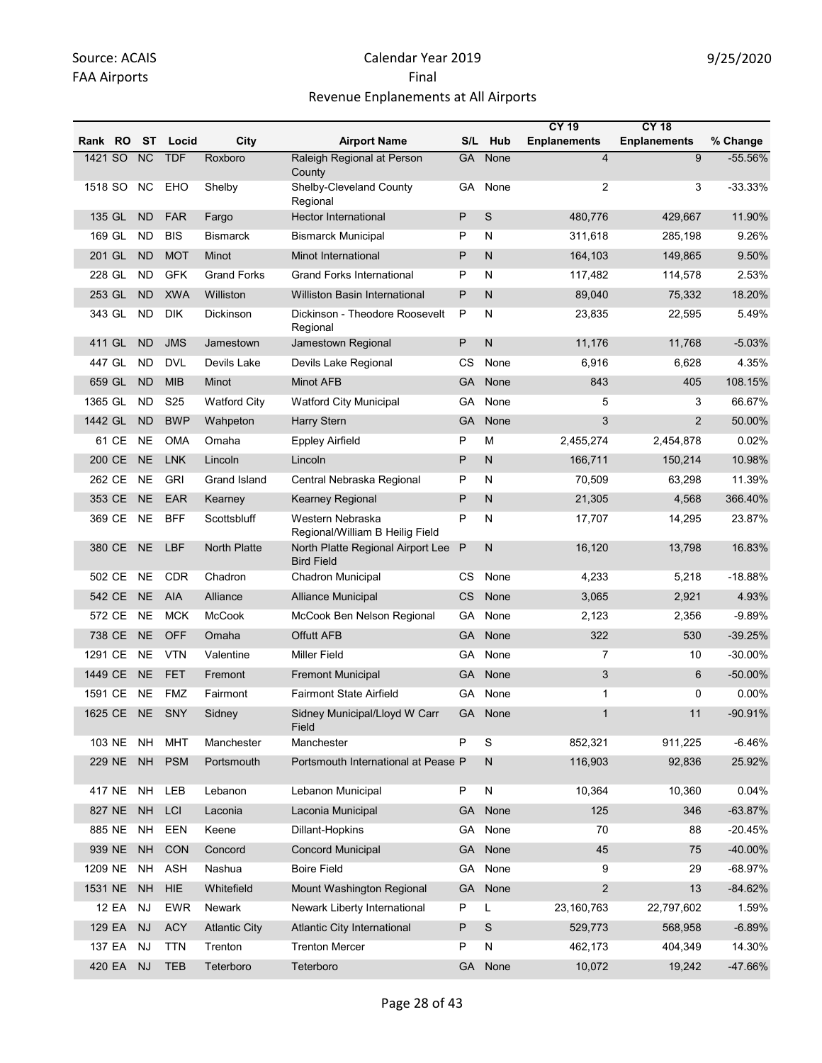Source: ACAIS
FAA Airports

# Calendar Year 2019
## Final
## Revenue Enplanements at All Airports

9/25/2020

| Rank | RO | ST | Locid | City | Airport Name | S/L | Hub | CY 19 Enplanements | CY 18 Enplanements | % Change |
|---|---|---|---|---|---|---|---|---|---|---|
| 1421 | SO | NC | TDF | Roxboro | Raleigh Regional at Person County | GA | None | 4 | 9 | -55.56% |
| 1518 | SO | NC | EHO | Shelby | Shelby-Cleveland County Regional | GA | None | 2 | 3 | -33.33% |
| 135 | GL | ND | FAR | Fargo | Hector International | P | S | 480,776 | 429,667 | 11.90% |
| 169 | GL | ND | BIS | Bismarck | Bismarck Municipal | P | N | 311,618 | 285,198 | 9.26% |
| 201 | GL | ND | MOT | Minot | Minot International | P | N | 164,103 | 149,865 | 9.50% |
| 228 | GL | ND | GFK | Grand Forks | Grand Forks International | P | N | 117,482 | 114,578 | 2.53% |
| 253 | GL | ND | XWA | Williston | Williston Basin International | P | N | 89,040 | 75,332 | 18.20% |
| 343 | GL | ND | DIK | Dickinson | Dickinson - Theodore Roosevelt Regional | P | N | 23,835 | 22,595 | 5.49% |
| 411 | GL | ND | JMS | Jamestown | Jamestown Regional | P | N | 11,176 | 11,768 | -5.03% |
| 447 | GL | ND | DVL | Devils Lake | Devils Lake Regional | CS | None | 6,916 | 6,628 | 4.35% |
| 659 | GL | ND | MIB | Minot | Minot AFB | GA | None | 843 | 405 | 108.15% |
| 1365 | GL | ND | S25 | Watford City | Watford City Municipal | GA | None | 5 | 3 | 66.67% |
| 1442 | GL | ND | BWP | Wahpeton | Harry Stern | GA | None | 3 | 2 | 50.00% |
| 61 | CE | NE | OMA | Omaha | Eppley Airfield | P | M | 2,455,274 | 2,454,878 | 0.02% |
| 200 | CE | NE | LNK | Lincoln | Lincoln | P | N | 166,711 | 150,214 | 10.98% |
| 262 | CE | NE | GRI | Grand Island | Central Nebraska Regional | P | N | 70,509 | 63,298 | 11.39% |
| 353 | CE | NE | EAR | Kearney | Kearney Regional | P | N | 21,305 | 4,568 | 366.40% |
| 369 | CE | NE | BFF | Scottsbluff | Western Nebraska Regional/William B Heilig Field | P | N | 17,707 | 14,295 | 23.87% |
| 380 | CE | NE | LBF | North Platte | North Platte Regional Airport Lee Bird Field | P | N | 16,120 | 13,798 | 16.83% |
| 502 | CE | NE | CDR | Chadron | Chadron Municipal | CS | None | 4,233 | 5,218 | -18.88% |
| 542 | CE | NE | AIA | Alliance | Alliance Municipal | CS | None | 3,065 | 2,921 | 4.93% |
| 572 | CE | NE | MCK | McCook | McCook Ben Nelson Regional | GA | None | 2,123 | 2,356 | -9.89% |
| 738 | CE | NE | OFF | Omaha | Offutt AFB | GA | None | 322 | 530 | -39.25% |
| 1291 | CE | NE | VTN | Valentine | Miller Field | GA | None | 7 | 10 | -30.00% |
| 1449 | CE | NE | FET | Fremont | Fremont Municipal | GA | None | 3 | 6 | -50.00% |
| 1591 | CE | NE | FMZ | Fairmont | Fairmont State Airfield | GA | None | 1 | 0 | 0.00% |
| 1625 | CE | NE | SNY | Sidney | Sidney Municipal/Lloyd W Carr Field | GA | None | 1 | 11 | -90.91% |
| 103 | NE | NH | MHT | Manchester | Manchester | P | S | 852,321 | 911,225 | -6.46% |
| 229 | NE | NH | PSM | Portsmouth | Portsmouth International at Pease | P | N | 116,903 | 92,836 | 25.92% |
| 417 | NE | NH | LEB | Lebanon | Lebanon Municipal | P | N | 10,364 | 10,360 | 0.04% |
| 827 | NE | NH | LCI | Laconia | Laconia Municipal | GA | None | 125 | 346 | -63.87% |
| 885 | NE | NH | EEN | Keene | Dillant-Hopkins | GA | None | 70 | 88 | -20.45% |
| 939 | NE | NH | CON | Concord | Concord Municipal | GA | None | 45 | 75 | -40.00% |
| 1209 | NE | NH | ASH | Nashua | Boire Field | GA | None | 9 | 29 | -68.97% |
| 1531 | NE | NH | HIE | Whitefield | Mount Washington Regional | GA | None | 2 | 13 | -84.62% |
| 12 | EA | NJ | EWR | Newark | Newark Liberty International | P | L | 23,160,763 | 22,797,602 | 1.59% |
| 129 | EA | NJ | ACY | Atlantic City | Atlantic City International | P | S | 529,773 | 568,958 | -6.89% |
| 137 | EA | NJ | TTN | Trenton | Trenton Mercer | P | N | 462,173 | 404,349 | 14.30% |
| 420 | EA | NJ | TEB | Teterboro | Teterboro | GA | None | 10,072 | 19,242 | -47.66% |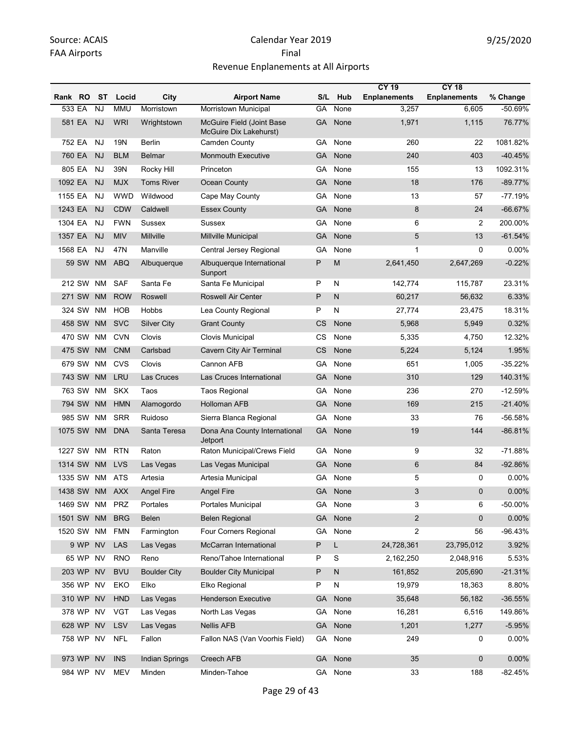Source: ACAIS
FAA Airports

# Calendar Year 2019
## Final
## Revenue Enplanements at All Airports

9/25/2020

| Rank | RO | ST | Locid | City | Airport Name | S/L | Hub | CY 19 Enplanements | CY 18 Enplanements | % Change |
|---|---|---|---|---|---|---|---|---|---|---|
| 533 | EA | NJ | MMU | Morristown | Morristown Municipal | GA | None | 3,257 | 6,605 | -50.69% |
| 581 | EA | NJ | WRI | Wrightstown | McGuire Field (Joint Base McGuire Dix Lakehurst) | GA | None | 1,971 | 1,115 | 76.77% |
| 752 | EA | NJ | 19N | Berlin | Camden County | GA | None | 260 | 22 | 1081.82% |
| 760 | EA | NJ | BLM | Belmar | Monmouth Executive | GA | None | 240 | 403 | -40.45% |
| 805 | EA | NJ | 39N | Rocky Hill | Princeton | GA | None | 155 | 13 | 1092.31% |
| 1092 | EA | NJ | MJX | Toms River | Ocean County | GA | None | 18 | 176 | -89.77% |
| 1155 | EA | NJ | WWD | Wildwood | Cape May County | GA | None | 13 | 57 | -77.19% |
| 1243 | EA | NJ | CDW | Caldwell | Essex County | GA | None | 8 | 24 | -66.67% |
| 1304 | EA | NJ | FWN | Sussex | Sussex | GA | None | 6 | 2 | 200.00% |
| 1357 | EA | NJ | MIV | Millville | Millville Municipal | GA | None | 5 | 13 | -61.54% |
| 1568 | EA | NJ | 47N | Manville | Central Jersey Regional | GA | None | 1 | 0 | 0.00% |
| 59 | SW | NM | ABQ | Albuquerque | Albuquerque International Sunport | P | M | 2,641,450 | 2,647,269 | -0.22% |
| 212 | SW | NM | SAF | Santa Fe | Santa Fe Municipal | P | N | 142,774 | 115,787 | 23.31% |
| 271 | SW | NM | ROW | Roswell | Roswell Air Center | P | N | 60,217 | 56,632 | 6.33% |
| 324 | SW | NM | HOB | Hobbs | Lea County Regional | P | N | 27,774 | 23,475 | 18.31% |
| 458 | SW | NM | SVC | Silver City | Grant County | CS | None | 5,968 | 5,949 | 0.32% |
| 470 | SW | NM | CVN | Clovis | Clovis Municipal | CS | None | 5,335 | 4,750 | 12.32% |
| 475 | SW | NM | CNM | Carlsbad | Cavern City Air Terminal | CS | None | 5,224 | 5,124 | 1.95% |
| 679 | SW | NM | CVS | Clovis | Cannon AFB | GA | None | 651 | 1,005 | -35.22% |
| 743 | SW | NM | LRU | Las Cruces | Las Cruces International | GA | None | 310 | 129 | 140.31% |
| 763 | SW | NM | SKX | Taos | Taos Regional | GA | None | 236 | 270 | -12.59% |
| 794 | SW | NM | HMN | Alamogordo | Holloman AFB | GA | None | 169 | 215 | -21.40% |
| 985 | SW | NM | SRR | Ruidoso | Sierra Blanca Regional | GA | None | 33 | 76 | -56.58% |
| 1075 | SW | NM | DNA | Santa Teresa | Dona Ana County International Jetport | GA | None | 19 | 144 | -86.81% |
| 1227 | SW | NM | RTN | Raton | Raton Municipal/Crews Field | GA | None | 9 | 32 | -71.88% |
| 1314 | SW | NM | LVS | Las Vegas | Las Vegas Municipal | GA | None | 6 | 84 | -92.86% |
| 1335 | SW | NM | ATS | Artesia | Artesia Municipal | GA | None | 5 | 0 | 0.00% |
| 1438 | SW | NM | AXX | Angel Fire | Angel Fire | GA | None | 3 | 0 | 0.00% |
| 1469 | SW | NM | PRZ | Portales | Portales Municipal | GA | None | 3 | 6 | -50.00% |
| 1501 | SW | NM | BRG | Belen | Belen Regional | GA | None | 2 | 0 | 0.00% |
| 1520 | SW | NM | FMN | Farmington | Four Corners Regional | GA | None | 2 | 56 | -96.43% |
| 9 | WP | NV | LAS | Las Vegas | McCarran International | P | L | 24,728,361 | 23,795,012 | 3.92% |
| 65 | WP | NV | RNO | Reno | Reno/Tahoe International | P | S | 2,162,250 | 2,048,916 | 5.53% |
| 203 | WP | NV | BVU | Boulder City | Boulder City Municipal | P | N | 161,852 | 205,690 | -21.31% |
| 356 | WP | NV | EKO | Elko | Elko Regional | P | N | 19,979 | 18,363 | 8.80% |
| 310 | WP | NV | HND | Las Vegas | Henderson Executive | GA | None | 35,648 | 56,182 | -36.55% |
| 378 | WP | NV | VGT | Las Vegas | North Las Vegas | GA | None | 16,281 | 6,516 | 149.86% |
| 628 | WP | NV | LSV | Las Vegas | Nellis AFB | GA | None | 1,201 | 1,277 | -5.95% |
| 758 | WP | NV | NFL | Fallon | Fallon NAS (Van Voorhis Field) | GA | None | 249 | 0 | 0.00% |
| 973 | WP | NV | INS | Indian Springs | Creech AFB | GA | None | 35 | 0 | 0.00% |
| 984 | WP | NV | MEV | Minden | Minden-Tahoe | GA | None | 33 | 188 | -82.45% |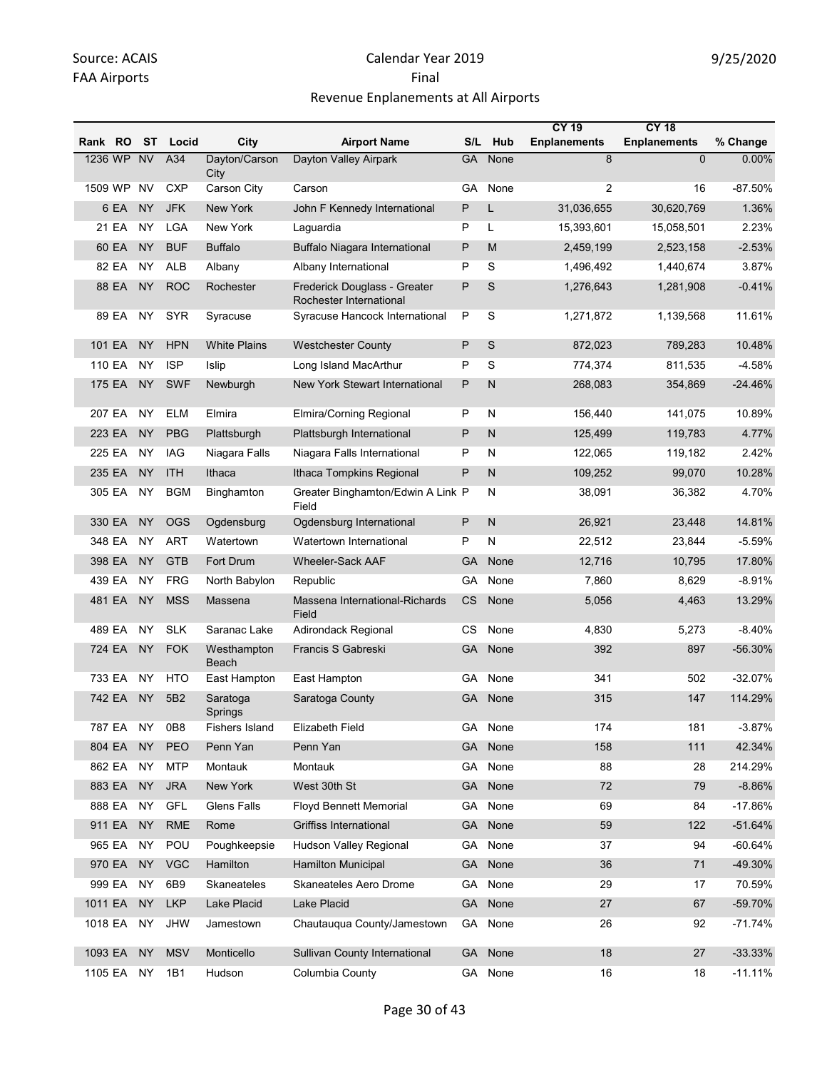Source: ACAIS
FAA Airports

# Calendar Year 2019
## Final
## Revenue Enplanements at All Airports

9/25/2020

| Rank | RO | ST | Locid | City | Airport Name | S/L | Hub | CY 19 Enplanements | CY 18 Enplanements | % Change |
|---|---|---|---|---|---|---|---|---|---|---|
| 1236 | WP | NV | A34 | Dayton/Carson City | Dayton Valley Airpark | GA | None | 8 | 0 | 0.00% |
| 1509 | WP | NV | CXP | Carson City | Carson | GA | None | 2 | 16 | -87.50% |
| 6 | EA | NY | JFK | New York | John F Kennedy International | P | L | 31,036,655 | 30,620,769 | 1.36% |
| 21 | EA | NY | LGA | New York | Laguardia | P | L | 15,393,601 | 15,058,501 | 2.23% |
| 60 | EA | NY | BUF | Buffalo | Buffalo Niagara International | P | M | 2,459,199 | 2,523,158 | -2.53% |
| 82 | EA | NY | ALB | Albany | Albany International | P | S | 1,496,492 | 1,440,674 | 3.87% |
| 88 | EA | NY | ROC | Rochester | Frederick Douglass - Greater Rochester International | P | S | 1,276,643 | 1,281,908 | -0.41% |
| 89 | EA | NY | SYR | Syracuse | Syracuse Hancock International | P | S | 1,271,872 | 1,139,568 | 11.61% |
| 101 | EA | NY | HPN | White Plains | Westchester County | P | S | 872,023 | 789,283 | 10.48% |
| 110 | EA | NY | ISP | Islip | Long Island MacArthur | P | S | 774,374 | 811,535 | -4.58% |
| 175 | EA | NY | SWF | Newburgh | New York Stewart International | P | N | 268,083 | 354,869 | -24.46% |
| 207 | EA | NY | ELM | Elmira | Elmira/Corning Regional | P | N | 156,440 | 141,075 | 10.89% |
| 223 | EA | NY | PBG | Plattsburgh | Plattsburgh International | P | N | 125,499 | 119,783 | 4.77% |
| 225 | EA | NY | IAG | Niagara Falls | Niagara Falls International | P | N | 122,065 | 119,182 | 2.42% |
| 235 | EA | NY | ITH | Ithaca | Ithaca Tompkins Regional | P | N | 109,252 | 99,070 | 10.28% |
| 305 | EA | NY | BGM | Binghamton | Greater Binghamton/Edwin A Link Field | P | N | 38,091 | 36,382 | 4.70% |
| 330 | EA | NY | OGS | Ogdensburg | Ogdensburg International | P | N | 26,921 | 23,448 | 14.81% |
| 348 | EA | NY | ART | Watertown | Watertown International | P | N | 22,512 | 23,844 | -5.59% |
| 398 | EA | NY | GTB | Fort Drum | Wheeler-Sack AAF | GA | None | 12,716 | 10,795 | 17.80% |
| 439 | EA | NY | FRG | North Babylon | Republic | GA | None | 7,860 | 8,629 | -8.91% |
| 481 | EA | NY | MSS | Massena | Massena International-Richards Field | CS | None | 5,056 | 4,463 | 13.29% |
| 489 | EA | NY | SLK | Saranac Lake | Adirondack Regional | CS | None | 4,830 | 5,273 | -8.40% |
| 724 | EA | NY | FOK | Westhampton Beach | Francis S Gabreski | GA | None | 392 | 897 | -56.30% |
| 733 | EA | NY | HTO | East Hampton | East Hampton | GA | None | 341 | 502 | -32.07% |
| 742 | EA | NY | 5B2 | Saratoga Springs | Saratoga County | GA | None | 315 | 147 | 114.29% |
| 787 | EA | NY | 0B8 | Fishers Island | Elizabeth Field | GA | None | 174 | 181 | -3.87% |
| 804 | EA | NY | PEO | Penn Yan | Penn Yan | GA | None | 158 | 111 | 42.34% |
| 862 | EA | NY | MTP | Montauk | Montauk | GA | None | 88 | 28 | 214.29% |
| 883 | EA | NY | JRA | New York | West 30th St | GA | None | 72 | 79 | -8.86% |
| 888 | EA | NY | GFL | Glens Falls | Floyd Bennett Memorial | GA | None | 69 | 84 | -17.86% |
| 911 | EA | NY | RME | Rome | Griffiss International | GA | None | 59 | 122 | -51.64% |
| 965 | EA | NY | POU | Poughkeepsie | Hudson Valley Regional | GA | None | 37 | 94 | -60.64% |
| 970 | EA | NY | VGC | Hamilton | Hamilton Municipal | GA | None | 36 | 71 | -49.30% |
| 999 | EA | NY | 6B9 | Skaneateles | Skaneateles Aero Drome | GA | None | 29 | 17 | 70.59% |
| 1011 | EA | NY | LKP | Lake Placid | Lake Placid | GA | None | 27 | 67 | -59.70% |
| 1018 | EA | NY | JHW | Jamestown | Chautauqua County/Jamestown | GA | None | 26 | 92 | -71.74% |
| 1093 | EA | NY | MSV | Monticello | Sullivan County International | GA | None | 18 | 27 | -33.33% |
| 1105 | EA | NY | 1B1 | Hudson | Columbia County | GA | None | 16 | 18 | -11.11% |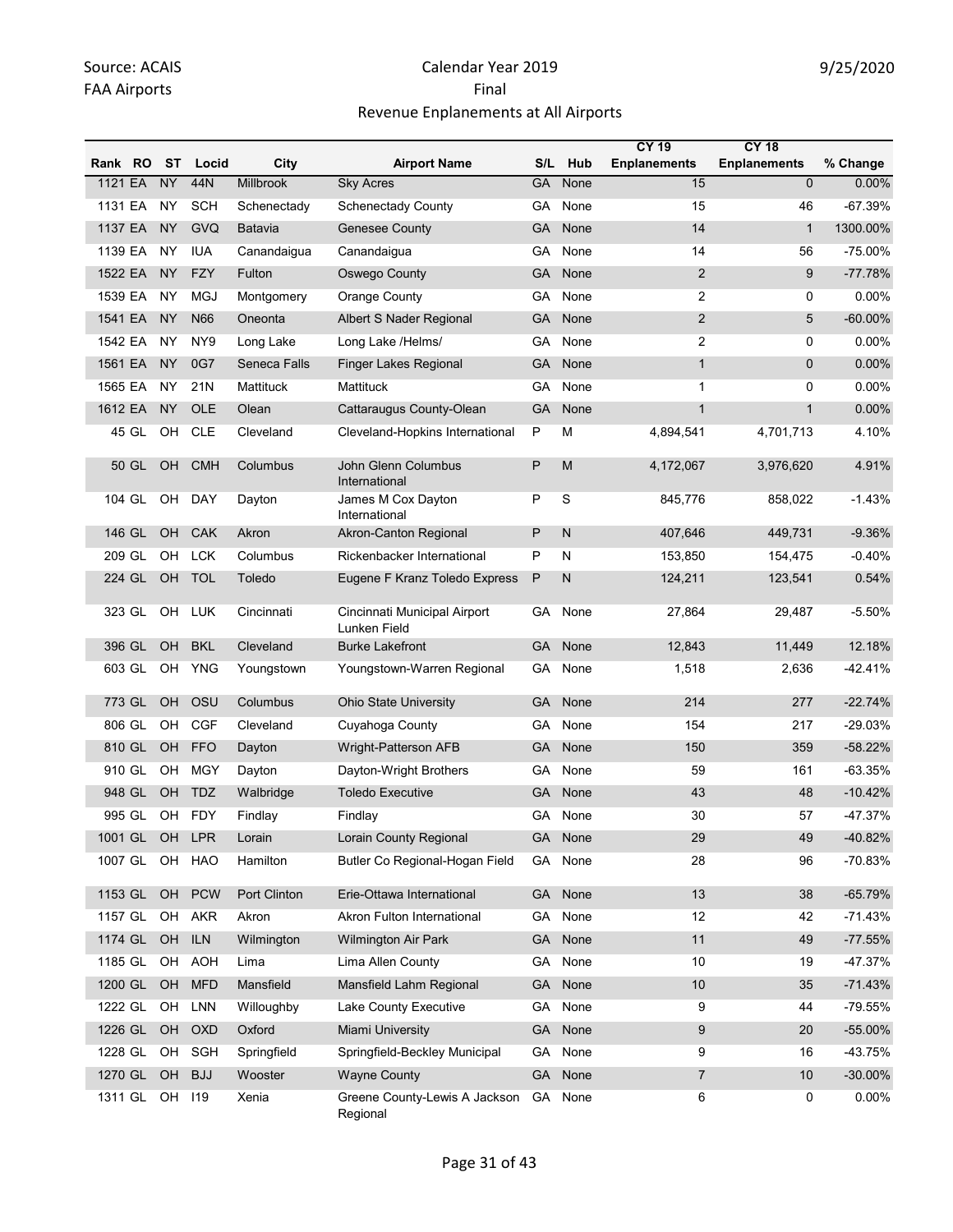Source: ACAIS
FAA Airports

Calendar Year 2019
Final
Revenue Enplanements at All Airports

9/25/2020

| Rank | RO | ST | Locid | City | Airport Name | S/L | Hub | CY 19 Enplanements | CY 18 Enplanements | % Change |
|---|---|---|---|---|---|---|---|---|---|---|
| 1121 | EA | NY | 44N | Millbrook | Sky Acres | GA | None | 15 | 0 | 0.00% |
| 1131 | EA | NY | SCH | Schenectady | Schenectady County | GA | None | 15 | 46 | -67.39% |
| 1137 | EA | NY | GVQ | Batavia | Genesee County | GA | None | 14 | 1 | 1300.00% |
| 1139 | EA | NY | IUA | Canandaigua | Canandaigua | GA | None | 14 | 56 | -75.00% |
| 1522 | EA | NY | FZY | Fulton | Oswego County | GA | None | 2 | 9 | -77.78% |
| 1539 | EA | NY | MGJ | Montgomery | Orange County | GA | None | 2 | 0 | 0.00% |
| 1541 | EA | NY | N66 | Oneonta | Albert S Nader Regional | GA | None | 2 | 5 | -60.00% |
| 1542 | EA | NY | NY9 | Long Lake | Long Lake /Helms/ | GA | None | 2 | 0 | 0.00% |
| 1561 | EA | NY | 0G7 | Seneca Falls | Finger Lakes Regional | GA | None | 1 | 0 | 0.00% |
| 1565 | EA | NY | 21N | Mattituck | Mattituck | GA | None | 1 | 0 | 0.00% |
| 1612 | EA | NY | OLE | Olean | Cattaraugus County-Olean | GA | None | 1 | 1 | 0.00% |
| 45 | GL | OH | CLE | Cleveland | Cleveland-Hopkins International | P | M | 4,894,541 | 4,701,713 | 4.10% |
| 50 | GL | OH | CMH | Columbus | John Glenn Columbus International | P | M | 4,172,067 | 3,976,620 | 4.91% |
| 104 | GL | OH | DAY | Dayton | James M Cox Dayton International | P | S | 845,776 | 858,022 | -1.43% |
| 146 | GL | OH | CAK | Akron | Akron-Canton Regional | P | N | 407,646 | 449,731 | -9.36% |
| 209 | GL | OH | LCK | Columbus | Rickenbacker International | P | N | 153,850 | 154,475 | -0.40% |
| 224 | GL | OH | TOL | Toledo | Eugene F Kranz Toledo Express | P | N | 124,211 | 123,541 | 0.54% |
| 323 | GL | OH | LUK | Cincinnati | Cincinnati Municipal Airport Lunken Field | GA | None | 27,864 | 29,487 | -5.50% |
| 396 | GL | OH | BKL | Cleveland | Burke Lakefront | GA | None | 12,843 | 11,449 | 12.18% |
| 603 | GL | OH | YNG | Youngstown | Youngstown-Warren Regional | GA | None | 1,518 | 2,636 | -42.41% |
| 773 | GL | OH | OSU | Columbus | Ohio State University | GA | None | 214 | 277 | -22.74% |
| 806 | GL | OH | CGF | Cleveland | Cuyahoga County | GA | None | 154 | 217 | -29.03% |
| 810 | GL | OH | FFO | Dayton | Wright-Patterson AFB | GA | None | 150 | 359 | -58.22% |
| 910 | GL | OH | MGY | Dayton | Dayton-Wright Brothers | GA | None | 59 | 161 | -63.35% |
| 948 | GL | OH | TDZ | Walbridge | Toledo Executive | GA | None | 43 | 48 | -10.42% |
| 995 | GL | OH | FDY | Findlay | Findlay | GA | None | 30 | 57 | -47.37% |
| 1001 | GL | OH | LPR | Lorain | Lorain County Regional | GA | None | 29 | 49 | -40.82% |
| 1007 | GL | OH | HAO | Hamilton | Butler Co Regional-Hogan Field | GA | None | 28 | 96 | -70.83% |
| 1153 | GL | OH | PCW | Port Clinton | Erie-Ottawa International | GA | None | 13 | 38 | -65.79% |
| 1157 | GL | OH | AKR | Akron | Akron Fulton International | GA | None | 12 | 42 | -71.43% |
| 1174 | GL | OH | ILN | Wilmington | Wilmington Air Park | GA | None | 11 | 49 | -77.55% |
| 1185 | GL | OH | AOH | Lima | Lima Allen County | GA | None | 10 | 19 | -47.37% |
| 1200 | GL | OH | MFD | Mansfield | Mansfield Lahm Regional | GA | None | 10 | 35 | -71.43% |
| 1222 | GL | OH | LNN | Willoughby | Lake County Executive | GA | None | 9 | 44 | -79.55% |
| 1226 | GL | OH | OXD | Oxford | Miami University | GA | None | 9 | 20 | -55.00% |
| 1228 | GL | OH | SGH | Springfield | Springfield-Beckley Municipal | GA | None | 9 | 16 | -43.75% |
| 1270 | GL | OH | BJJ | Wooster | Wayne County | GA | None | 7 | 10 | -30.00% |
| 1311 | GL | OH | I19 | Xenia | Greene County-Lewis A Jackson Regional | GA | None | 6 | 0 | 0.00% |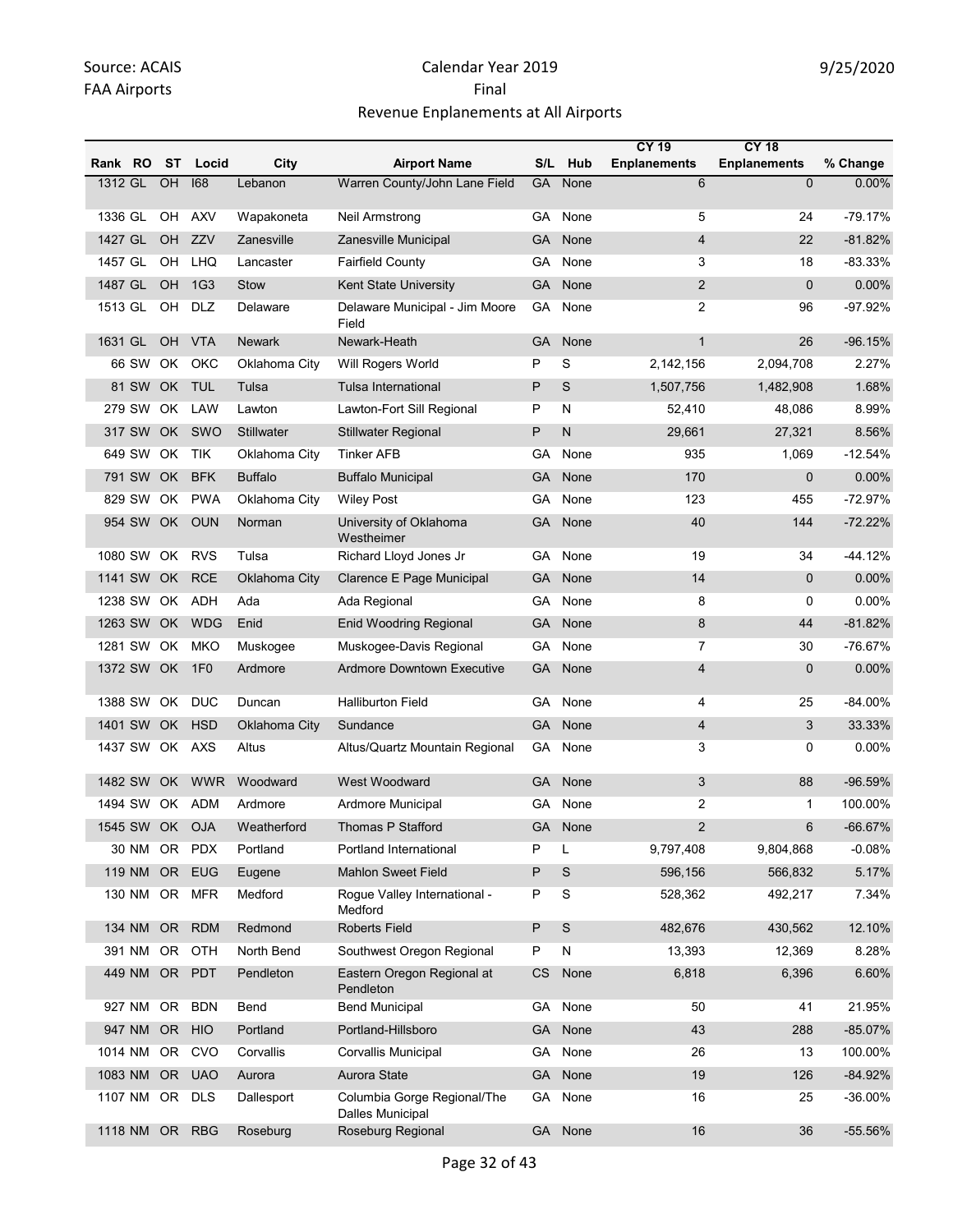Source: ACAIS
FAA Airports

# Calendar Year 2019
## Final
## Revenue Enplanements at All Airports

9/25/2020

| Rank | RO | ST | Locid | City | Airport Name | S/L | Hub | CY 19 Enplanements | CY 18 Enplanements | % Change |
|---|---|---|---|---|---|---|---|---|---|---|
| 1312 | GL | OH | I68 | Lebanon | Warren County/John Lane Field | GA | None | 6 | 0 | 0.00% |
| 1336 | GL | OH | AXV | Wapakoneta | Neil Armstrong | GA | None | 5 | 24 | -79.17% |
| 1427 | GL | OH | ZZV | Zanesville | Zanesville Municipal | GA | None | 4 | 22 | -81.82% |
| 1457 | GL | OH | LHQ | Lancaster | Fairfield County | GA | None | 3 | 18 | -83.33% |
| 1487 | GL | OH | 1G3 | Stow | Kent State University | GA | None | 2 | 0 | 0.00% |
| 1513 | GL | OH | DLZ | Delaware | Delaware Municipal - Jim Moore Field | GA | None | 2 | 96 | -97.92% |
| 1631 | GL | OH | VTA | Newark | Newark-Heath | GA | None | 1 | 26 | -96.15% |
| 66 | SW | OK | OKC | Oklahoma City | Will Rogers World | P | S | 2,142,156 | 2,094,708 | 2.27% |
| 81 | SW | OK | TUL | Tulsa | Tulsa International | P | S | 1,507,756 | 1,482,908 | 1.68% |
| 279 | SW | OK | LAW | Lawton | Lawton-Fort Sill Regional | P | N | 52,410 | 48,086 | 8.99% |
| 317 | SW | OK | SWO | Stillwater | Stillwater Regional | P | N | 29,661 | 27,321 | 8.56% |
| 649 | SW | OK | TIK | Oklahoma City | Tinker AFB | GA | None | 935 | 1,069 | -12.54% |
| 791 | SW | OK | BFK | Buffalo | Buffalo Municipal | GA | None | 170 | 0 | 0.00% |
| 829 | SW | OK | PWA | Oklahoma City | Wiley Post | GA | None | 123 | 455 | -72.97% |
| 954 | SW | OK | OUN | Norman | University of Oklahoma Westheimer | GA | None | 40 | 144 | -72.22% |
| 1080 | SW | OK | RVS | Tulsa | Richard Lloyd Jones Jr | GA | None | 19 | 34 | -44.12% |
| 1141 | SW | OK | RCE | Oklahoma City | Clarence E Page Municipal | GA | None | 14 | 0 | 0.00% |
| 1238 | SW | OK | ADH | Ada | Ada Regional | GA | None | 8 | 0 | 0.00% |
| 1263 | SW | OK | WDG | Enid | Enid Woodring Regional | GA | None | 8 | 44 | -81.82% |
| 1281 | SW | OK | MKO | Muskogee | Muskogee-Davis Regional | GA | None | 7 | 30 | -76.67% |
| 1372 | SW | OK | 1F0 | Ardmore | Ardmore Downtown Executive | GA | None | 4 | 0 | 0.00% |
| 1388 | SW | OK | DUC | Duncan | Halliburton Field | GA | None | 4 | 25 | -84.00% |
| 1401 | SW | OK | HSD | Oklahoma City | Sundance | GA | None | 4 | 3 | 33.33% |
| 1437 | SW | OK | AXS | Altus | Altus/Quartz Mountain Regional | GA | None | 3 | 0 | 0.00% |
| 1482 | SW | OK | WWR | Woodward | West Woodward | GA | None | 3 | 88 | -96.59% |
| 1494 | SW | OK | ADM | Ardmore | Ardmore Municipal | GA | None | 2 | 1 | 100.00% |
| 1545 | SW | OK | OJA | Weatherford | Thomas P Stafford | GA | None | 2 | 6 | -66.67% |
| 30 | NM | OR | PDX | Portland | Portland International | P | L | 9,797,408 | 9,804,868 | -0.08% |
| 119 | NM | OR | EUG | Eugene | Mahlon Sweet Field | P | S | 596,156 | 566,832 | 5.17% |
| 130 | NM | OR | MFR | Medford | Rogue Valley International - Medford | P | S | 528,362 | 492,217 | 7.34% |
| 134 | NM | OR | RDM | Redmond | Roberts Field | P | S | 482,676 | 430,562 | 12.10% |
| 391 | NM | OR | OTH | North Bend | Southwest Oregon Regional | P | N | 13,393 | 12,369 | 8.28% |
| 449 | NM | OR | PDT | Pendleton | Eastern Oregon Regional at Pendleton | CS | None | 6,818 | 6,396 | 6.60% |
| 927 | NM | OR | BDN | Bend | Bend Municipal | GA | None | 50 | 41 | 21.95% |
| 947 | NM | OR | HIO | Portland | Portland-Hillsboro | GA | None | 43 | 288 | -85.07% |
| 1014 | NM | OR | CVO | Corvallis | Corvallis Municipal | GA | None | 26 | 13 | 100.00% |
| 1083 | NM | OR | UAO | Aurora | Aurora State | GA | None | 19 | 126 | -84.92% |
| 1107 | NM | OR | DLS | Dallesport | Columbia Gorge Regional/The Dalles Municipal | GA | None | 16 | 25 | -36.00% |
| 1118 | NM | OR | RBG | Roseburg | Roseburg Regional | GA | None | 16 | 36 | -55.56% |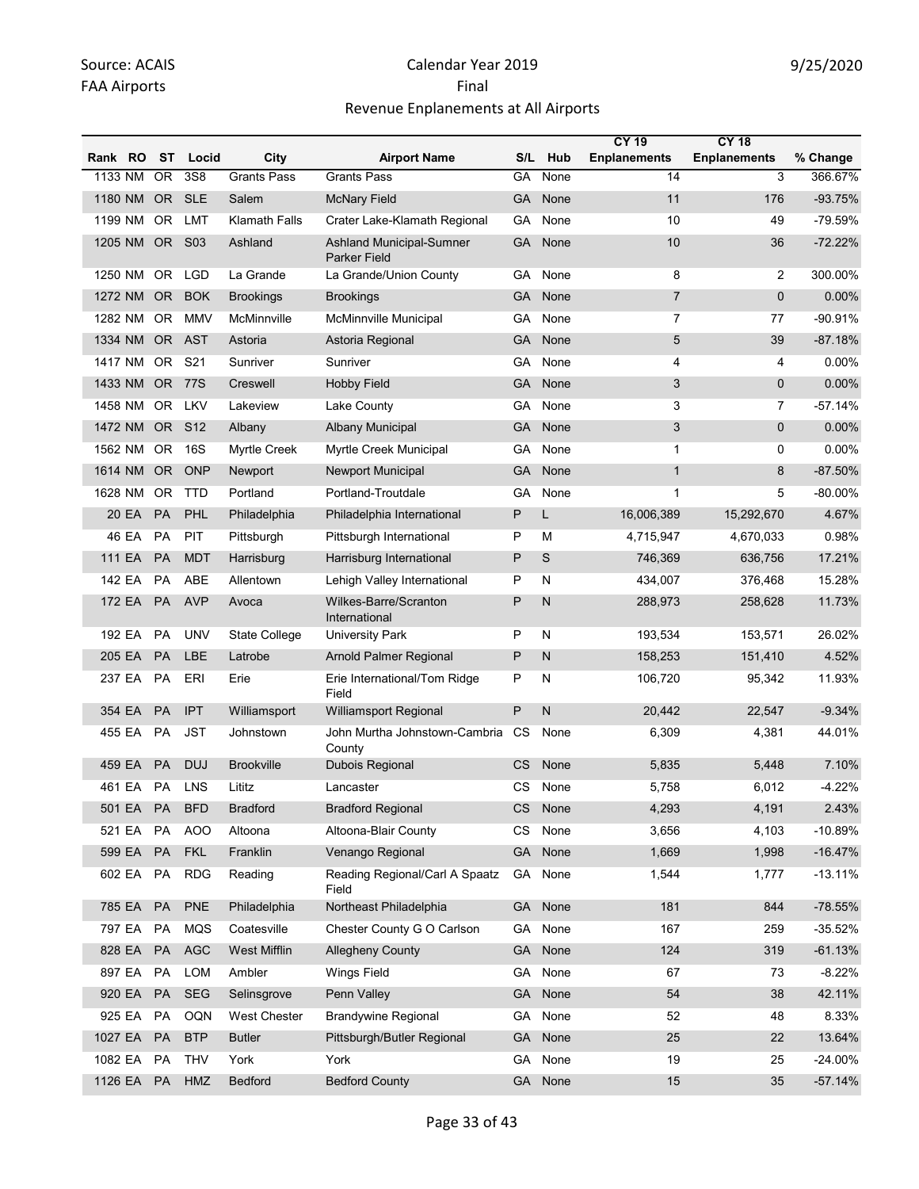Source: ACAIS
FAA Airports

Calendar Year 2019
Final
Revenue Enplanements at All Airports

9/25/2020

| Rank | RO | ST | Locid | City | Airport Name | S/L | Hub | CY 19 Enplanements | CY 18 Enplanements | % Change |
|---|---|---|---|---|---|---|---|---|---|---|
| 1133 | NM | OR | 3S8 | Grants Pass | Grants Pass | GA | None | 14 | 3 | 366.67% |
| 1180 | NM | OR | SLE | Salem | McNary Field | GA | None | 11 | 176 | -93.75% |
| 1199 | NM | OR | LMT | Klamath Falls | Crater Lake-Klamath Regional | GA | None | 10 | 49 | -79.59% |
| 1205 | NM | OR | S03 | Ashland | Ashland Municipal-Sumner Parker Field | GA | None | 10 | 36 | -72.22% |
| 1250 | NM | OR | LGD | La Grande | La Grande/Union County | GA | None | 8 | 2 | 300.00% |
| 1272 | NM | OR | BOK | Brookings | Brookings | GA | None | 7 | 0 | 0.00% |
| 1282 | NM | OR | MMV | McMinnville | McMinnville Municipal | GA | None | 7 | 77 | -90.91% |
| 1334 | NM | OR | AST | Astoria | Astoria Regional | GA | None | 5 | 39 | -87.18% |
| 1417 | NM | OR | S21 | Sunriver | Sunriver | GA | None | 4 | 4 | 0.00% |
| 1433 | NM | OR | 77S | Creswell | Hobby Field | GA | None | 3 | 0 | 0.00% |
| 1458 | NM | OR | LKV | Lakeview | Lake County | GA | None | 3 | 7 | -57.14% |
| 1472 | NM | OR | S12 | Albany | Albany Municipal | GA | None | 3 | 0 | 0.00% |
| 1562 | NM | OR | 16S | Myrtle Creek | Myrtle Creek Municipal | GA | None | 1 | 0 | 0.00% |
| 1614 | NM | OR | ONP | Newport | Newport Municipal | GA | None | 1 | 8 | -87.50% |
| 1628 | NM | OR | TTD | Portland | Portland-Troutdale | GA | None | 1 | 5 | -80.00% |
| 20 | EA | PA | PHL | Philadelphia | Philadelphia International | P | L | 16,006,389 | 15,292,670 | 4.67% |
| 46 | EA | PA | PIT | Pittsburgh | Pittsburgh International | P | M | 4,715,947 | 4,670,033 | 0.98% |
| 111 | EA | PA | MDT | Harrisburg | Harrisburg International | P | S | 746,369 | 636,756 | 17.21% |
| 142 | EA | PA | ABE | Allentown | Lehigh Valley International | P | N | 434,007 | 376,468 | 15.28% |
| 172 | EA | PA | AVP | Avoca | Wilkes-Barre/Scranton International | P | N | 288,973 | 258,628 | 11.73% |
| 192 | EA | PA | UNV | State College | University Park | P | N | 193,534 | 153,571 | 26.02% |
| 205 | EA | PA | LBE | Latrobe | Arnold Palmer Regional | P | N | 158,253 | 151,410 | 4.52% |
| 237 | EA | PA | ERI | Erie | Erie International/Tom Ridge Field | P | N | 106,720 | 95,342 | 11.93% |
| 354 | EA | PA | IPT | Williamsport | Williamsport Regional | P | N | 20,442 | 22,547 | -9.34% |
| 455 | EA | PA | JST | Johnstown | John Murtha Johnstown-Cambria County | CS | None | 6,309 | 4,381 | 44.01% |
| 459 | EA | PA | DUJ | Brookville | Dubois Regional | CS | None | 5,835 | 5,448 | 7.10% |
| 461 | EA | PA | LNS | Lititz | Lancaster | CS | None | 5,758 | 6,012 | -4.22% |
| 501 | EA | PA | BFD | Bradford | Bradford Regional | CS | None | 4,293 | 4,191 | 2.43% |
| 521 | EA | PA | AOO | Altoona | Altoona-Blair County | CS | None | 3,656 | 4,103 | -10.89% |
| 599 | EA | PA | FKL | Franklin | Venango Regional | GA | None | 1,669 | 1,998 | -16.47% |
| 602 | EA | PA | RDG | Reading | Reading Regional/Carl A Spaatz Field | GA | None | 1,544 | 1,777 | -13.11% |
| 785 | EA | PA | PNE | Philadelphia | Northeast Philadelphia | GA | None | 181 | 844 | -78.55% |
| 797 | EA | PA | MQS | Coatesville | Chester County G O Carlson | GA | None | 167 | 259 | -35.52% |
| 828 | EA | PA | AGC | West Mifflin | Allegheny County | GA | None | 124 | 319 | -61.13% |
| 897 | EA | PA | LOM | Ambler | Wings Field | GA | None | 67 | 73 | -8.22% |
| 920 | EA | PA | SEG | Selinsgrove | Penn Valley | GA | None | 54 | 38 | 42.11% |
| 925 | EA | PA | OQN | West Chester | Brandywine Regional | GA | None | 52 | 48 | 8.33% |
| 1027 | EA | PA | BTP | Butler | Pittsburgh/Butler Regional | GA | None | 25 | 22 | 13.64% |
| 1082 | EA | PA | THV | York | York | GA | None | 19 | 25 | -24.00% |
| 1126 | EA | PA | HMZ | Bedford | Bedford County | GA | None | 15 | 35 | -57.14% |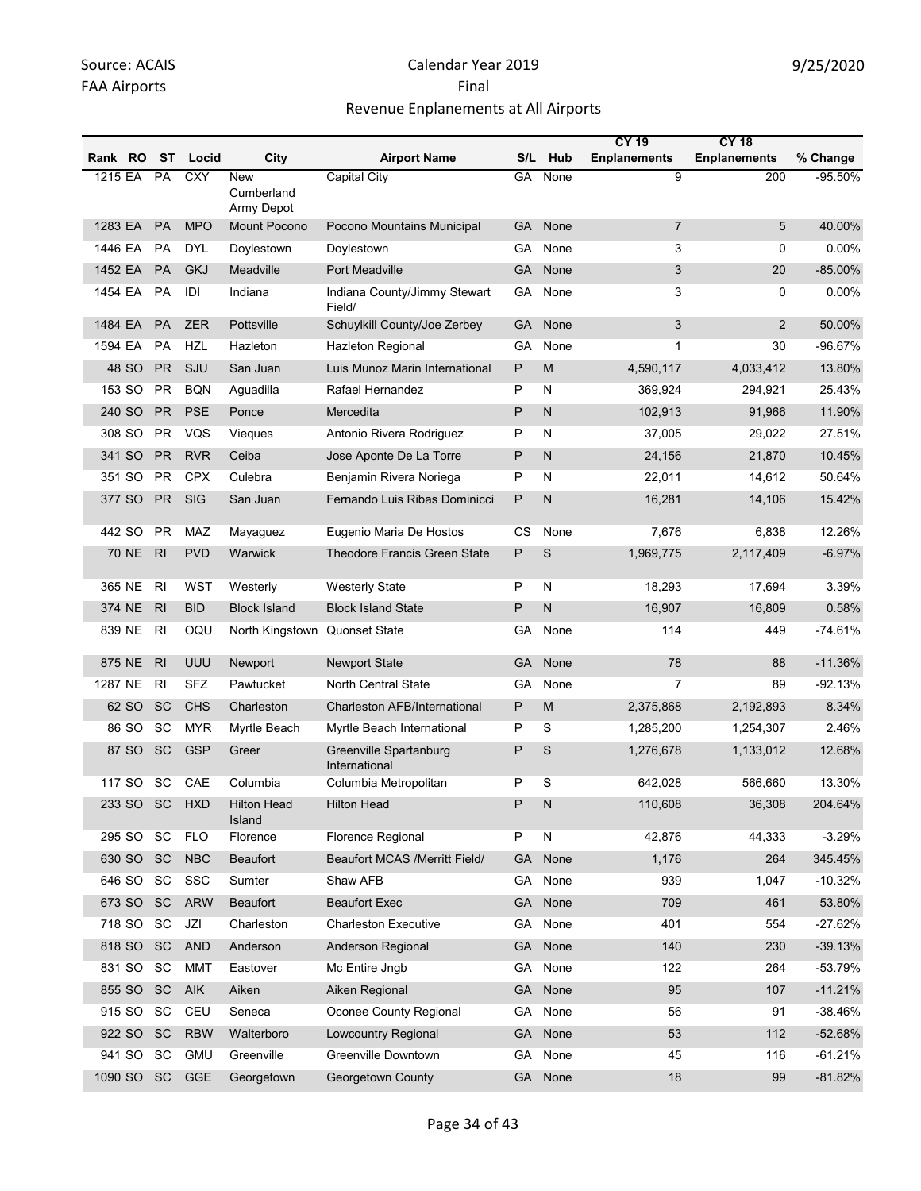Source: ACAIS
FAA Airports

Calendar Year 2019
Final
Revenue Enplanements at All Airports

9/25/2020

| Rank | RO | ST | Locid | City | Airport Name | S/L | Hub | CY 19 Enplanements | CY 18 Enplanements | % Change |
|---|---|---|---|---|---|---|---|---|---|---|
| 1215 | EA | PA | CXY | New Cumberland Army Depot | Capital City | GA | None | 9 | 200 | -95.50% |
| 1283 | EA | PA | MPO | Mount Pocono | Pocono Mountains Municipal | GA | None | 7 | 5 | 40.00% |
| 1446 | EA | PA | DYL | Doylestown | Doylestown | GA | None | 3 | 0 | 0.00% |
| 1452 | EA | PA | GKJ | Meadville | Port Meadville | GA | None | 3 | 20 | -85.00% |
| 1454 | EA | PA | IDI | Indiana | Indiana County/Jimmy Stewart Field/ | GA | None | 3 | 0 | 0.00% |
| 1484 | EA | PA | ZER | Pottsville | Schuylkill County/Joe Zerbey | GA | None | 3 | 2 | 50.00% |
| 1594 | EA | PA | HZL | Hazleton | Hazleton Regional | GA | None | 1 | 30 | -96.67% |
| 48 | SO | PR | SJU | San Juan | Luis Munoz Marin International | P | M | 4,590,117 | 4,033,412 | 13.80% |
| 153 | SO | PR | BQN | Aguadilla | Rafael Hernandez | P | N | 369,924 | 294,921 | 25.43% |
| 240 | SO | PR | PSE | Ponce | Mercedita | P | N | 102,913 | 91,966 | 11.90% |
| 308 | SO | PR | VQS | Vieques | Antonio Rivera Rodriguez | P | N | 37,005 | 29,022 | 27.51% |
| 341 | SO | PR | RVR | Ceiba | Jose Aponte De La Torre | P | N | 24,156 | 21,870 | 10.45% |
| 351 | SO | PR | CPX | Culebra | Benjamin Rivera Noriega | P | N | 22,011 | 14,612 | 50.64% |
| 377 | SO | PR | SIG | San Juan | Fernando Luis Ribas Dominicci | P | N | 16,281 | 14,106 | 15.42% |
| 442 | SO | PR | MAZ | Mayaguez | Eugenio Maria De Hostos | CS | None | 7,676 | 6,838 | 12.26% |
| 70 | NE | RI | PVD | Warwick | Theodore Francis Green State | P | S | 1,969,775 | 2,117,409 | -6.97% |
| 365 | NE | RI | WST | Westerly | Westerly State | P | N | 18,293 | 17,694 | 3.39% |
| 374 | NE | RI | BID | Block Island | Block Island State | P | N | 16,907 | 16,809 | 0.58% |
| 839 | NE | RI | OQU | North Kingstown | Quonset State | GA | None | 114 | 449 | -74.61% |
| 875 | NE | RI | UUU | Newport | Newport State | GA | None | 78 | 88 | -11.36% |
| 1287 | NE | RI | SFZ | Pawtucket | North Central State | GA | None | 7 | 89 | -92.13% |
| 62 | SO | SC | CHS | Charleston | Charleston AFB/International | P | M | 2,375,868 | 2,192,893 | 8.34% |
| 86 | SO | SC | MYR | Myrtle Beach | Myrtle Beach International | P | S | 1,285,200 | 1,254,307 | 2.46% |
| 87 | SO | SC | GSP | Greer | Greenville Spartanburg International | P | S | 1,276,678 | 1,133,012 | 12.68% |
| 117 | SO | SC | CAE | Columbia | Columbia Metropolitan | P | S | 642,028 | 566,660 | 13.30% |
| 233 | SO | SC | HXD | Hilton Head Island | Hilton Head | P | N | 110,608 | 36,308 | 204.64% |
| 295 | SO | SC | FLO | Florence | Florence Regional | P | N | 42,876 | 44,333 | -3.29% |
| 630 | SO | SC | NBC | Beaufort | Beaufort MCAS /Merritt Field/ | GA | None | 1,176 | 264 | 345.45% |
| 646 | SO | SC | SSC | Sumter | Shaw AFB | GA | None | 939 | 1,047 | -10.32% |
| 673 | SO | SC | ARW | Beaufort | Beaufort Exec | GA | None | 709 | 461 | 53.80% |
| 718 | SO | SC | JZI | Charleston | Charleston Executive | GA | None | 401 | 554 | -27.62% |
| 818 | SO | SC | AND | Anderson | Anderson Regional | GA | None | 140 | 230 | -39.13% |
| 831 | SO | SC | MMT | Eastover | Mc Entire Jngb | GA | None | 122 | 264 | -53.79% |
| 855 | SO | SC | AIK | Aiken | Aiken Regional | GA | None | 95 | 107 | -11.21% |
| 915 | SO | SC | CEU | Seneca | Oconee County Regional | GA | None | 56 | 91 | -38.46% |
| 922 | SO | SC | RBW | Walterboro | Lowcountry Regional | GA | None | 53 | 112 | -52.68% |
| 941 | SO | SC | GMU | Greenville | Greenville Downtown | GA | None | 45 | 116 | -61.21% |
| 1090 | SO | SC | GGE | Georgetown | Georgetown County | GA | None | 18 | 99 | -81.82% |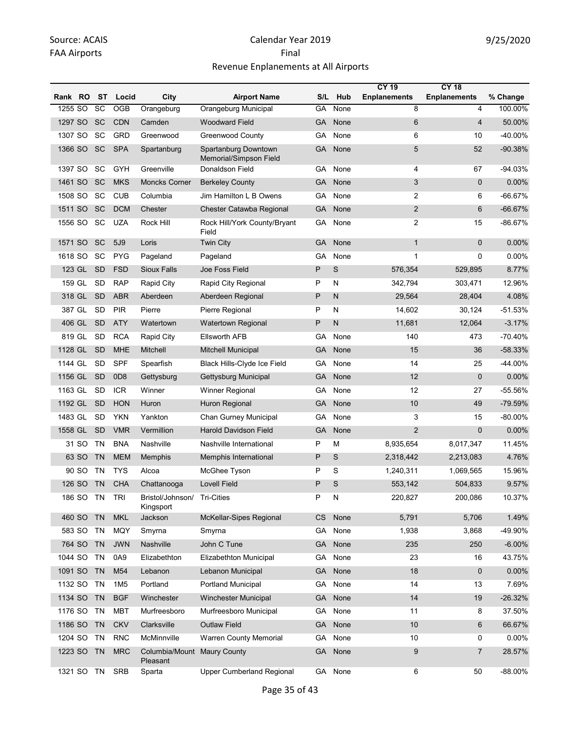Source: ACAIS
FAA Airports

Calendar Year 2019
Final
Revenue Enplanements at All Airports

9/25/2020

| Rank | RO | ST | Locid | City | Airport Name | S/L | Hub | CY 19 Enplanements | CY 18 Enplanements | % Change |
|---|---|---|---|---|---|---|---|---|---|---|
| 1255 | SO | SC | OGB | Orangeburg | Orangeburg Municipal | GA | None | 8 | 4 | 100.00% |
| 1297 | SO | SC | CDN | Camden | Woodward Field | GA | None | 6 | 4 | 50.00% |
| 1307 | SO | SC | GRD | Greenwood | Greenwood County | GA | None | 6 | 10 | -40.00% |
| 1366 | SO | SC | SPA | Spartanburg | Spartanburg Downtown Memorial/Simpson Field | GA | None | 5 | 52 | -90.38% |
| 1397 | SO | SC | GYH | Greenville | Donaldson Field | GA | None | 4 | 67 | -94.03% |
| 1461 | SO | SC | MKS | Moncks Corner | Berkeley County | GA | None | 3 | 0 | 0.00% |
| 1508 | SO | SC | CUB | Columbia | Jim Hamilton L B Owens | GA | None | 2 | 6 | -66.67% |
| 1511 | SO | SC | DCM | Chester | Chester Catawba Regional | GA | None | 2 | 6 | -66.67% |
| 1556 | SO | SC | UZA | Rock Hill | Rock Hill/York County/Bryant Field | GA | None | 2 | 15 | -86.67% |
| 1571 | SO | SC | 5J9 | Loris | Twin City | GA | None | 1 | 0 | 0.00% |
| 1618 | SO | SC | PYG | Pageland | Pageland | GA | None | 1 | 0 | 0.00% |
| 123 | GL | SD | FSD | Sioux Falls | Joe Foss Field | P | S | 576,354 | 529,895 | 8.77% |
| 159 | GL | SD | RAP | Rapid City | Rapid City Regional | P | N | 342,794 | 303,471 | 12.96% |
| 318 | GL | SD | ABR | Aberdeen | Aberdeen Regional | P | N | 29,564 | 28,404 | 4.08% |
| 387 | GL | SD | PIR | Pierre | Pierre Regional | P | N | 14,602 | 30,124 | -51.53% |
| 406 | GL | SD | ATY | Watertown | Watertown Regional | P | N | 11,681 | 12,064 | -3.17% |
| 819 | GL | SD | RCA | Rapid City | Ellsworth AFB | GA | None | 140 | 473 | -70.40% |
| 1128 | GL | SD | MHE | Mitchell | Mitchell Municipal | GA | None | 15 | 36 | -58.33% |
| 1144 | GL | SD | SPF | Spearfish | Black Hills-Clyde Ice Field | GA | None | 14 | 25 | -44.00% |
| 1156 | GL | SD | 0D8 | Gettysburg | Gettysburg Municipal | GA | None | 12 | 0 | 0.00% |
| 1163 | GL | SD | ICR | Winner | Winner Regional | GA | None | 12 | 27 | -55.56% |
| 1192 | GL | SD | HON | Huron | Huron Regional | GA | None | 10 | 49 | -79.59% |
| 1483 | GL | SD | YKN | Yankton | Chan Gurney Municipal | GA | None | 3 | 15 | -80.00% |
| 1558 | GL | SD | VMR | Vermillion | Harold Davidson Field | GA | None | 2 | 0 | 0.00% |
| 31 | SO | TN | BNA | Nashville | Nashville International | P | M | 8,935,654 | 8,017,347 | 11.45% |
| 63 | SO | TN | MEM | Memphis | Memphis International | P | S | 2,318,442 | 2,213,083 | 4.76% |
| 90 | SO | TN | TYS | Alcoa | McGhee Tyson | P | S | 1,240,311 | 1,069,565 | 15.96% |
| 126 | SO | TN | CHA | Chattanooga | Lovell Field | P | S | 553,142 | 504,833 | 9.57% |
| 186 | SO | TN | TRI | Bristol/Johnson/Kingsport | Tri-Cities | P | N | 220,827 | 200,086 | 10.37% |
| 460 | SO | TN | MKL | Jackson | McKellar-Sipes Regional | CS | None | 5,791 | 5,706 | 1.49% |
| 583 | SO | TN | MQY | Smyrna | Smyrna | GA | None | 1,938 | 3,868 | -49.90% |
| 764 | SO | TN | JWN | Nashville | John C Tune | GA | None | 235 | 250 | -6.00% |
| 1044 | SO | TN | 0A9 | Elizabethton | Elizabethton Municipal | GA | None | 23 | 16 | 43.75% |
| 1091 | SO | TN | M54 | Lebanon | Lebanon Municipal | GA | None | 18 | 0 | 0.00% |
| 1132 | SO | TN | 1M5 | Portland | Portland Municipal | GA | None | 14 | 13 | 7.69% |
| 1134 | SO | TN | BGF | Winchester | Winchester Municipal | GA | None | 14 | 19 | -26.32% |
| 1176 | SO | TN | MBT | Murfreesboro | Murfreesboro Municipal | GA | None | 11 | 8 | 37.50% |
| 1186 | SO | TN | CKV | Clarksville | Outlaw Field | GA | None | 10 | 6 | 66.67% |
| 1204 | SO | TN | RNC | McMinnville | Warren County Memorial | GA | None | 10 | 0 | 0.00% |
| 1223 | SO | TN | MRC | Columbia/Mount Pleasant | Maury County | GA | None | 9 | 7 | 28.57% |
| 1321 | SO | TN | SRB | Sparta | Upper Cumberland Regional | GA | None | 6 | 50 | -88.00% |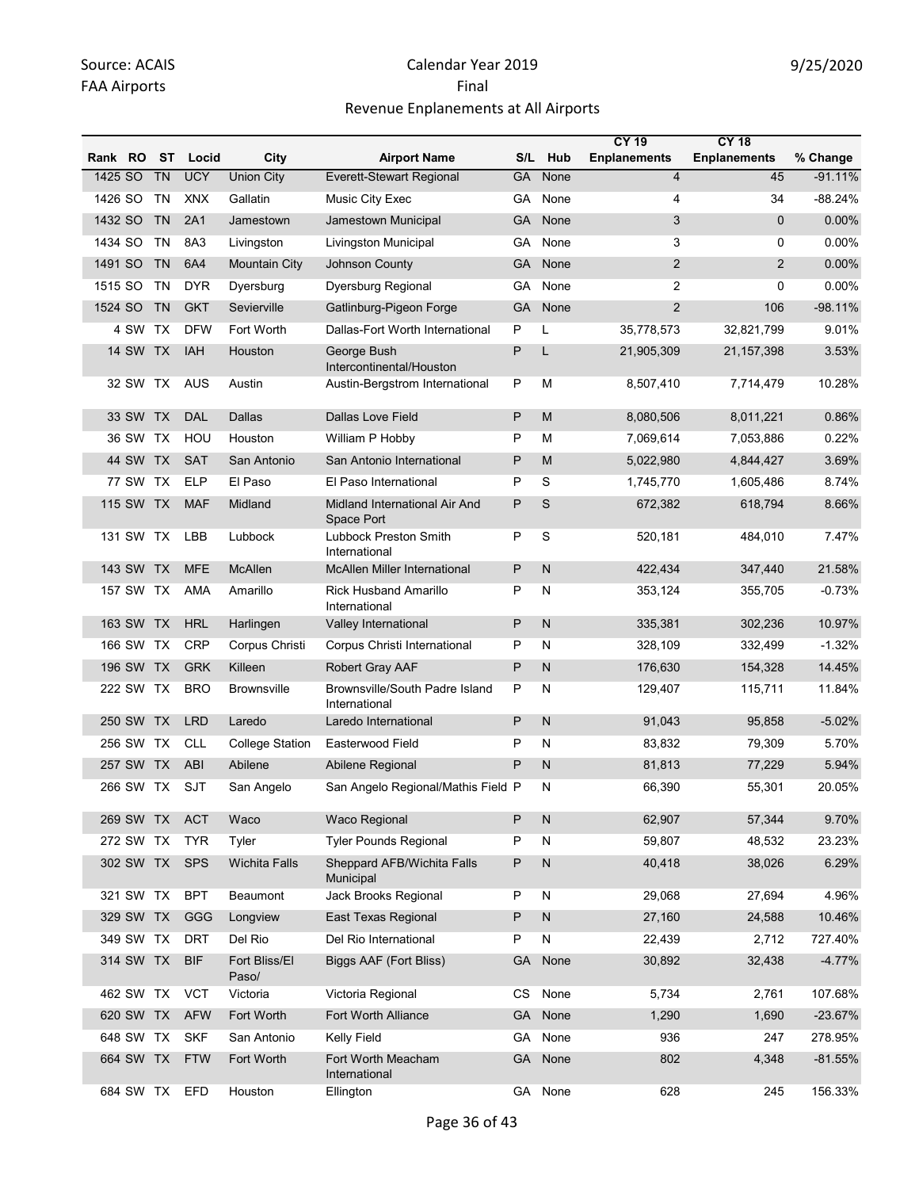Source: ACAIS
FAA Airports

# Calendar Year 2019
## Final
## Revenue Enplanements at All Airports

9/25/2020

| Rank | RO | ST | Locid | City | Airport Name | S/L | Hub | CY 19 Enplanements | CY 18 Enplanements | % Change |
|---|---|---|---|---|---|---|---|---|---|---|
| 1425 | SO | TN | UCY | Union City | Everett-Stewart Regional | GA | None | 4 | 45 | -91.11% |
| 1426 | SO | TN | XNX | Gallatin | Music City Exec | GA | None | 4 | 34 | -88.24% |
| 1432 | SO | TN | 2A1 | Jamestown | Jamestown Municipal | GA | None | 3 | 0 | 0.00% |
| 1434 | SO | TN | 8A3 | Livingston | Livingston Municipal | GA | None | 3 | 0 | 0.00% |
| 1491 | SO | TN | 6A4 | Mountain City | Johnson County | GA | None | 2 | 2 | 0.00% |
| 1515 | SO | TN | DYR | Dyersburg | Dyersburg Regional | GA | None | 2 | 0 | 0.00% |
| 1524 | SO | TN | GKT | Sevierville | Gatlinburg-Pigeon Forge | GA | None | 2 | 106 | -98.11% |
| 4 | SW | TX | DFW | Fort Worth | Dallas-Fort Worth International | P | L | 35,778,573 | 32,821,799 | 9.01% |
| 14 | SW | TX | IAH | Houston | George Bush Intercontinental/Houston | P | L | 21,905,309 | 21,157,398 | 3.53% |
| 32 | SW | TX | AUS | Austin | Austin-Bergstrom International | P | M | 8,507,410 | 7,714,479 | 10.28% |
| 33 | SW | TX | DAL | Dallas | Dallas Love Field | P | M | 8,080,506 | 8,011,221 | 0.86% |
| 36 | SW | TX | HOU | Houston | William P Hobby | P | M | 7,069,614 | 7,053,886 | 0.22% |
| 44 | SW | TX | SAT | San Antonio | San Antonio International | P | M | 5,022,980 | 4,844,427 | 3.69% |
| 77 | SW | TX | ELP | El Paso | El Paso International | P | S | 1,745,770 | 1,605,486 | 8.74% |
| 115 | SW | TX | MAF | Midland | Midland International Air And Space Port | P | S | 672,382 | 618,794 | 8.66% |
| 131 | SW | TX | LBB | Lubbock | Lubbock Preston Smith International | P | S | 520,181 | 484,010 | 7.47% |
| 143 | SW | TX | MFE | McAllen | McAllen Miller International | P | N | 422,434 | 347,440 | 21.58% |
| 157 | SW | TX | AMA | Amarillo | Rick Husband Amarillo International | P | N | 353,124 | 355,705 | -0.73% |
| 163 | SW | TX | HRL | Harlingen | Valley International | P | N | 335,381 | 302,236 | 10.97% |
| 166 | SW | TX | CRP | Corpus Christi | Corpus Christi International | P | N | 328,109 | 332,499 | -1.32% |
| 196 | SW | TX | GRK | Killeen | Robert Gray AAF | P | N | 176,630 | 154,328 | 14.45% |
| 222 | SW | TX | BRO | Brownsville | Brownsville/South Padre Island International | P | N | 129,407 | 115,711 | 11.84% |
| 250 | SW | TX | LRD | Laredo | Laredo International | P | N | 91,043 | 95,858 | -5.02% |
| 256 | SW | TX | CLL | College Station | Easterwood Field | P | N | 83,832 | 79,309 | 5.70% |
| 257 | SW | TX | ABI | Abilene | Abilene Regional | P | N | 81,813 | 77,229 | 5.94% |
| 266 | SW | TX | SJT | San Angelo | San Angelo Regional/Mathis Field | P | N | 66,390 | 55,301 | 20.05% |
| 269 | SW | TX | ACT | Waco | Waco Regional | P | N | 62,907 | 57,344 | 9.70% |
| 272 | SW | TX | TYR | Tyler | Tyler Pounds Regional | P | N | 59,807 | 48,532 | 23.23% |
| 302 | SW | TX | SPS | Wichita Falls | Sheppard AFB/Wichita Falls Municipal | P | N | 40,418 | 38,026 | 6.29% |
| 321 | SW | TX | BPT | Beaumont | Jack Brooks Regional | P | N | 29,068 | 27,694 | 4.96% |
| 329 | SW | TX | GGG | Longview | East Texas Regional | P | N | 27,160 | 24,588 | 10.46% |
| 349 | SW | TX | DRT | Del Rio | Del Rio International | P | N | 22,439 | 2,712 | 727.40% |
| 314 | SW | TX | BIF | Fort Bliss/El Paso/ | Biggs AAF (Fort Bliss) | GA | None | 30,892 | 32,438 | -4.77% |
| 462 | SW | TX | VCT | Victoria | Victoria Regional | CS | None | 5,734 | 2,761 | 107.68% |
| 620 | SW | TX | AFW | Fort Worth | Fort Worth Alliance | GA | None | 1,290 | 1,690 | -23.67% |
| 648 | SW | TX | SKF | San Antonio | Kelly Field | GA | None | 936 | 247 | 278.95% |
| 664 | SW | TX | FTW | Fort Worth | Fort Worth Meacham International | GA | None | 802 | 4,348 | -81.55% |
| 684 | SW | TX | EFD | Houston | Ellington | GA | None | 628 | 245 | 156.33% |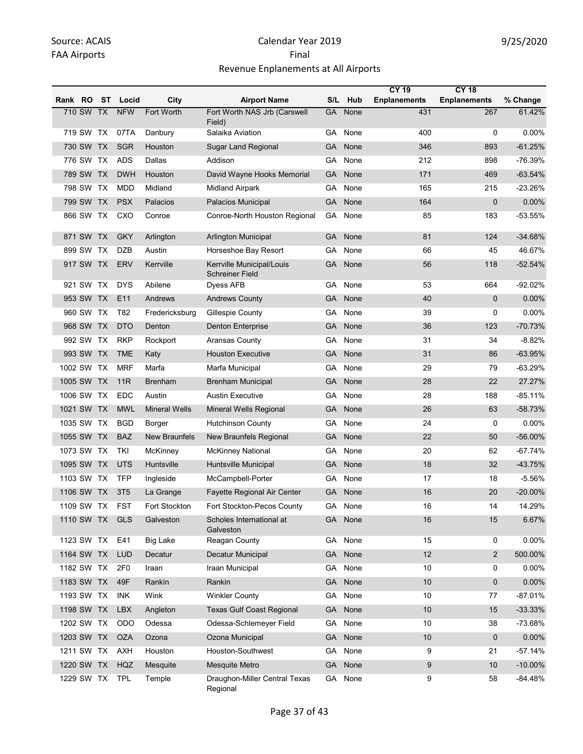Source: ACAIS
FAA Airports

Calendar Year 2019
Final
Revenue Enplanements at All Airports

9/25/2020

| Rank | RO | ST | Locid | City | Airport Name | S/L | Hub | CY 19 Enplanements | CY 18 Enplanements | % Change |
|---|---|---|---|---|---|---|---|---|---|---|
| 710 | SW | TX | NFW | Fort Worth | Fort Worth NAS Jrb (Carswell Field) | GA | None | 431 | 267 | 61.42% |
| 719 | SW | TX | 07TA | Danbury | Salaika Aviation | GA | None | 400 | 0 | 0.00% |
| 730 | SW | TX | SGR | Houston | Sugar Land Regional | GA | None | 346 | 893 | -61.25% |
| 776 | SW | TX | ADS | Dallas | Addison | GA | None | 212 | 898 | -76.39% |
| 789 | SW | TX | DWH | Houston | David Wayne Hooks Memorial | GA | None | 171 | 469 | -63.54% |
| 798 | SW | TX | MDD | Midland | Midland Airpark | GA | None | 165 | 215 | -23.26% |
| 799 | SW | TX | PSX | Palacios | Palacios Municipal | GA | None | 164 | 0 | 0.00% |
| 866 | SW | TX | CXO | Conroe | Conroe-North Houston Regional | GA | None | 85 | 183 | -53.55% |
| 871 | SW | TX | GKY | Arlington | Arlington Municipal | GA | None | 81 | 124 | -34.68% |
| 899 | SW | TX | DZB | Austin | Horseshoe Bay Resort | GA | None | 66 | 45 | 46.67% |
| 917 | SW | TX | ERV | Kerrville | Kerrville Municipal/Louis Schreiner Field | GA | None | 56 | 118 | -52.54% |
| 921 | SW | TX | DYS | Abilene | Dyess AFB | GA | None | 53 | 664 | -92.02% |
| 953 | SW | TX | E11 | Andrews | Andrews County | GA | None | 40 | 0 | 0.00% |
| 960 | SW | TX | T82 | Fredericksburg | Gillespie County | GA | None | 39 | 0 | 0.00% |
| 968 | SW | TX | DTO | Denton | Denton Enterprise | GA | None | 36 | 123 | -70.73% |
| 992 | SW | TX | RKP | Rockport | Aransas County | GA | None | 31 | 34 | -8.82% |
| 993 | SW | TX | TME | Katy | Houston Executive | GA | None | 31 | 86 | -63.95% |
| 1002 | SW | TX | MRF | Marfa | Marfa Municipal | GA | None | 29 | 79 | -63.29% |
| 1005 | SW | TX | 11R | Brenham | Brenham Municipal | GA | None | 28 | 22 | 27.27% |
| 1006 | SW | TX | EDC | Austin | Austin Executive | GA | None | 28 | 188 | -85.11% |
| 1021 | SW | TX | MWL | Mineral Wells | Mineral Wells Regional | GA | None | 26 | 63 | -58.73% |
| 1035 | SW | TX | BGD | Borger | Hutchinson County | GA | None | 24 | 0 | 0.00% |
| 1055 | SW | TX | BAZ | New Braunfels | New Braunfels Regional | GA | None | 22 | 50 | -56.00% |
| 1073 | SW | TX | TKI | McKinney | McKinney National | GA | None | 20 | 62 | -67.74% |
| 1095 | SW | TX | UTS | Huntsville | Huntsville Municipal | GA | None | 18 | 32 | -43.75% |
| 1103 | SW | TX | TFP | Ingleside | McCampbell-Porter | GA | None | 17 | 18 | -5.56% |
| 1106 | SW | TX | 3T5 | La Grange | Fayette Regional Air Center | GA | None | 16 | 20 | -20.00% |
| 1109 | SW | TX | FST | Fort Stockton | Fort Stockton-Pecos County | GA | None | 16 | 14 | 14.29% |
| 1110 | SW | TX | GLS | Galveston | Scholes International at Galveston | GA | None | 16 | 15 | 6.67% |
| 1123 | SW | TX | E41 | Big Lake | Reagan County | GA | None | 15 | 0 | 0.00% |
| 1164 | SW | TX | LUD | Decatur | Decatur Municipal | GA | None | 12 | 2 | 500.00% |
| 1182 | SW | TX | 2F0 | Iraan | Iraan Municipal | GA | None | 10 | 0 | 0.00% |
| 1183 | SW | TX | 49F | Rankin | Rankin | GA | None | 10 | 0 | 0.00% |
| 1193 | SW | TX | INK | Wink | Winkler County | GA | None | 10 | 77 | -87.01% |
| 1198 | SW | TX | LBX | Angleton | Texas Gulf Coast Regional | GA | None | 10 | 15 | -33.33% |
| 1202 | SW | TX | ODO | Odessa | Odessa-Schlemeyer Field | GA | None | 10 | 38 | -73.68% |
| 1203 | SW | TX | OZA | Ozona | Ozona Municipal | GA | None | 10 | 0 | 0.00% |
| 1211 | SW | TX | AXH | Houston | Houston-Southwest | GA | None | 9 | 21 | -57.14% |
| 1220 | SW | TX | HQZ | Mesquite | Mesquite Metro | GA | None | 9 | 10 | -10.00% |
| 1229 | SW | TX | TPL | Temple | Draughon-Miller Central Texas Regional | GA | None | 9 | 58 | -84.48% |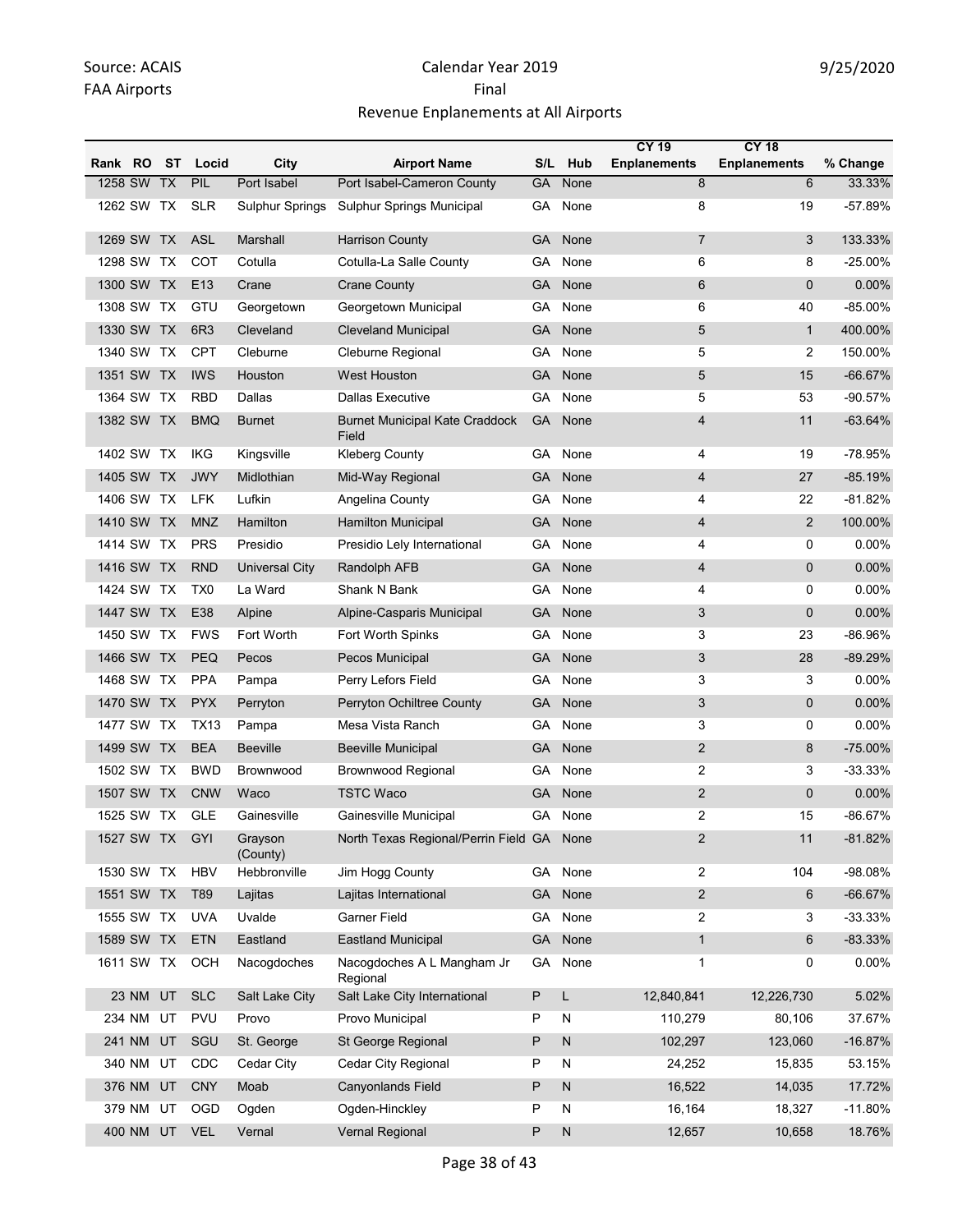Source: ACAIS
FAA Airports

Calendar Year 2019
Final
Revenue Enplanements at All Airports

9/25/2020

| Rank | RO | ST | Locid | City | Airport Name | S/L | Hub | CY 19 Enplanements | CY 18 Enplanements | % Change |
|---|---|---|---|---|---|---|---|---|---|---|
| 1258 | SW | TX | PIL | Port Isabel | Port Isabel-Cameron County | GA | None | 8 | 6 | 33.33% |
| 1262 | SW | TX | SLR | Sulphur Springs | Sulphur Springs Municipal | GA | None | 8 | 19 | -57.89% |
| 1269 | SW | TX | ASL | Marshall | Harrison County | GA | None | 7 | 3 | 133.33% |
| 1298 | SW | TX | COT | Cotulla | Cotulla-La Salle County | GA | None | 6 | 8 | -25.00% |
| 1300 | SW | TX | E13 | Crane | Crane County | GA | None | 6 | 0 | 0.00% |
| 1308 | SW | TX | GTU | Georgetown | Georgetown Municipal | GA | None | 6 | 40 | -85.00% |
| 1330 | SW | TX | 6R3 | Cleveland | Cleveland Municipal | GA | None | 5 | 1 | 400.00% |
| 1340 | SW | TX | CPT | Cleburne | Cleburne Regional | GA | None | 5 | 2 | 150.00% |
| 1351 | SW | TX | IWS | Houston | West Houston | GA | None | 5 | 15 | -66.67% |
| 1364 | SW | TX | RBD | Dallas | Dallas Executive | GA | None | 5 | 53 | -90.57% |
| 1382 | SW | TX | BMQ | Burnet | Burnet Municipal Kate Craddock Field | GA | None | 4 | 11 | -63.64% |
| 1402 | SW | TX | IKG | Kingsville | Kleberg County | GA | None | 4 | 19 | -78.95% |
| 1405 | SW | TX | JWY | Midlothian | Mid-Way Regional | GA | None | 4 | 27 | -85.19% |
| 1406 | SW | TX | LFK | Lufkin | Angelina County | GA | None | 4 | 22 | -81.82% |
| 1410 | SW | TX | MNZ | Hamilton | Hamilton Municipal | GA | None | 4 | 2 | 100.00% |
| 1414 | SW | TX | PRS | Presidio | Presidio Lely International | GA | None | 4 | 0 | 0.00% |
| 1416 | SW | TX | RND | Universal City | Randolph AFB | GA | None | 4 | 0 | 0.00% |
| 1424 | SW | TX | TX0 | La Ward | Shank N Bank | GA | None | 4 | 0 | 0.00% |
| 1447 | SW | TX | E38 | Alpine | Alpine-Casparis Municipal | GA | None | 3 | 0 | 0.00% |
| 1450 | SW | TX | FWS | Fort Worth | Fort Worth Spinks | GA | None | 3 | 23 | -86.96% |
| 1466 | SW | TX | PEQ | Pecos | Pecos Municipal | GA | None | 3 | 28 | -89.29% |
| 1468 | SW | TX | PPA | Pampa | Perry Lefors Field | GA | None | 3 | 3 | 0.00% |
| 1470 | SW | TX | PYX | Perryton | Perryton Ochiltree County | GA | None | 3 | 0 | 0.00% |
| 1477 | SW | TX | TX13 | Pampa | Mesa Vista Ranch | GA | None | 3 | 0 | 0.00% |
| 1499 | SW | TX | BEA | Beeville | Beeville Municipal | GA | None | 2 | 8 | -75.00% |
| 1502 | SW | TX | BWD | Brownwood | Brownwood Regional | GA | None | 2 | 3 | -33.33% |
| 1507 | SW | TX | CNW | Waco | TSTC Waco | GA | None | 2 | 0 | 0.00% |
| 1525 | SW | TX | GLE | Gainesville | Gainesville Municipal | GA | None | 2 | 15 | -86.67% |
| 1527 | SW | TX | GYI | Grayson (County) | North Texas Regional/Perrin Field | GA | None | 2 | 11 | -81.82% |
| 1530 | SW | TX | HBV | Hebbronville | Jim Hogg County | GA | None | 2 | 104 | -98.08% |
| 1551 | SW | TX | T89 | Lajitas | Lajitas International | GA | None | 2 | 6 | -66.67% |
| 1555 | SW | TX | UVA | Uvalde | Garner Field | GA | None | 2 | 3 | -33.33% |
| 1589 | SW | TX | ETN | Eastland | Eastland Municipal | GA | None | 1 | 6 | -83.33% |
| 1611 | SW | TX | OCH | Nacogdoches | Nacogdoches A L Mangham Jr Regional | GA | None | 1 | 0 | 0.00% |
| 23 | NM | UT | SLC | Salt Lake City | Salt Lake City International | P | L | 12,840,841 | 12,226,730 | 5.02% |
| 234 | NM | UT | PVU | Provo | Provo Municipal | P | N | 110,279 | 80,106 | 37.67% |
| 241 | NM | UT | SGU | St. George | St George Regional | P | N | 102,297 | 123,060 | -16.87% |
| 340 | NM | UT | CDC | Cedar City | Cedar City Regional | P | N | 24,252 | 15,835 | 53.15% |
| 376 | NM | UT | CNY | Moab | Canyonlands Field | P | N | 16,522 | 14,035 | 17.72% |
| 379 | NM | UT | OGD | Ogden | Ogden-Hinckley | P | N | 16,164 | 18,327 | -11.80% |
| 400 | NM | UT | VEL | Vernal | Vernal Regional | P | N | 12,657 | 10,658 | 18.76% |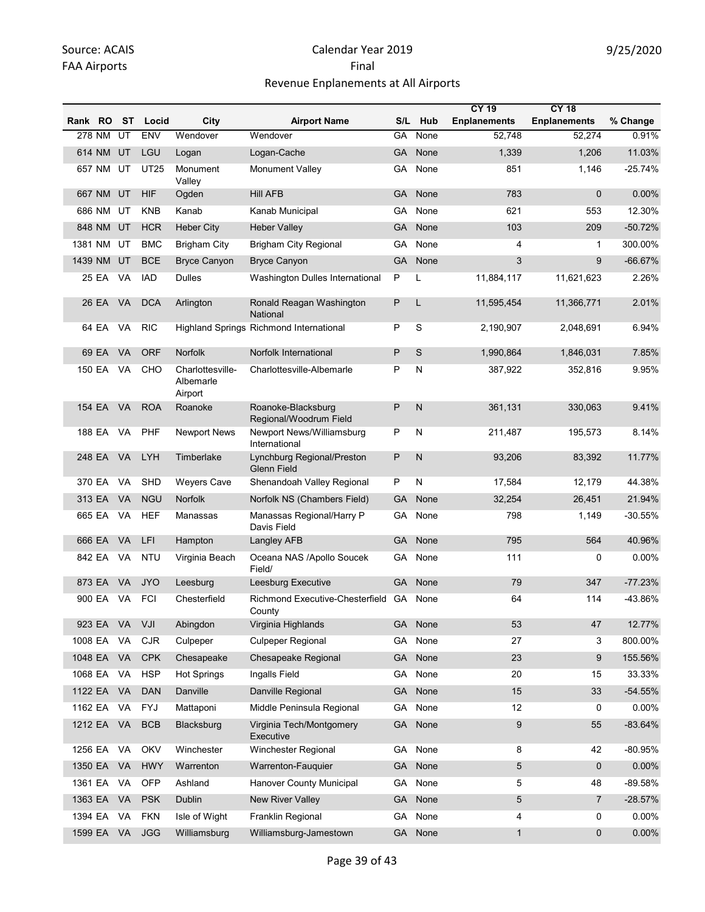Source: ACAIS
FAA Airports

Calendar Year 2019
Final
Revenue Enplanements at All Airports

9/25/2020

| Rank | RO | ST | Locid | City | Airport Name | S/L | Hub | CY 19 Enplanements | CY 18 Enplanements | % Change |
|---|---|---|---|---|---|---|---|---|---|---|
| 278 | NM | UT | ENV | Wendover | Wendover | GA | None | 52,748 | 52,274 | 0.91% |
| 614 | NM | UT | LGU | Logan | Logan-Cache | GA | None | 1,339 | 1,206 | 11.03% |
| 657 | NM | UT | UT25 | Monument Valley | Monument Valley | GA | None | 851 | 1,146 | -25.74% |
| 667 | NM | UT | HIF | Ogden | Hill AFB | GA | None | 783 | 0 | 0.00% |
| 686 | NM | UT | KNB | Kanab | Kanab Municipal | GA | None | 621 | 553 | 12.30% |
| 848 | NM | UT | HCR | Heber City | Heber Valley | GA | None | 103 | 209 | -50.72% |
| 1381 | NM | UT | BMC | Brigham City | Brigham City Regional | GA | None | 4 | 1 | 300.00% |
| 1439 | NM | UT | BCE | Bryce Canyon | Bryce Canyon | GA | None | 3 | 9 | -66.67% |
| 25 | EA | VA | IAD | Dulles | Washington Dulles International | P | L | 11,884,117 | 11,621,623 | 2.26% |
| 26 | EA | VA | DCA | Arlington | Ronald Reagan Washington National | P | L | 11,595,454 | 11,366,771 | 2.01% |
| 64 | EA | VA | RIC | Highland Springs | Richmond International | P | S | 2,190,907 | 2,048,691 | 6.94% |
| 69 | EA | VA | ORF | Norfolk | Norfolk International | P | S | 1,990,864 | 1,846,031 | 7.85% |
| 150 | EA | VA | CHO | Charlottesville-Albemarle Airport | Charlottesville-Albemarle | P | N | 387,922 | 352,816 | 9.95% |
| 154 | EA | VA | ROA | Roanoke | Roanoke-Blacksburg Regional/Woodrum Field | P | N | 361,131 | 330,063 | 9.41% |
| 188 | EA | VA | PHF | Newport News | Newport News/Williamsburg International | P | N | 211,487 | 195,573 | 8.14% |
| 248 | EA | VA | LYH | Timberlake | Lynchburg Regional/Preston Glenn Field | P | N | 93,206 | 83,392 | 11.77% |
| 370 | EA | VA | SHD | Weyers Cave | Shenandoah Valley Regional | P | N | 17,584 | 12,179 | 44.38% |
| 313 | EA | VA | NGU | Norfolk | Norfolk NS (Chambers Field) | GA | None | 32,254 | 26,451 | 21.94% |
| 665 | EA | VA | HEF | Manassas | Manassas Regional/Harry P Davis Field | GA | None | 798 | 1,149 | -30.55% |
| 666 | EA | VA | LFI | Hampton | Langley AFB | GA | None | 795 | 564 | 40.96% |
| 842 | EA | VA | NTU | Virginia Beach | Oceana NAS /Apollo Soucek Field/ | GA | None | 111 | 0 | 0.00% |
| 873 | EA | VA | JYO | Leesburg | Leesburg Executive | GA | None | 79 | 347 | -77.23% |
| 900 | EA | VA | FCI | Chesterfield | Richmond Executive-Chesterfield County | GA | None | 64 | 114 | -43.86% |
| 923 | EA | VA | VJI | Abingdon | Virginia Highlands | GA | None | 53 | 47 | 12.77% |
| 1008 | EA | VA | CJR | Culpeper | Culpeper Regional | GA | None | 27 | 3 | 800.00% |
| 1048 | EA | VA | CPK | Chesapeake | Chesapeake Regional | GA | None | 23 | 9 | 155.56% |
| 1068 | EA | VA | HSP | Hot Springs | Ingalls Field | GA | None | 20 | 15 | 33.33% |
| 1122 | EA | VA | DAN | Danville | Danville Regional | GA | None | 15 | 33 | -54.55% |
| 1162 | EA | VA | FYJ | Mattaponi | Middle Peninsula Regional | GA | None | 12 | 0 | 0.00% |
| 1212 | EA | VA | BCB | Blacksburg | Virginia Tech/Montgomery Executive | GA | None | 9 | 55 | -83.64% |
| 1256 | EA | VA | OKV | Winchester | Winchester Regional | GA | None | 8 | 42 | -80.95% |
| 1350 | EA | VA | HWY | Warrenton | Warrenton-Fauquier | GA | None | 5 | 0 | 0.00% |
| 1361 | EA | VA | OFP | Ashland | Hanover County Municipal | GA | None | 5 | 48 | -89.58% |
| 1363 | EA | VA | PSK | Dublin | New River Valley | GA | None | 5 | 7 | -28.57% |
| 1394 | EA | VA | FKN | Isle of Wight | Franklin Regional | GA | None | 4 | 0 | 0.00% |
| 1599 | EA | VA | JGG | Williamsburg | Williamsburg-Jamestown | GA | None | 1 | 0 | 0.00% |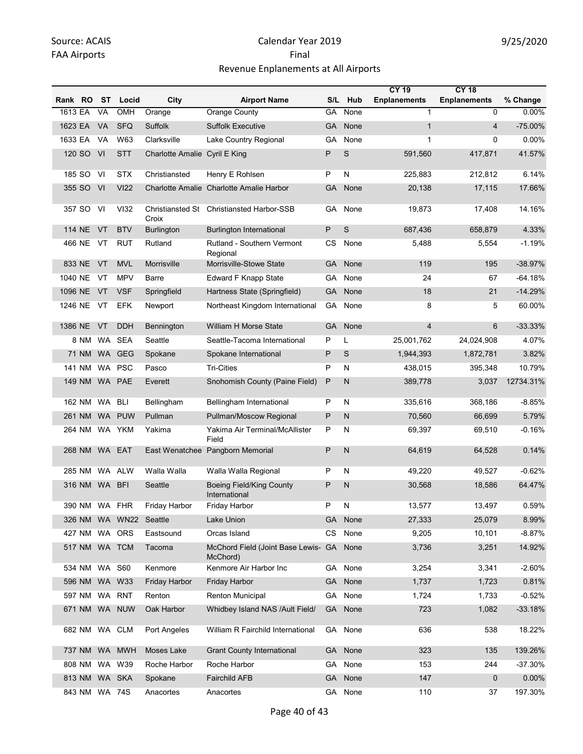Source: ACAIS
FAA Airports

# Calendar Year 2019
## Final
## Revenue Enplanements at All Airports

9/25/2020

| Rank | RO | ST | Locid | City | Airport Name | S/L | Hub | CY 19 Enplanements | CY 18 Enplanements | % Change |
|---|---|---|---|---|---|---|---|---|---|---|
| 1613 | EA | VA | OMH | Orange | Orange County | GA | None | 1 | 0 | 0.00% |
| 1623 | EA | VA | SFQ | Suffolk | Suffolk Executive | GA | None | 1 | 4 | -75.00% |
| 1633 | EA | VA | W63 | Clarksville | Lake Country Regional | GA | None | 1 | 0 | 0.00% |
| 120 | SO | VI | STT | Charlotte Amalie | Cyril E King | P | S | 591,560 | 417,871 | 41.57% |
| 185 | SO | VI | STX | Christiansted | Henry E Rohlsen | P | N | 225,883 | 212,812 | 6.14% |
| 355 | SO | VI | VI22 | Charlotte Amalie | Charlotte Amalie Harbor | GA | None | 20,138 | 17,115 | 17.66% |
| 357 | SO | VI | VI32 | Christiansted St Croix | Christiansted Harbor-SSB | GA | None | 19,873 | 17,408 | 14.16% |
| 114 | NE | VT | BTV | Burlington | Burlington International | P | S | 687,436 | 658,879 | 4.33% |
| 466 | NE | VT | RUT | Rutland | Rutland - Southern Vermont Regional | CS | None | 5,488 | 5,554 | -1.19% |
| 833 | NE | VT | MVL | Morrisville | Morrisville-Stowe State | GA | None | 119 | 195 | -38.97% |
| 1040 | NE | VT | MPV | Barre | Edward F Knapp State | GA | None | 24 | 67 | -64.18% |
| 1096 | NE | VT | VSF | Springfield | Hartness State (Springfield) | GA | None | 18 | 21 | -14.29% |
| 1246 | NE | VT | EFK | Newport | Northeast Kingdom International | GA | None | 8 | 5 | 60.00% |
| 1386 | NE | VT | DDH | Bennington | William H Morse State | GA | None | 4 | 6 | -33.33% |
| 8 | NM | WA | SEA | Seattle | Seattle-Tacoma International | P | L | 25,001,762 | 24,024,908 | 4.07% |
| 71 | NM | WA | GEG | Spokane | Spokane International | P | S | 1,944,393 | 1,872,781 | 3.82% |
| 141 | NM | WA | PSC | Pasco | Tri-Cities | P | N | 438,015 | 395,348 | 10.79% |
| 149 | NM | WA | PAE | Everett | Snohomish County (Paine Field) | P | N | 389,778 | 3,037 | 12734.31% |
| 162 | NM | WA | BLI | Bellingham | Bellingham International | P | N | 335,616 | 368,186 | -8.85% |
| 261 | NM | WA | PUW | Pullman | Pullman/Moscow Regional | P | N | 70,560 | 66,699 | 5.79% |
| 264 | NM | WA | YKM | Yakima | Yakima Air Terminal/McAllister Field | P | N | 69,397 | 69,510 | -0.16% |
| 268 | NM | WA | EAT | East Wenatchee | Pangborn Memorial | P | N | 64,619 | 64,528 | 0.14% |
| 285 | NM | WA | ALW | Walla Walla | Walla Walla Regional | P | N | 49,220 | 49,527 | -0.62% |
| 316 | NM | WA | BFI | Seattle | Boeing Field/King County International | P | N | 30,568 | 18,586 | 64.47% |
| 390 | NM | WA | FHR | Friday Harbor | Friday Harbor | P | N | 13,577 | 13,497 | 0.59% |
| 326 | NM | WA | WN22 | Seattle | Lake Union | GA | None | 27,333 | 25,079 | 8.99% |
| 427 | NM | WA | ORS | Eastsound | Orcas Island | CS | None | 9,205 | 10,101 | -8.87% |
| 517 | NM | WA | TCM | Tacoma | McChord Field (Joint Base Lewis-McChord) | GA | None | 3,736 | 3,251 | 14.92% |
| 534 | NM | WA | S60 | Kenmore | Kenmore Air Harbor Inc | GA | None | 3,254 | 3,341 | -2.60% |
| 596 | NM | WA | W33 | Friday Harbor | Friday Harbor | GA | None | 1,737 | 1,723 | 0.81% |
| 597 | NM | WA | RNT | Renton | Renton Municipal | GA | None | 1,724 | 1,733 | -0.52% |
| 671 | NM | WA | NUW | Oak Harbor | Whidbey Island NAS /Ault Field/ | GA | None | 723 | 1,082 | -33.18% |
| 682 | NM | WA | CLM | Port Angeles | William R Fairchild International | GA | None | 636 | 538 | 18.22% |
| 737 | NM | WA | MWH | Moses Lake | Grant County International | GA | None | 323 | 135 | 139.26% |
| 808 | NM | WA | W39 | Roche Harbor | Roche Harbor | GA | None | 153 | 244 | -37.30% |
| 813 | NM | WA | SKA | Spokane | Fairchild AFB | GA | None | 147 | 0 | 0.00% |
| 843 | NM | WA | 74S | Anacortes | Anacortes | GA | None | 110 | 37 | 197.30% |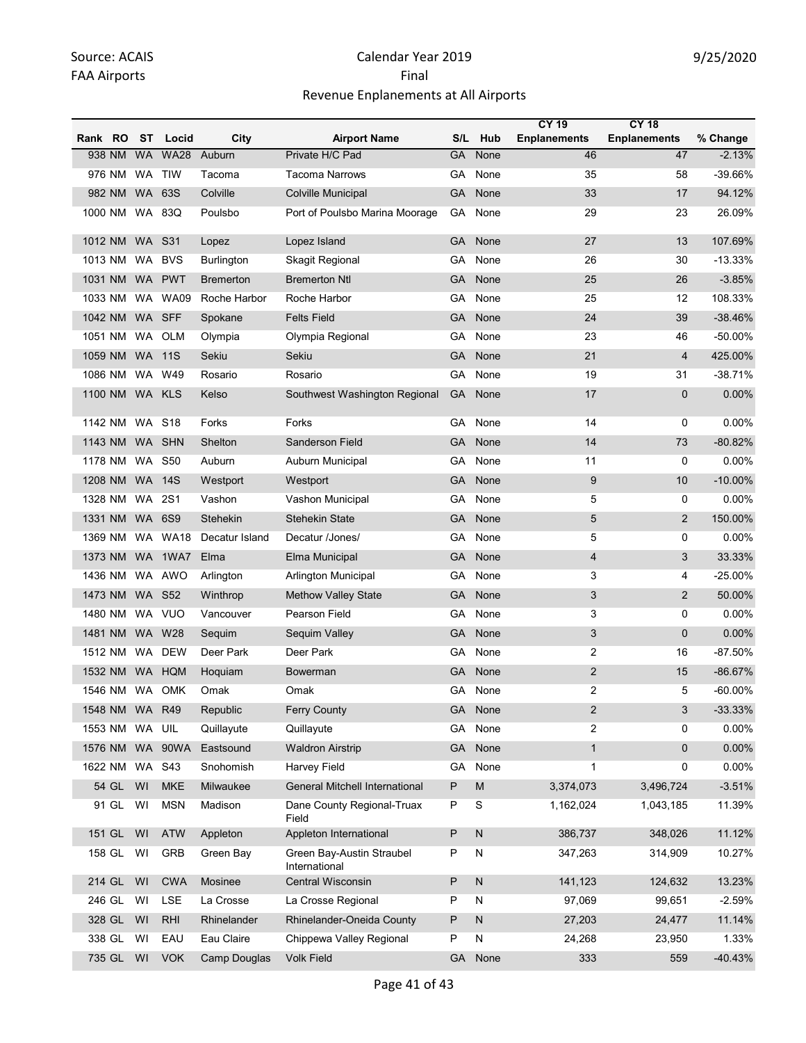Source: ACAIS
FAA Airports

Calendar Year 2019
Final
Revenue Enplanements at All Airports

9/25/2020

| Rank | RO | ST | Locid | City | Airport Name | S/L | Hub | CY 19 Enplanements | CY 18 Enplanements | % Change |
|---|---|---|---|---|---|---|---|---|---|---|
| 938 | NM | WA | WA28 | Auburn | Private H/C Pad | GA | None | 46 | 47 | -2.13% |
| 976 | NM | WA | TIW | Tacoma | Tacoma Narrows | GA | None | 35 | 58 | -39.66% |
| 982 | NM | WA | 63S | Colville | Colville Municipal | GA | None | 33 | 17 | 94.12% |
| 1000 | NM | WA | 83Q | Poulsbo | Port of Poulsbo Marina Moorage | GA | None | 29 | 23 | 26.09% |
| 1012 | NM | WA | S31 | Lopez | Lopez Island | GA | None | 27 | 13 | 107.69% |
| 1013 | NM | WA | BVS | Burlington | Skagit Regional | GA | None | 26 | 30 | -13.33% |
| 1031 | NM | WA | PWT | Bremerton | Bremerton Ntl | GA | None | 25 | 26 | -3.85% |
| 1033 | NM | WA | WA09 | Roche Harbor | Roche Harbor | GA | None | 25 | 12 | 108.33% |
| 1042 | NM | WA | SFF | Spokane | Felts Field | GA | None | 24 | 39 | -38.46% |
| 1051 | NM | WA | OLM | Olympia | Olympia Regional | GA | None | 23 | 46 | -50.00% |
| 1059 | NM | WA | 11S | Sekiu | Sekiu | GA | None | 21 | 4 | 425.00% |
| 1086 | NM | WA | W49 | Rosario | Rosario | GA | None | 19 | 31 | -38.71% |
| 1100 | NM | WA | KLS | Kelso | Southwest Washington Regional | GA | None | 17 | 0 | 0.00% |
| 1142 | NM | WA | S18 | Forks | Forks | GA | None | 14 | 0 | 0.00% |
| 1143 | NM | WA | SHN | Shelton | Sanderson Field | GA | None | 14 | 73 | -80.82% |
| 1178 | NM | WA | S50 | Auburn | Auburn Municipal | GA | None | 11 | 0 | 0.00% |
| 1208 | NM | WA | 14S | Westport | Westport | GA | None | 9 | 10 | -10.00% |
| 1328 | NM | WA | 2S1 | Vashon | Vashon Municipal | GA | None | 5 | 0 | 0.00% |
| 1331 | NM | WA | 6S9 | Stehekin | Stehekin State | GA | None | 5 | 2 | 150.00% |
| 1369 | NM | WA | WA18 | Decatur Island | Decatur /Jones/ | GA | None | 5 | 0 | 0.00% |
| 1373 | NM | WA | 1WA7 | Elma | Elma Municipal | GA | None | 4 | 3 | 33.33% |
| 1436 | NM | WA | AWO | Arlington | Arlington Municipal | GA | None | 3 | 4 | -25.00% |
| 1473 | NM | WA | S52 | Winthrop | Methow Valley State | GA | None | 3 | 2 | 50.00% |
| 1480 | NM | WA | VUO | Vancouver | Pearson Field | GA | None | 3 | 0 | 0.00% |
| 1481 | NM | WA | W28 | Sequim | Sequim Valley | GA | None | 3 | 0 | 0.00% |
| 1512 | NM | WA | DEW | Deer Park | Deer Park | GA | None | 2 | 16 | -87.50% |
| 1532 | NM | WA | HQM | Hoquiam | Bowerman | GA | None | 2 | 15 | -86.67% |
| 1546 | NM | WA | OMK | Omak | Omak | GA | None | 2 | 5 | -60.00% |
| 1548 | NM | WA | R49 | Republic | Ferry County | GA | None | 2 | 3 | -33.33% |
| 1553 | NM | WA | UIL | Quillayute | Quillayute | GA | None | 2 | 0 | 0.00% |
| 1576 | NM | WA | 90WA | Eastsound | Waldron Airstrip | GA | None | 1 | 0 | 0.00% |
| 1622 | NM | WA | S43 | Snohomish | Harvey Field | GA | None | 1 | 0 | 0.00% |
| 54 | GL | WI | MKE | Milwaukee | General Mitchell International | P | M | 3,374,073 | 3,496,724 | -3.51% |
| 91 | GL | WI | MSN | Madison | Dane County Regional-Truax Field | P | S | 1,162,024 | 1,043,185 | 11.39% |
| 151 | GL | WI | ATW | Appleton | Appleton International | P | N | 386,737 | 348,026 | 11.12% |
| 158 | GL | WI | GRB | Green Bay | Green Bay-Austin Straubel International | P | N | 347,263 | 314,909 | 10.27% |
| 214 | GL | WI | CWA | Mosinee | Central Wisconsin | P | N | 141,123 | 124,632 | 13.23% |
| 246 | GL | WI | LSE | La Crosse | La Crosse Regional | P | N | 97,069 | 99,651 | -2.59% |
| 328 | GL | WI | RHI | Rhinelander | Rhinelander-Oneida County | P | N | 27,203 | 24,477 | 11.14% |
| 338 | GL | WI | EAU | Eau Claire | Chippewa Valley Regional | P | N | 24,268 | 23,950 | 1.33% |
| 735 | GL | WI | VOK | Camp Douglas | Volk Field | GA | None | 333 | 559 | -40.43% |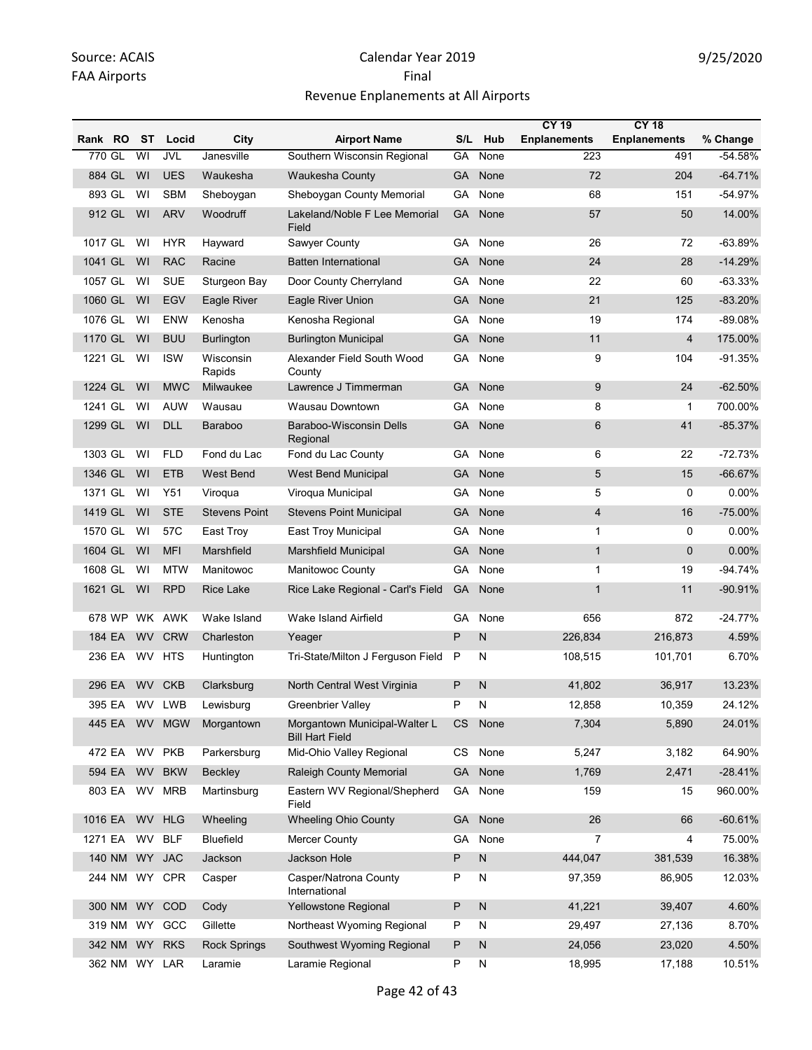Source: ACAIS
FAA Airports

Calendar Year 2019
Final
Revenue Enplanements at All Airports

9/25/2020

| Rank | RO | ST | Locid | City | Airport Name | S/L | Hub | CY 19 Enplanements | CY 18 Enplanements | % Change |
|---|---|---|---|---|---|---|---|---|---|---|
| 770 | GL | WI | JVL | Janesville | Southern Wisconsin Regional | GA | None | 223 | 491 | -54.58% |
| 884 | GL | WI | UES | Waukesha | Waukesha County | GA | None | 72 | 204 | -64.71% |
| 893 | GL | WI | SBM | Sheboygan | Sheboygan County Memorial | GA | None | 68 | 151 | -54.97% |
| 912 | GL | WI | ARV | Woodruff | Lakeland/Noble F Lee Memorial Field | GA | None | 57 | 50 | 14.00% |
| 1017 | GL | WI | HYR | Hayward | Sawyer County | GA | None | 26 | 72 | -63.89% |
| 1041 | GL | WI | RAC | Racine | Batten International | GA | None | 24 | 28 | -14.29% |
| 1057 | GL | WI | SUE | Sturgeon Bay | Door County Cherryland | GA | None | 22 | 60 | -63.33% |
| 1060 | GL | WI | EGV | Eagle River | Eagle River Union | GA | None | 21 | 125 | -83.20% |
| 1076 | GL | WI | ENW | Kenosha | Kenosha Regional | GA | None | 19 | 174 | -89.08% |
| 1170 | GL | WI | BUU | Burlington | Burlington Municipal | GA | None | 11 | 4 | 175.00% |
| 1221 | GL | WI | ISW | Wisconsin Rapids | Alexander Field South Wood County | GA | None | 9 | 104 | -91.35% |
| 1224 | GL | WI | MWC | Milwaukee | Lawrence J Timmerman | GA | None | 9 | 24 | -62.50% |
| 1241 | GL | WI | AUW | Wausau | Wausau Downtown | GA | None | 8 | 1 | 700.00% |
| 1299 | GL | WI | DLL | Baraboo | Baraboo-Wisconsin Dells Regional | GA | None | 6 | 41 | -85.37% |
| 1303 | GL | WI | FLD | Fond du Lac | Fond du Lac County | GA | None | 6 | 22 | -72.73% |
| 1346 | GL | WI | ETB | West Bend | West Bend Municipal | GA | None | 5 | 15 | -66.67% |
| 1371 | GL | WI | Y51 | Viroqua | Viroqua Municipal | GA | None | 5 | 0 | 0.00% |
| 1419 | GL | WI | STE | Stevens Point | Stevens Point Municipal | GA | None | 4 | 16 | -75.00% |
| 1570 | GL | WI | 57C | East Troy | East Troy Municipal | GA | None | 1 | 0 | 0.00% |
| 1604 | GL | WI | MFI | Marshfield | Marshfield Municipal | GA | None | 1 | 0 | 0.00% |
| 1608 | GL | WI | MTW | Manitowoc | Manitowoc County | GA | None | 1 | 19 | -94.74% |
| 1621 | GL | WI | RPD | Rice Lake | Rice Lake Regional - Carl's Field | GA | None | 1 | 11 | -90.91% |
| 678 | WP | WK | AWK | Wake Island | Wake Island Airfield | GA | None | 656 | 872 | -24.77% |
| 184 | EA | WV | CRW | Charleston | Yeager | P | N | 226,834 | 216,873 | 4.59% |
| 236 | EA | WV | HTS | Huntington | Tri-State/Milton J Ferguson Field | P | N | 108,515 | 101,701 | 6.70% |
| 296 | EA | WV | CKB | Clarksburg | North Central West Virginia | P | N | 41,802 | 36,917 | 13.23% |
| 395 | EA | WV | LWB | Lewisburg | Greenbrier Valley | P | N | 12,858 | 10,359 | 24.12% |
| 445 | EA | WV | MGW | Morgantown | Morgantown Municipal-Walter L Bill Hart Field | CS | None | 7,304 | 5,890 | 24.01% |
| 472 | EA | WV | PKB | Parkersburg | Mid-Ohio Valley Regional | CS | None | 5,247 | 3,182 | 64.90% |
| 594 | EA | WV | BKW | Beckley | Raleigh County Memorial | GA | None | 1,769 | 2,471 | -28.41% |
| 803 | EA | WV | MRB | Martinsburg | Eastern WV Regional/Shepherd Field | GA | None | 159 | 15 | 960.00% |
| 1016 | EA | WV | HLG | Wheeling | Wheeling Ohio County | GA | None | 26 | 66 | -60.61% |
| 1271 | EA | WV | BLF | Bluefield | Mercer County | GA | None | 7 | 4 | 75.00% |
| 140 | NM | WY | JAC | Jackson | Jackson Hole | P | N | 444,047 | 381,539 | 16.38% |
| 244 | NM | WY | CPR | Casper | Casper/Natrona County International | P | N | 97,359 | 86,905 | 12.03% |
| 300 | NM | WY | COD | Cody | Yellowstone Regional | P | N | 41,221 | 39,407 | 4.60% |
| 319 | NM | WY | GCC | Gillette | Northeast Wyoming Regional | P | N | 29,497 | 27,136 | 8.70% |
| 342 | NM | WY | RKS | Rock Springs | Southwest Wyoming Regional | P | N | 24,056 | 23,020 | 4.50% |
| 362 | NM | WY | LAR | Laramie | Laramie Regional | P | N | 18,995 | 17,188 | 10.51% |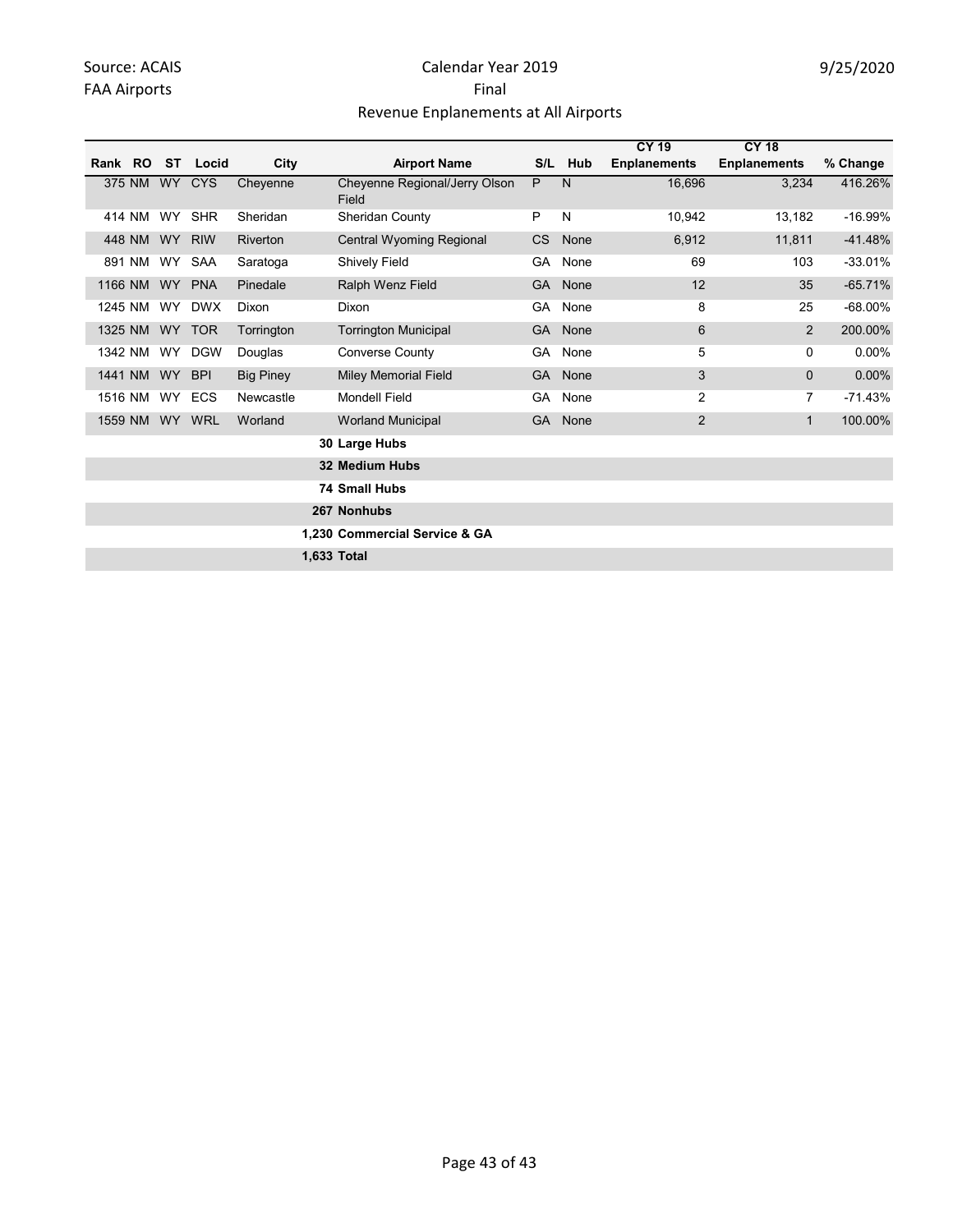Source: ACAIS
FAA Airports

Calendar Year 2019
Final
Revenue Enplanements at All Airports

9/25/2020

| Rank | RO | ST | Locid | City | Airport Name | S/L | Hub | CY 19 Enplanements | CY 18 Enplanements | % Change |
|---|---|---|---|---|---|---|---|---|---|---|
| 375 | NM | WY | CYS | Cheyenne | Cheyenne Regional/Jerry Olson Field | P | N | 16,696 | 3,234 | 416.26% |
| 414 | NM | WY | SHR | Sheridan | Sheridan County | P | N | 10,942 | 13,182 | -16.99% |
| 448 | NM | WY | RIW | Riverton | Central Wyoming Regional | CS | None | 6,912 | 11,811 | -41.48% |
| 891 | NM | WY | SAA | Saratoga | Shively Field | GA | None | 69 | 103 | -33.01% |
| 1166 | NM | WY | PNA | Pinedale | Ralph Wenz Field | GA | None | 12 | 35 | -65.71% |
| 1245 | NM | WY | DWX | Dixon | Dixon | GA | None | 8 | 25 | -68.00% |
| 1325 | NM | WY | TOR | Torrington | Torrington Municipal | GA | None | 6 | 2 | 200.00% |
| 1342 | NM | WY | DGW | Douglas | Converse County | GA | None | 5 | 0 | 0.00% |
| 1441 | NM | WY | BPI | Big Piney | Miley Memorial Field | GA | None | 3 | 0 | 0.00% |
| 1516 | NM | WY | ECS | Newcastle | Mondell Field | GA | None | 2 | 7 | -71.43% |
| 1559 | NM | WY | WRL | Worland | Worland Municipal | GA | None | 2 | 1 | 100.00% |

**30 Large Hubs**

**32 Medium Hubs**

**74 Small Hubs**

**267 Nonhubs**

**1,230 Commercial Service & GA**

**1,633 Total**